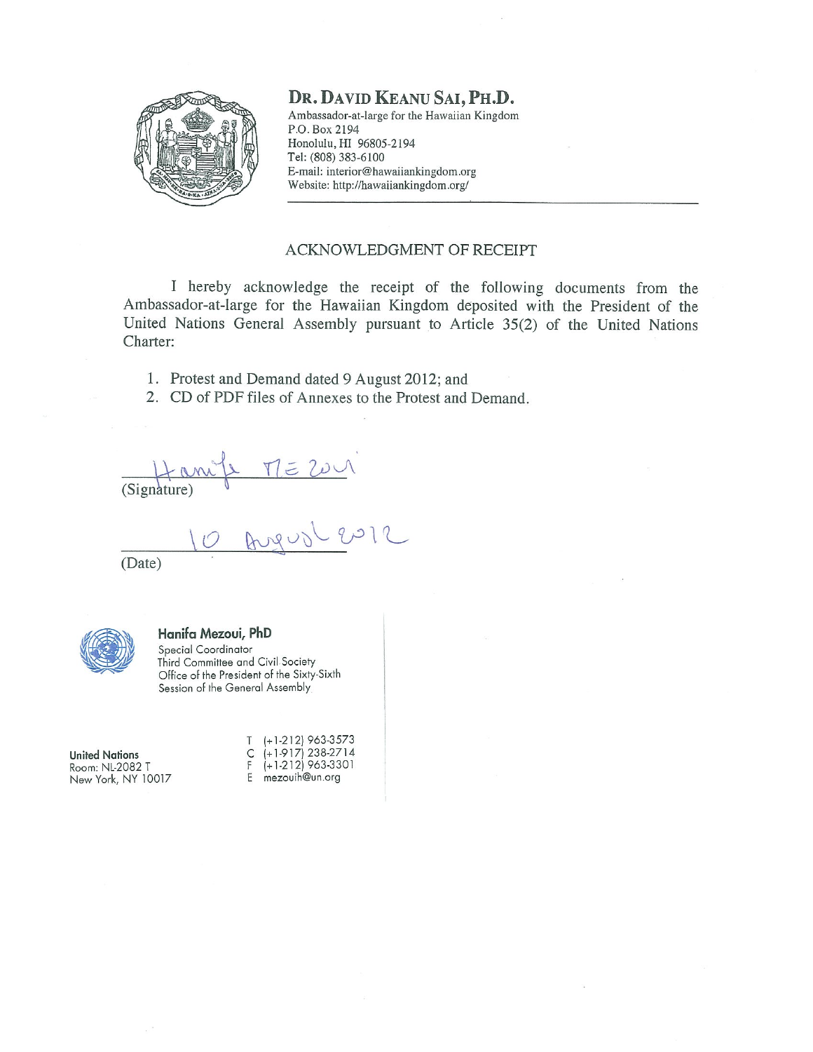**DR. DAVID KEANU SAI, PH.D.**
Ambassador-at-large for the Hawaiian Kingdom
P.O. Box 2194
Honolulu, HI 96805-2194
Tel: (808) 383-6100
E-mail: interior@hawaiiankingdom.org
Website: http://hawaiiankingdom.org/

---

## ACKNOWLEDGMENT OF RECEIPT

I hereby acknowledge the receipt of the following documents from the Ambassador-at-large for the Hawaiian Kingdom deposited with the President of the United Nations General Assembly pursuant to Article 35(2) of the United Nations Charter:

1. Protest and Demand dated 9 August 2012; and
2. CD of PDF files of Annexes to the Protest and Demand.

Hanifa MEZOUI
(Signature)

10 August 2012
(Date)

**Hanifa Mezoui, PhD**
Special Coordinator
Third Committee and Civil Society
Office of the President of the Sixty-Sixth Session of the General Assembly

**United Nations**
Room: NL-2082 T
New York, NY 10017

T (+1-212) 963-3573
C (+1-917) 238-2714
F (+1-212) 963-3301
E mezouih@un.org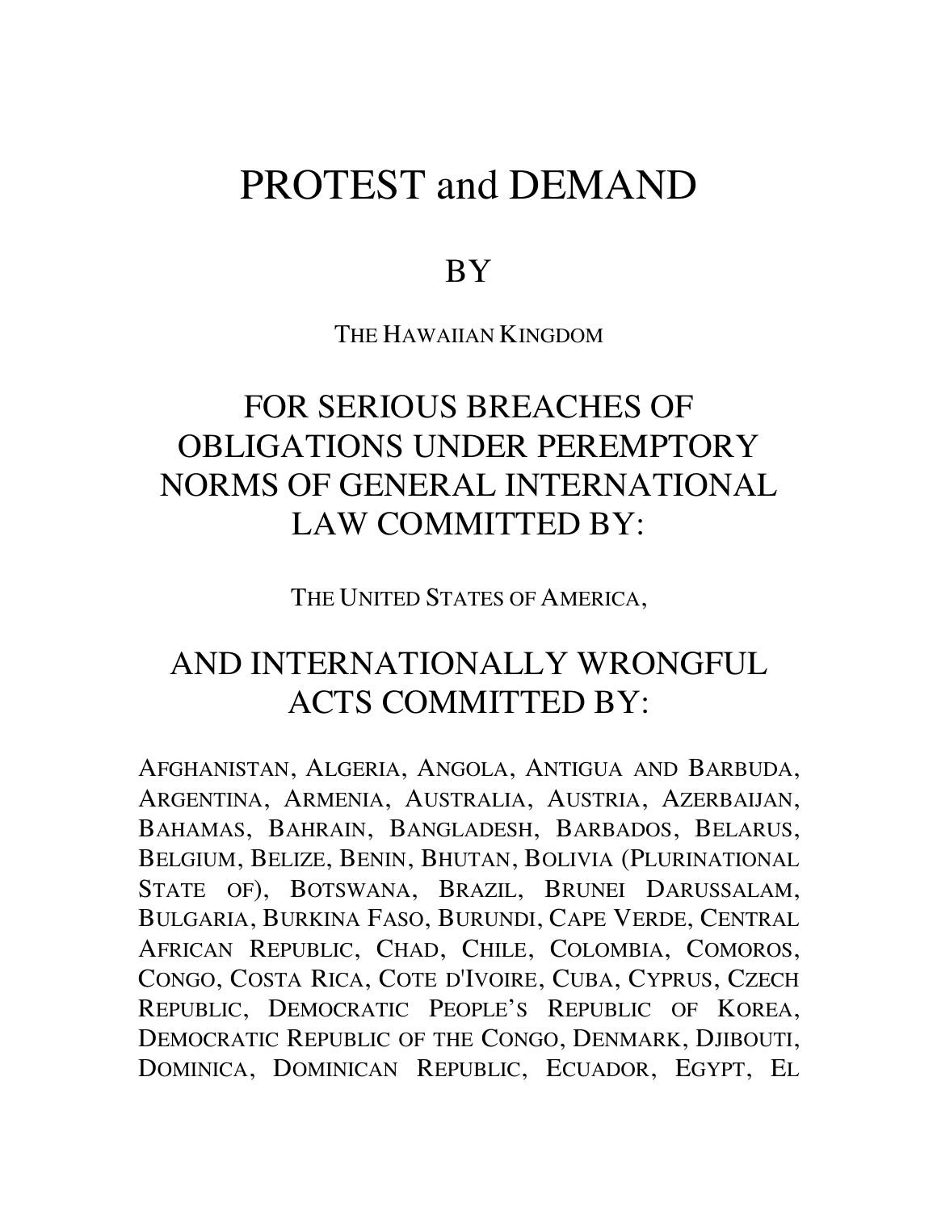# PROTEST and DEMAND

## BY

THE HAWAIIAN KINGDOM

## FOR SERIOUS BREACHES OF OBLIGATIONS UNDER PEREMPTORY NORMS OF GENERAL INTERNATIONAL LAW COMMITTED BY:

THE UNITED STATES OF AMERICA,

## AND INTERNATIONALLY WRONGFUL ACTS COMMITTED BY:

AFGHANISTAN, ALGERIA, ANGOLA, ANTIGUA AND BARBUDA, ARGENTINA, ARMENIA, AUSTRALIA, AUSTRIA, AZERBAIJAN, BAHAMAS, BAHRAIN, BANGLADESH, BARBADOS, BELARUS, BELGIUM, BELIZE, BENIN, BHUTAN, BOLIVIA (PLURINATIONAL STATE OF), BOTSWANA, BRAZIL, BRUNEI DARUSSALAM, BULGARIA, BURKINA FASO, BURUNDI, CAPE VERDE, CENTRAL AFRICAN REPUBLIC, CHAD, CHILE, COLOMBIA, COMOROS, CONGO, COSTA RICA, COTE D'IVOIRE, CUBA, CYPRUS, CZECH REPUBLIC, DEMOCRATIC PEOPLE'S REPUBLIC OF KOREA, DEMOCRATIC REPUBLIC OF THE CONGO, DENMARK, DJIBOUTI, DOMINICA, DOMINICAN REPUBLIC, ECUADOR, EGYPT, EL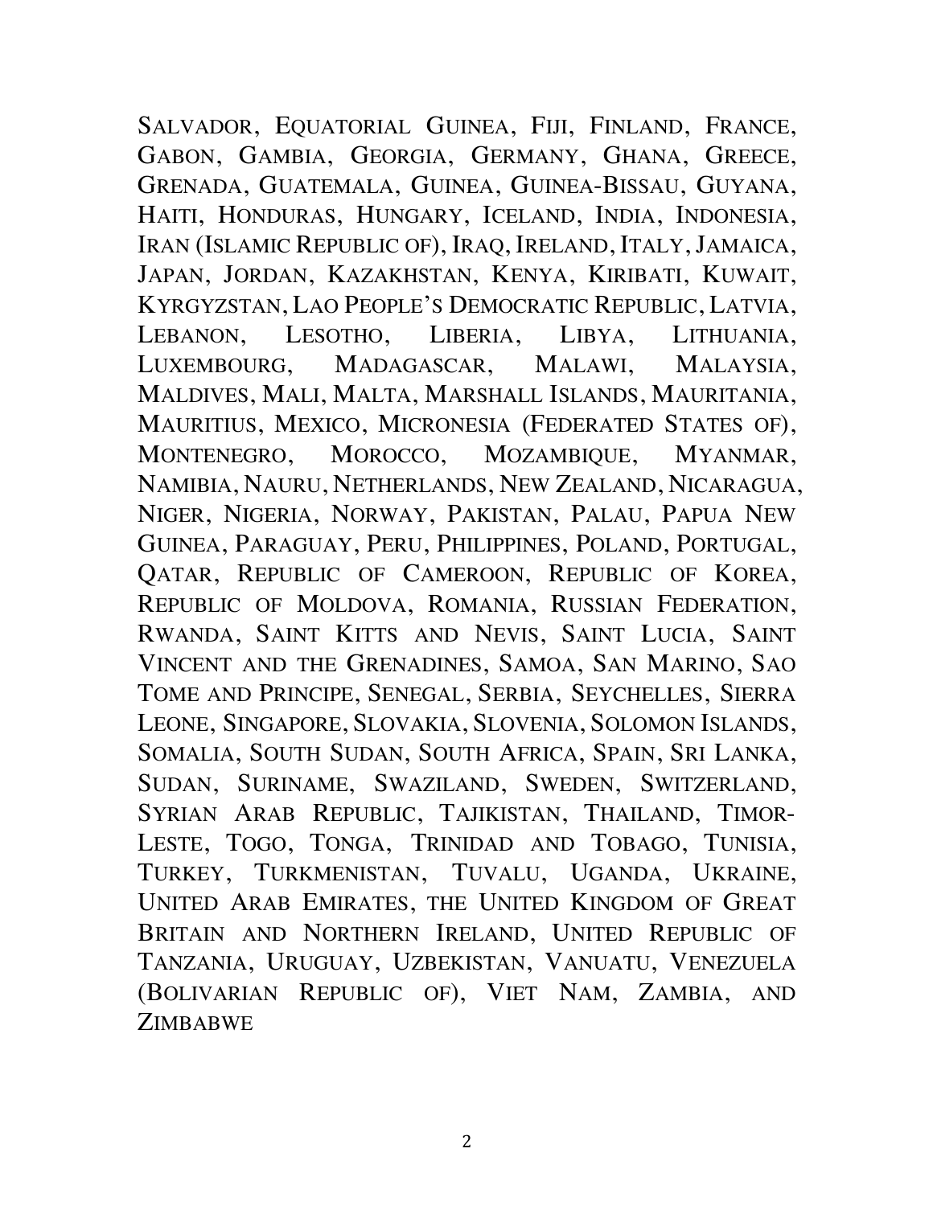SALVADOR, EQUATORIAL GUINEA, FIJI, FINLAND, FRANCE, GABON, GAMBIA, GEORGIA, GERMANY, GHANA, GREECE, GRENADA, GUATEMALA, GUINEA, GUINEA-BISSAU, GUYANA, HAITI, HONDURAS, HUNGARY, ICELAND, INDIA, INDONESIA, IRAN (ISLAMIC REPUBLIC OF), IRAQ, IRELAND, ITALY, JAMAICA, JAPAN, JORDAN, KAZAKHSTAN, KENYA, KIRIBATI, KUWAIT, KYRGYZSTAN, LAO PEOPLE'S DEMOCRATIC REPUBLIC, LATVIA, LEBANON, LESOTHO, LIBERIA, LIBYA, LITHUANIA, LUXEMBOURG, MADAGASCAR, MALAWI, MALAYSIA, MALDIVES, MALI, MALTA, MARSHALL ISLANDS, MAURITANIA, MAURITIUS, MEXICO, MICRONESIA (FEDERATED STATES OF), MONTENEGRO, MOROCCO, MOZAMBIQUE, MYANMAR, NAMIBIA, NAURU, NETHERLANDS, NEW ZEALAND, NICARAGUA, NIGER, NIGERIA, NORWAY, PAKISTAN, PALAU, PAPUA NEW GUINEA, PARAGUAY, PERU, PHILIPPINES, POLAND, PORTUGAL, QATAR, REPUBLIC OF CAMEROON, REPUBLIC OF KOREA, REPUBLIC OF MOLDOVA, ROMANIA, RUSSIAN FEDERATION, RWANDA, SAINT KITTS AND NEVIS, SAINT LUCIA, SAINT VINCENT AND THE GRENADINES, SAMOA, SAN MARINO, SAO TOME AND PRINCIPE, SENEGAL, SERBIA, SEYCHELLES, SIERRA LEONE, SINGAPORE, SLOVAKIA, SLOVENIA, SOLOMON ISLANDS, SOMALIA, SOUTH SUDAN, SOUTH AFRICA, SPAIN, SRI LANKA, SUDAN, SURINAME, SWAZILAND, SWEDEN, SWITZERLAND, SYRIAN ARAB REPUBLIC, TAJIKISTAN, THAILAND, TIMOR-LESTE, TOGO, TONGA, TRINIDAD AND TOBAGO, TUNISIA, TURKEY, TURKMENISTAN, TUVALU, UGANDA, UKRAINE, UNITED ARAB EMIRATES, THE UNITED KINGDOM OF GREAT BRITAIN AND NORTHERN IRELAND, UNITED REPUBLIC OF TANZANIA, URUGUAY, UZBEKISTAN, VANUATU, VENEZUELA (BOLIVARIAN REPUBLIC OF), VIET NAM, ZAMBIA, AND ZIMBABWE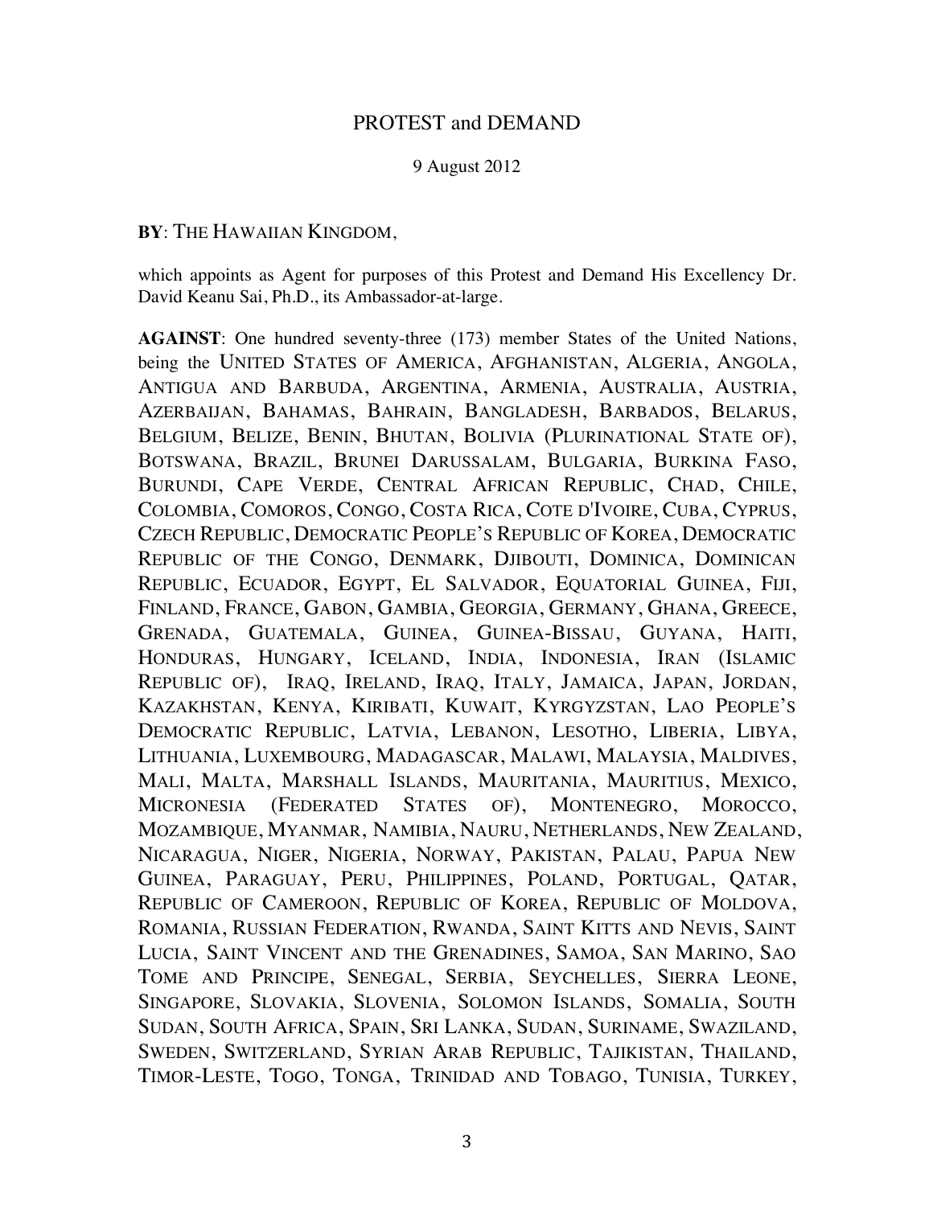# PROTEST and DEMAND

9 August 2012

**BY**: THE HAWAIIAN KINGDOM,

which appoints as Agent for purposes of this Protest and Demand His Excellency Dr. David Keanu Sai, Ph.D., its Ambassador-at-large.

**AGAINST**: One hundred seventy-three (173) member States of the United Nations, being the UNITED STATES OF AMERICA, AFGHANISTAN, ALGERIA, ANGOLA, ANTIGUA AND BARBUDA, ARGENTINA, ARMENIA, AUSTRALIA, AUSTRIA, AZERBAIJAN, BAHAMAS, BAHRAIN, BANGLADESH, BARBADOS, BELARUS, BELGIUM, BELIZE, BENIN, BHUTAN, BOLIVIA (PLURINATIONAL STATE OF), BOTSWANA, BRAZIL, BRUNEI DARUSSALAM, BULGARIA, BURKINA FASO, BURUNDI, CAPE VERDE, CENTRAL AFRICAN REPUBLIC, CHAD, CHILE, COLOMBIA, COMOROS, CONGO, COSTA RICA, COTE D'IVOIRE, CUBA, CYPRUS, CZECH REPUBLIC, DEMOCRATIC PEOPLE'S REPUBLIC OF KOREA, DEMOCRATIC REPUBLIC OF THE CONGO, DENMARK, DJIBOUTI, DOMINICA, DOMINICAN REPUBLIC, ECUADOR, EGYPT, EL SALVADOR, EQUATORIAL GUINEA, FIJI, FINLAND, FRANCE, GABON, GAMBIA, GEORGIA, GERMANY, GHANA, GREECE, GRENADA, GUATEMALA, GUINEA, GUINEA-BISSAU, GUYANA, HAITI, HONDURAS, HUNGARY, ICELAND, INDIA, INDONESIA, IRAN (ISLAMIC REPUBLIC OF), IRAQ, IRELAND, IRAQ, ITALY, JAMAICA, JAPAN, JORDAN, KAZAKHSTAN, KENYA, KIRIBATI, KUWAIT, KYRGYZSTAN, LAO PEOPLE'S DEMOCRATIC REPUBLIC, LATVIA, LEBANON, LESOTHO, LIBERIA, LIBYA, LITHUANIA, LUXEMBOURG, MADAGASCAR, MALAWI, MALAYSIA, MALDIVES, MALI, MALTA, MARSHALL ISLANDS, MAURITANIA, MAURITIUS, MEXICO, MICRONESIA (FEDERATED STATES OF), MONTENEGRO, MOROCCO, MOZAMBIQUE, MYANMAR, NAMIBIA, NAURU, NETHERLANDS, NEW ZEALAND, NICARAGUA, NIGER, NIGERIA, NORWAY, PAKISTAN, PALAU, PAPUA NEW GUINEA, PARAGUAY, PERU, PHILIPPINES, POLAND, PORTUGAL, QATAR, REPUBLIC OF CAMEROON, REPUBLIC OF KOREA, REPUBLIC OF MOLDOVA, ROMANIA, RUSSIAN FEDERATION, RWANDA, SAINT KITTS AND NEVIS, SAINT LUCIA, SAINT VINCENT AND THE GRENADINES, SAMOA, SAN MARINO, SAO TOME AND PRINCIPE, SENEGAL, SERBIA, SEYCHELLES, SIERRA LEONE, SINGAPORE, SLOVAKIA, SLOVENIA, SOLOMON ISLANDS, SOMALIA, SOUTH SUDAN, SOUTH AFRICA, SPAIN, SRI LANKA, SUDAN, SURINAME, SWAZILAND, SWEDEN, SWITZERLAND, SYRIAN ARAB REPUBLIC, TAJIKISTAN, THAILAND, TIMOR-LESTE, TOGO, TONGA, TRINIDAD AND TOBAGO, TUNISIA, TURKEY,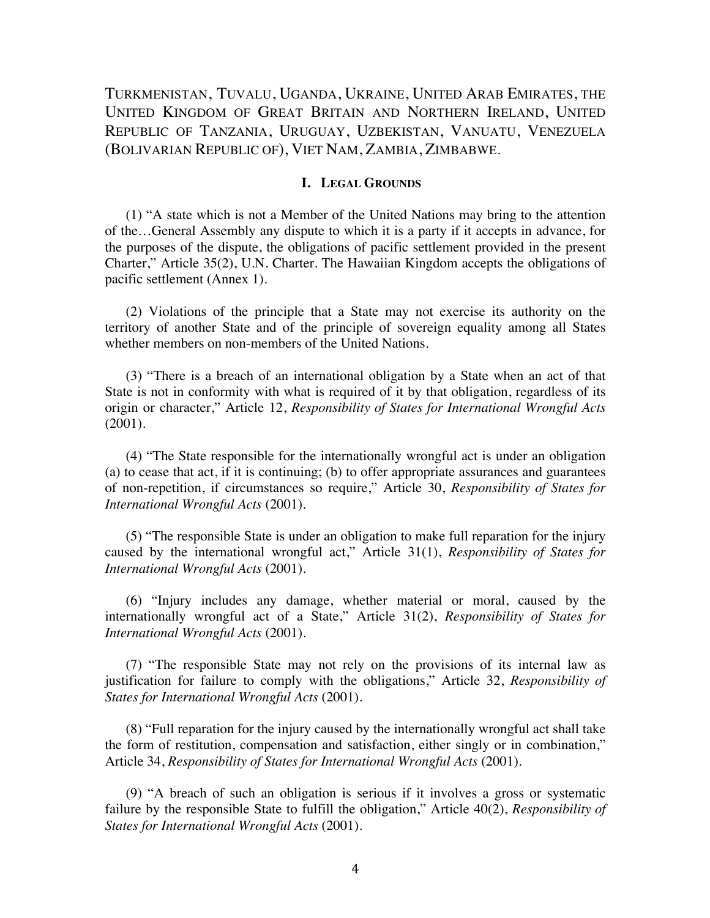TURKMENISTAN, TUVALU, UGANDA, UKRAINE, UNITED ARAB EMIRATES, THE UNITED KINGDOM OF GREAT BRITAIN AND NORTHERN IRELAND, UNITED REPUBLIC OF TANZANIA, URUGUAY, UZBEKISTAN, VANUATU, VENEZUELA (BOLIVARIAN REPUBLIC OF), VIET NAM, ZAMBIA, ZIMBABWE.

## I. LEGAL GROUNDS

(1) "A state which is not a Member of the United Nations may bring to the attention of the…General Assembly any dispute to which it is a party if it accepts in advance, for the purposes of the dispute, the obligations of pacific settlement provided in the present Charter," Article 35(2), U.N. Charter. The Hawaiian Kingdom accepts the obligations of pacific settlement (Annex 1).

(2) Violations of the principle that a State may not exercise its authority on the territory of another State and of the principle of sovereign equality among all States whether members on non-members of the United Nations.

(3) "There is a breach of an international obligation by a State when an act of that State is not in conformity with what is required of it by that obligation, regardless of its origin or character," Article 12, *Responsibility of States for International Wrongful Acts* (2001).

(4) "The State responsible for the internationally wrongful act is under an obligation (a) to cease that act, if it is continuing; (b) to offer appropriate assurances and guarantees of non-repetition, if circumstances so require," Article 30, *Responsibility of States for International Wrongful Acts* (2001).

(5) "The responsible State is under an obligation to make full reparation for the injury caused by the international wrongful act," Article 31(1), *Responsibility of States for International Wrongful Acts* (2001).

(6) "Injury includes any damage, whether material or moral, caused by the internationally wrongful act of a State," Article 31(2), *Responsibility of States for International Wrongful Acts* (2001).

(7) "The responsible State may not rely on the provisions of its internal law as justification for failure to comply with the obligations," Article 32, *Responsibility of States for International Wrongful Acts* (2001).

(8) "Full reparation for the injury caused by the internationally wrongful act shall take the form of restitution, compensation and satisfaction, either singly or in combination," Article 34, *Responsibility of States for International Wrongful Acts* (2001).

(9) "A breach of such an obligation is serious if it involves a gross or systematic failure by the responsible State to fulfill the obligation," Article 40(2), *Responsibility of States for International Wrongful Acts* (2001).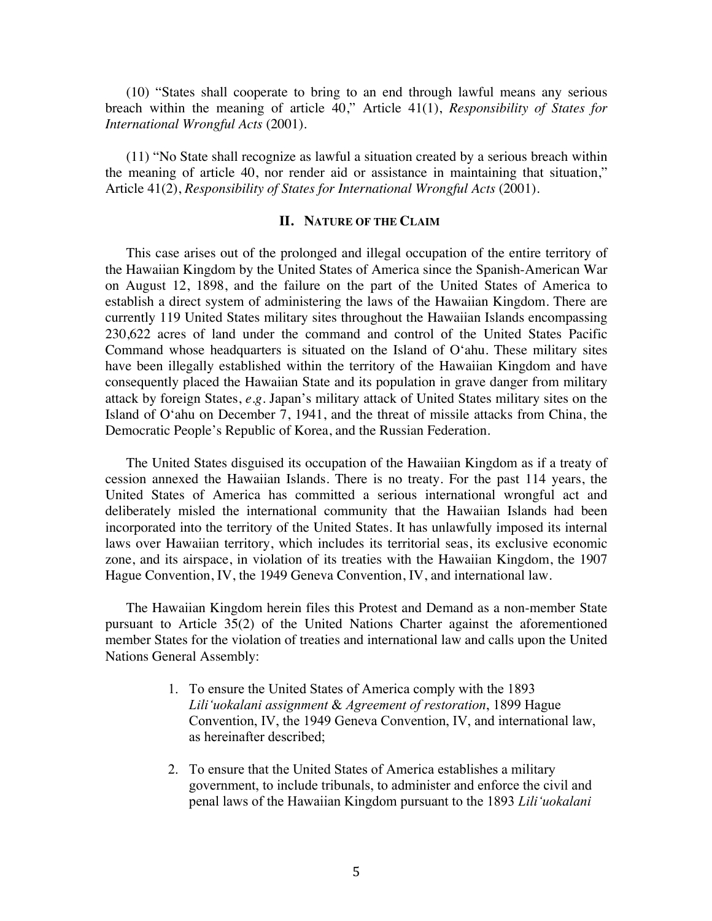(10) "States shall cooperate to bring to an end through lawful means any serious breach within the meaning of article 40," Article 41(1), *Responsibility of States for International Wrongful Acts* (2001).

(11) "No State shall recognize as lawful a situation created by a serious breach within the meaning of article 40, nor render aid or assistance in maintaining that situation," Article 41(2), *Responsibility of States for International Wrongful Acts* (2001).

## II. NATURE OF THE CLAIM

This case arises out of the prolonged and illegal occupation of the entire territory of the Hawaiian Kingdom by the United States of America since the Spanish-American War on August 12, 1898, and the failure on the part of the United States of America to establish a direct system of administering the laws of the Hawaiian Kingdom. There are currently 119 United States military sites throughout the Hawaiian Islands encompassing 230,622 acres of land under the command and control of the United States Pacific Command whose headquarters is situated on the Island of Oʻahu. These military sites have been illegally established within the territory of the Hawaiian Kingdom and have consequently placed the Hawaiian State and its population in grave danger from military attack by foreign States, *e.g*. Japan's military attack of United States military sites on the Island of Oʻahu on December 7, 1941, and the threat of missile attacks from China, the Democratic People's Republic of Korea, and the Russian Federation.

The United States disguised its occupation of the Hawaiian Kingdom as if a treaty of cession annexed the Hawaiian Islands. There is no treaty. For the past 114 years, the United States of America has committed a serious international wrongful act and deliberately misled the international community that the Hawaiian Islands had been incorporated into the territory of the United States. It has unlawfully imposed its internal laws over Hawaiian territory, which includes its territorial seas, its exclusive economic zone, and its airspace, in violation of its treaties with the Hawaiian Kingdom, the 1907 Hague Convention, IV, the 1949 Geneva Convention, IV, and international law.

The Hawaiian Kingdom herein files this Protest and Demand as a non-member State pursuant to Article 35(2) of the United Nations Charter against the aforementioned member States for the violation of treaties and international law and calls upon the United Nations General Assembly:

1. To ensure the United States of America comply with the 1893 *Liliʻuokalani assignment* & *Agreement of restoration*, 1899 Hague Convention, IV, the 1949 Geneva Convention, IV, and international law, as hereinafter described;

2. To ensure that the United States of America establishes a military government, to include tribunals, to administer and enforce the civil and penal laws of the Hawaiian Kingdom pursuant to the 1893 *Liliʻuokalani*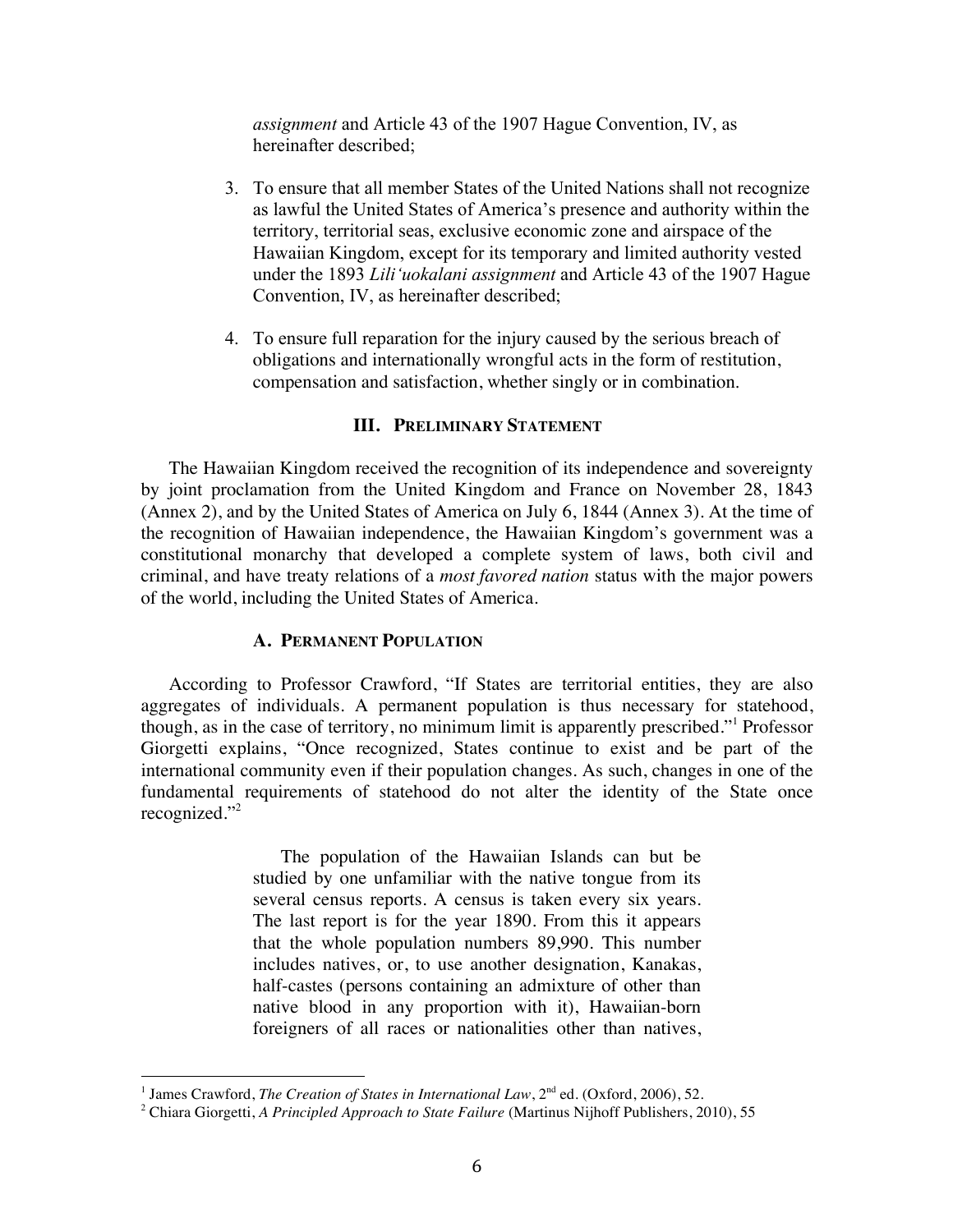*assignment* and Article 43 of the 1907 Hague Convention, IV, as hereinafter described;

3. To ensure that all member States of the United Nations shall not recognize as lawful the United States of America's presence and authority within the territory, territorial seas, exclusive economic zone and airspace of the Hawaiian Kingdom, except for its temporary and limited authority vested under the 1893 *Lili'uokalani assignment* and Article 43 of the 1907 Hague Convention, IV, as hereinafter described;

4. To ensure full reparation for the injury caused by the serious breach of obligations and internationally wrongful acts in the form of restitution, compensation and satisfaction, whether singly or in combination.

## III. Preliminary Statement

The Hawaiian Kingdom received the recognition of its independence and sovereignty by joint proclamation from the United Kingdom and France on November 28, 1843 (Annex 2), and by the United States of America on July 6, 1844 (Annex 3). At the time of the recognition of Hawaiian independence, the Hawaiian Kingdom's government was a constitutional monarchy that developed a complete system of laws, both civil and criminal, and have treaty relations of a *most favored nation* status with the major powers of the world, including the United States of America.

### A. Permanent Population

According to Professor Crawford, "If States are territorial entities, they are also aggregates of individuals. A permanent population is thus necessary for statehood, though, as in the case of territory, no minimum limit is apparently prescribed."[1] Professor Giorgetti explains, "Once recognized, States continue to exist and be part of the international community even if their population changes. As such, changes in one of the fundamental requirements of statehood do not alter the identity of the State once recognized."[2]

> The population of the Hawaiian Islands can but be studied by one unfamiliar with the native tongue from its several census reports. A census is taken every six years. The last report is for the year 1890. From this it appears that the whole population numbers 89,990. This number includes natives, or, to use another designation, Kanakas, half-castes (persons containing an admixture of other than native blood in any proportion with it), Hawaiian-born foreigners of all races or nationalities other than natives,

---

[1] James Crawford, *The Creation of States in International Law*, 2nd ed. (Oxford, 2006), 52.

[2] Chiara Giorgetti, *A Principled Approach to State Failure* (Martinus Nijhoff Publishers, 2010), 55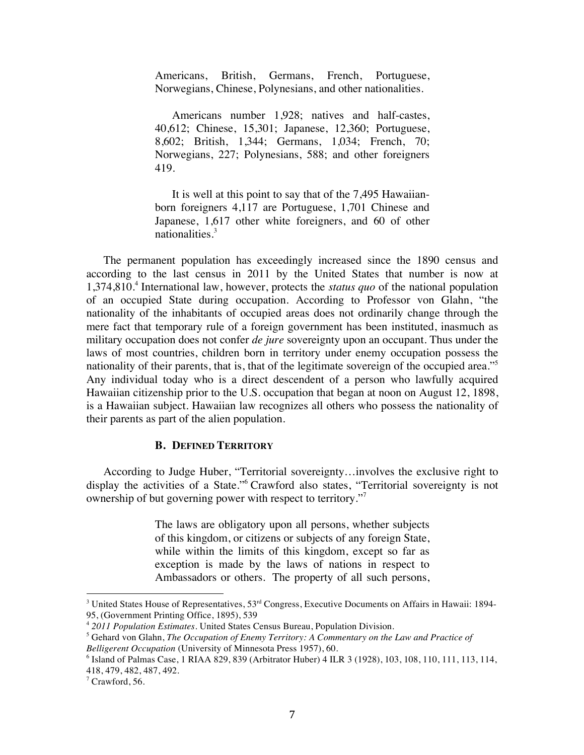> Americans, British, Germans, French, Portuguese, Norwegians, Chinese, Polynesians, and other nationalities.
>
> Americans number 1,928; natives and half-castes, 40,612; Chinese, 15,301; Japanese, 12,360; Portuguese, 8,602; British, 1,344; Germans, 1,034; French, 70; Norwegians, 227; Polynesians, 588; and other foreigners 419.
>
> It is well at this point to say that of the 7,495 Hawaiian-born foreigners 4,117 are Portuguese, 1,701 Chinese and Japanese, 1,617 other white foreigners, and 60 of other nationalities.[3]

The permanent population has exceedingly increased since the 1890 census and according to the last census in 2011 by the United States that number is now at 1,374,810.[4] International law, however, protects the *status quo* of the national population of an occupied State during occupation. According to Professor von Glahn, "the nationality of the inhabitants of occupied areas does not ordinarily change through the mere fact that temporary rule of a foreign government has been instituted, inasmuch as military occupation does not confer *de jure* sovereignty upon an occupant. Thus under the laws of most countries, children born in territory under enemy occupation possess the nationality of their parents, that is, that of the legitimate sovereign of the occupied area."[5] Any individual today who is a direct descendent of a person who lawfully acquired Hawaiian citizenship prior to the U.S. occupation that began at noon on August 12, 1898, is a Hawaiian subject. Hawaiian law recognizes all others who possess the nationality of their parents as part of the alien population.

### B. Defined Territory

According to Judge Huber, "Territorial sovereignty…involves the exclusive right to display the activities of a State."[6] Crawford also states, "Territorial sovereignty is not ownership of but governing power with respect to territory."[7]

> The laws are obligatory upon all persons, whether subjects of this kingdom, or citizens or subjects of any foreign State, while within the limits of this kingdom, except so far as exception is made by the laws of nations in respect to Ambassadors or others. The property of all such persons,

---

[3] United States House of Representatives, 53rd Congress, Executive Documents on Affairs in Hawaii: 1894-95, (Government Printing Office, 1895), 539

[4] *2011 Population Estimates*. United States Census Bureau, Population Division.

[5] Gehard von Glahn, *The Occupation of Enemy Territory: A Commentary on the Law and Practice of Belligerent Occupation* (University of Minnesota Press 1957), 60.

[6] Island of Palmas Case, 1 RIAA 829, 839 (Arbitrator Huber) 4 ILR 3 (1928), 103, 108, 110, 111, 113, 114, 418, 479, 482, 487, 492.

[7] Crawford, 56.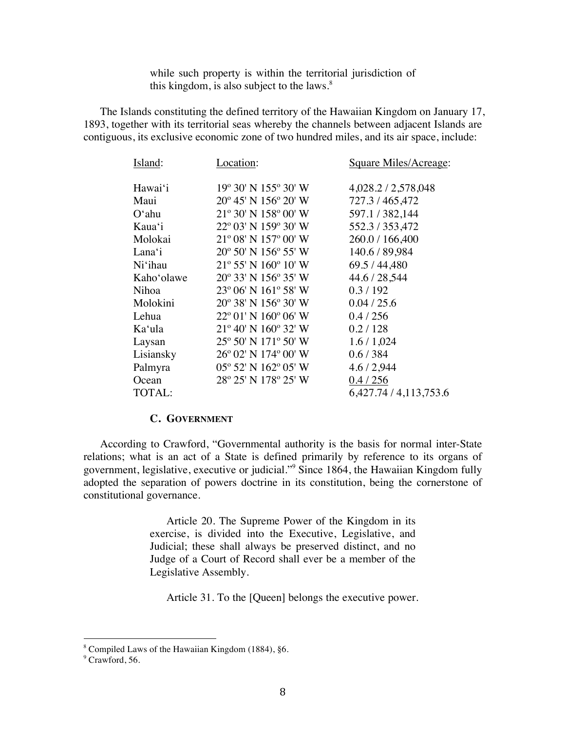> while such property is within the territorial jurisdiction of this kingdom, is also subject to the laws.[8]

The Islands constituting the defined territory of the Hawaiian Kingdom on January 17, 1893, together with its territorial seas whereby the channels between adjacent Islands are contiguous, its exclusive economic zone of two hundred miles, and its air space, include:

| Island: | Location: | Square Miles/Acreage: |
|---|---|---|
| Hawai'i | 19º 30' N 155º 30' W | 4,028.2 / 2,578,048 |
| Maui | 20º 45' N 156º 20' W | 727.3 / 465,472 |
| O'ahu | 21º 30' N 158º 00' W | 597.1 / 382,144 |
| Kaua'i | 22º 03' N 159º 30' W | 552.3 / 353,472 |
| Molokai | 21º 08' N 157º 00' W | 260.0 / 166,400 |
| Lana'i | 20º 50' N 156º 55' W | 140.6 / 89,984 |
| Ni'ihau | 21º 55' N 160º 10' W | 69.5 / 44,480 |
| Kaho'olawe | 20º 33' N 156º 35' W | 44.6 / 28,544 |
| Nihoa | 23º 06' N 161º 58' W | 0.3 / 192 |
| Molokini | 20º 38' N 156º 30' W | 0.04 / 25.6 |
| Lehua | 22º 01' N 160º 06' W | 0.4 / 256 |
| Ka'ula | 21º 40' N 160º 32' W | 0.2 / 128 |
| Laysan | 25º 50' N 171º 50' W | 1.6 / 1,024 |
| Lisiansky | 26º 02' N 174º 00' W | 0.6 / 384 |
| Palmyra | 05º 52' N 162º 05' W | 4.6 / 2,944 |
| Ocean | 28º 25' N 178º 25' W | 0.4 / 256 |
| TOTAL: | | 6,427.74 / 4,113,753.6 |

### C. GOVERNMENT

According to Crawford, "Governmental authority is the basis for normal inter-State relations; what is an act of a State is defined primarily by reference to its organs of government, legislative, executive or judicial."[9] Since 1864, the Hawaiian Kingdom fully adopted the separation of powers doctrine in its constitution, being the cornerstone of constitutional governance.

> Article 20. The Supreme Power of the Kingdom in its exercise, is divided into the Executive, Legislative, and Judicial; these shall always be preserved distinct, and no Judge of a Court of Record shall ever be a member of the Legislative Assembly.
>
> Article 31. To the [Queen] belongs the executive power.

[8] Compiled Laws of the Hawaiian Kingdom (1884), §6.

[9] Crawford, 56.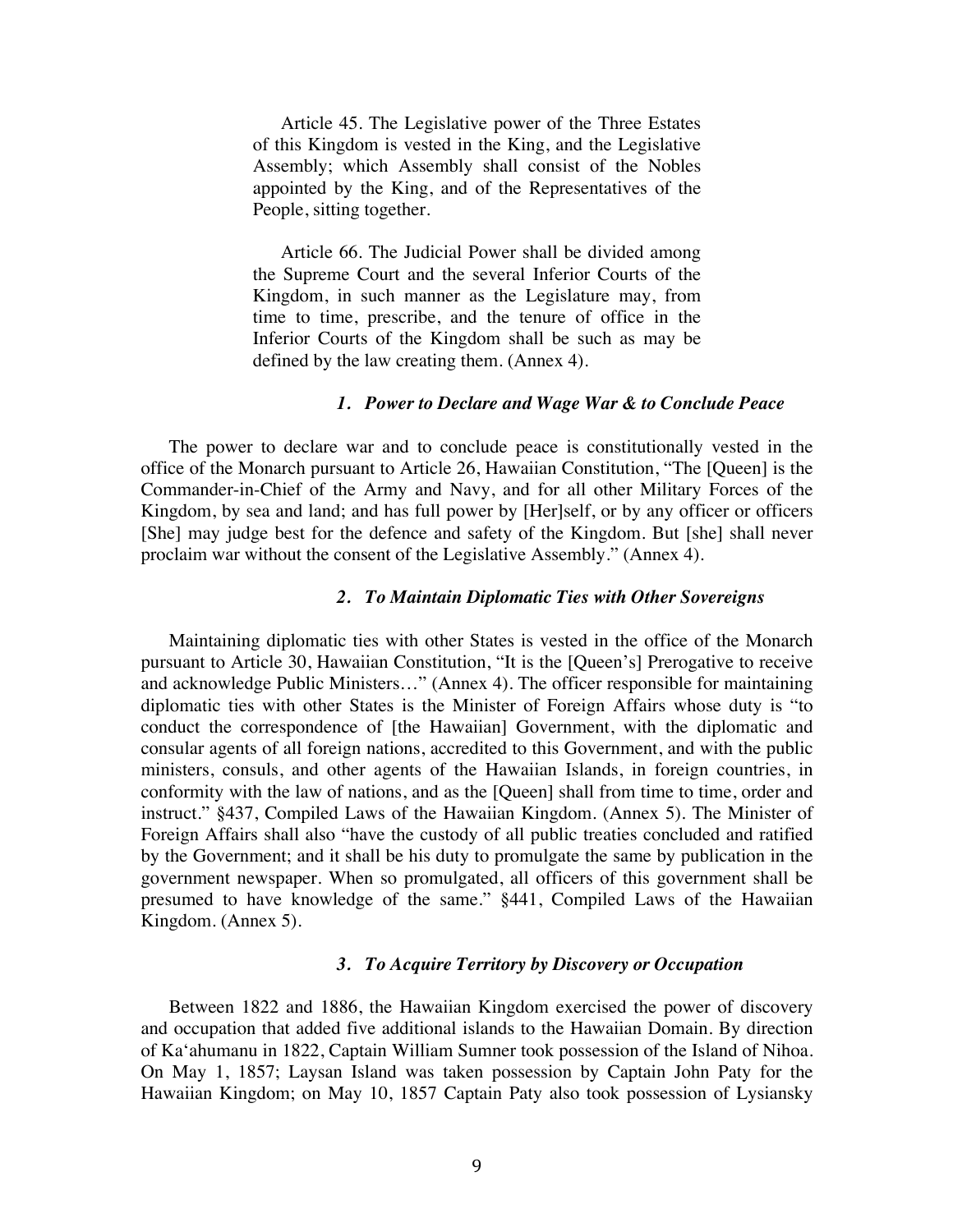> Article 45. The Legislative power of the Three Estates of this Kingdom is vested in the King, and the Legislative Assembly; which Assembly shall consist of the Nobles appointed by the King, and of the Representatives of the People, sitting together.
>
> Article 66. The Judicial Power shall be divided among the Supreme Court and the several Inferior Courts of the Kingdom, in such manner as the Legislature may, from time to time, prescribe, and the tenure of office in the Inferior Courts of the Kingdom shall be such as may be defined by the law creating them. (Annex 4).

#### *1. Power to Declare and Wage War & to Conclude Peace*

The power to declare war and to conclude peace is constitutionally vested in the office of the Monarch pursuant to Article 26, Hawaiian Constitution, "The [Queen] is the Commander-in-Chief of the Army and Navy, and for all other Military Forces of the Kingdom, by sea and land; and has full power by [Her]self, or by any officer or officers [She] may judge best for the defence and safety of the Kingdom. But [she] shall never proclaim war without the consent of the Legislative Assembly." (Annex 4).

#### *2. To Maintain Diplomatic Ties with Other Sovereigns*

Maintaining diplomatic ties with other States is vested in the office of the Monarch pursuant to Article 30, Hawaiian Constitution, "It is the [Queen's] Prerogative to receive and acknowledge Public Ministers…" (Annex 4). The officer responsible for maintaining diplomatic ties with other States is the Minister of Foreign Affairs whose duty is "to conduct the correspondence of [the Hawaiian] Government, with the diplomatic and consular agents of all foreign nations, accredited to this Government, and with the public ministers, consuls, and other agents of the Hawaiian Islands, in foreign countries, in conformity with the law of nations, and as the [Queen] shall from time to time, order and instruct." §437, Compiled Laws of the Hawaiian Kingdom. (Annex 5). The Minister of Foreign Affairs shall also "have the custody of all public treaties concluded and ratified by the Government; and it shall be his duty to promulgate the same by publication in the government newspaper. When so promulgated, all officers of this government shall be presumed to have knowledge of the same." §441, Compiled Laws of the Hawaiian Kingdom. (Annex 5).

#### *3. To Acquire Territory by Discovery or Occupation*

Between 1822 and 1886, the Hawaiian Kingdom exercised the power of discovery and occupation that added five additional islands to the Hawaiian Domain. By direction of Ka'ahumanu in 1822, Captain William Sumner took possession of the Island of Nihoa. On May 1, 1857; Laysan Island was taken possession by Captain John Paty for the Hawaiian Kingdom; on May 10, 1857 Captain Paty also took possession of Lysiansky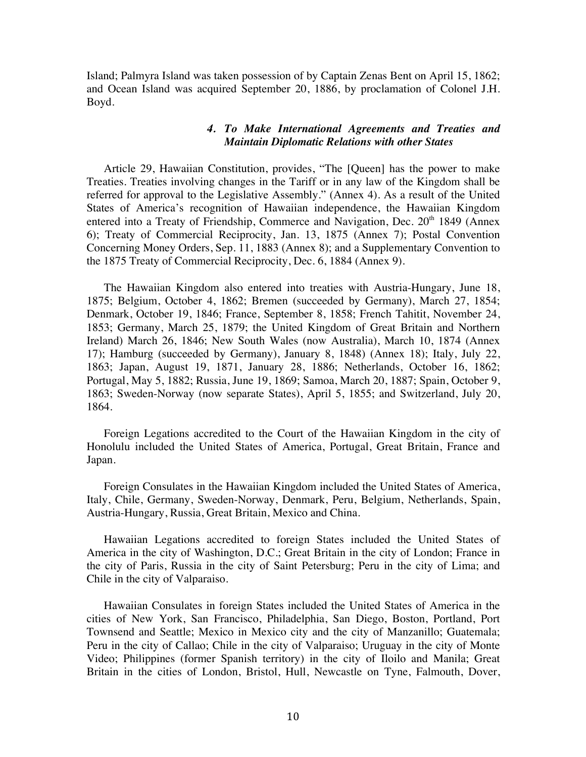Island; Palmyra Island was taken possession of by Captain Zenas Bent on April 15, 1862; and Ocean Island was acquired September 20, 1886, by proclamation of Colonel J.H. Boyd.

### *4. To Make International Agreements and Treaties and Maintain Diplomatic Relations with other States*

Article 29, Hawaiian Constitution, provides, "The [Queen] has the power to make Treaties. Treaties involving changes in the Tariff or in any law of the Kingdom shall be referred for approval to the Legislative Assembly." (Annex 4). As a result of the United States of America's recognition of Hawaiian independence, the Hawaiian Kingdom entered into a Treaty of Friendship, Commerce and Navigation, Dec. 20th 1849 (Annex 6); Treaty of Commercial Reciprocity, Jan. 13, 1875 (Annex 7); Postal Convention Concerning Money Orders, Sep. 11, 1883 (Annex 8); and a Supplementary Convention to the 1875 Treaty of Commercial Reciprocity, Dec. 6, 1884 (Annex 9).

The Hawaiian Kingdom also entered into treaties with Austria-Hungary, June 18, 1875; Belgium, October 4, 1862; Bremen (succeeded by Germany), March 27, 1854; Denmark, October 19, 1846; France, September 8, 1858; French Tahitit, November 24, 1853; Germany, March 25, 1879; the United Kingdom of Great Britain and Northern Ireland) March 26, 1846; New South Wales (now Australia), March 10, 1874 (Annex 17); Hamburg (succeeded by Germany), January 8, 1848) (Annex 18); Italy, July 22, 1863; Japan, August 19, 1871, January 28, 1886; Netherlands, October 16, 1862; Portugal, May 5, 1882; Russia, June 19, 1869; Samoa, March 20, 1887; Spain, October 9, 1863; Sweden-Norway (now separate States), April 5, 1855; and Switzerland, July 20, 1864.

Foreign Legations accredited to the Court of the Hawaiian Kingdom in the city of Honolulu included the United States of America, Portugal, Great Britain, France and Japan.

Foreign Consulates in the Hawaiian Kingdom included the United States of America, Italy, Chile, Germany, Sweden-Norway, Denmark, Peru, Belgium, Netherlands, Spain, Austria-Hungary, Russia, Great Britain, Mexico and China.

Hawaiian Legations accredited to foreign States included the United States of America in the city of Washington, D.C.; Great Britain in the city of London; France in the city of Paris, Russia in the city of Saint Petersburg; Peru in the city of Lima; and Chile in the city of Valparaiso.

Hawaiian Consulates in foreign States included the United States of America in the cities of New York, San Francisco, Philadelphia, San Diego, Boston, Portland, Port Townsend and Seattle; Mexico in Mexico city and the city of Manzanillo; Guatemala; Peru in the city of Callao; Chile in the city of Valparaiso; Uruguay in the city of Monte Video; Philippines (former Spanish territory) in the city of Iloilo and Manila; Great Britain in the cities of London, Bristol, Hull, Newcastle on Tyne, Falmouth, Dover,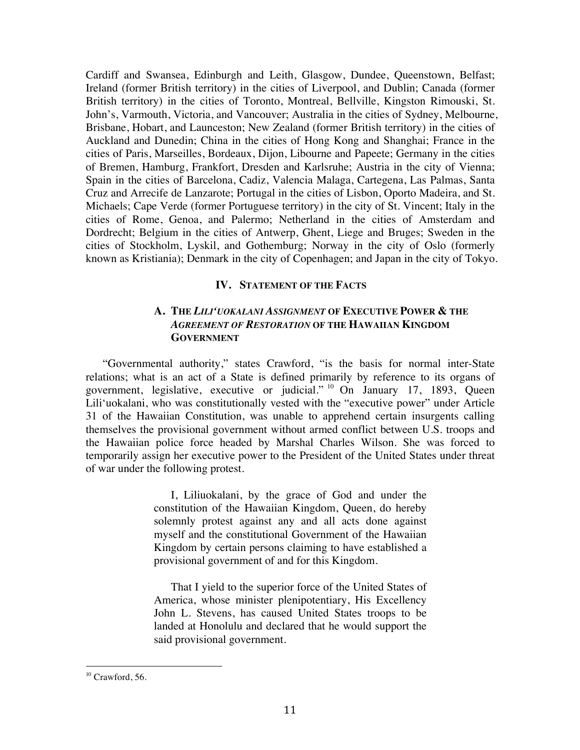Cardiff and Swansea, Edinburgh and Leith, Glasgow, Dundee, Queenstown, Belfast; Ireland (former British territory) in the cities of Liverpool, and Dublin; Canada (former British territory) in the cities of Toronto, Montreal, Bellville, Kingston Rimouski, St. John's, Varmouth, Victoria, and Vancouver; Australia in the cities of Sydney, Melbourne, Brisbane, Hobart, and Launceston; New Zealand (former British territory) in the cities of Auckland and Dunedin; China in the cities of Hong Kong and Shanghai; France in the cities of Paris, Marseilles, Bordeaux, Dijon, Libourne and Papeete; Germany in the cities of Bremen, Hamburg, Frankfort, Dresden and Karlsruhe; Austria in the city of Vienna; Spain in the cities of Barcelona, Cadiz, Valencia Malaga, Cartegena, Las Palmas, Santa Cruz and Arrecife de Lanzarote; Portugal in the cities of Lisbon, Oporto Madeira, and St. Michaels; Cape Verde (former Portuguese territory) in the city of St. Vincent; Italy in the cities of Rome, Genoa, and Palermo; Netherland in the cities of Amsterdam and Dordrecht; Belgium in the cities of Antwerp, Ghent, Liege and Bruges; Sweden in the cities of Stockholm, Lyskil, and Gothemburg; Norway in the city of Oslo (formerly known as Kristiania); Denmark in the city of Copenhagen; and Japan in the city of Tokyo.

## IV. STATEMENT OF THE FACTS

### A. THE *LILI'UOKALANI ASSIGNMENT* OF EXECUTIVE POWER & THE *AGREEMENT OF RESTORATION* OF THE HAWAIIAN KINGDOM GOVERNMENT

"Governmental authority," states Crawford, "is the basis for normal inter-State relations; what is an act of a State is defined primarily by reference to its organs of government, legislative, executive or judicial." [10] On January 17, 1893, Queen Lili'uokalani, who was constitutionally vested with the "executive power" under Article 31 of the Hawaiian Constitution, was unable to apprehend certain insurgents calling themselves the provisional government without armed conflict between U.S. troops and the Hawaiian police force headed by Marshal Charles Wilson. She was forced to temporarily assign her executive power to the President of the United States under threat of war under the following protest.

> I, Liliuokalani, by the grace of God and under the constitution of the Hawaiian Kingdom, Queen, do hereby solemnly protest against any and all acts done against myself and the constitutional Government of the Hawaiian Kingdom by certain persons claiming to have established a provisional government of and for this Kingdom.
>
> That I yield to the superior force of the United States of America, whose minister plenipotentiary, His Excellency John L. Stevens, has caused United States troops to be landed at Honolulu and declared that he would support the said provisional government.

[10] Crawford, 56.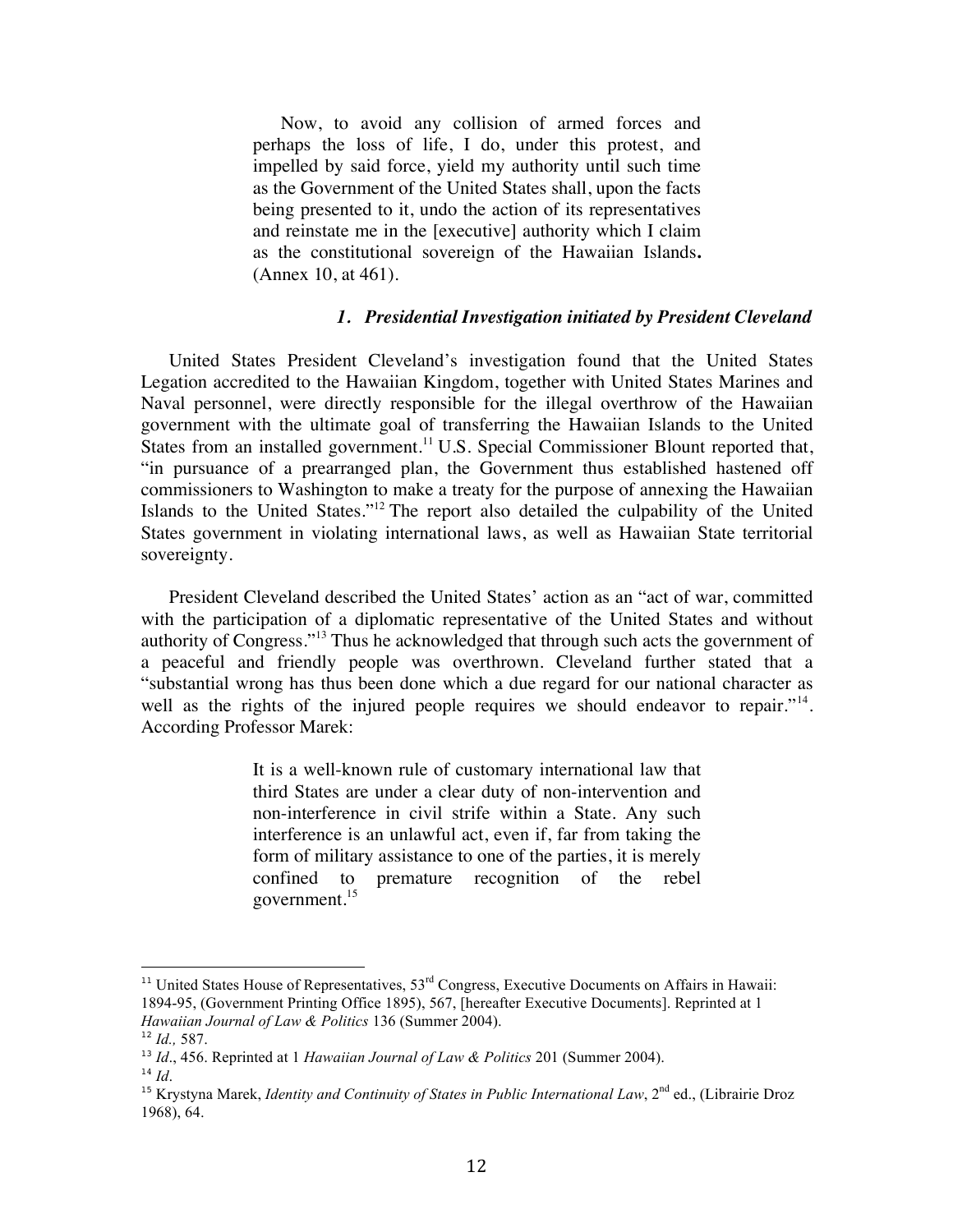> Now, to avoid any collision of armed forces and perhaps the loss of life, I do, under this protest, and impelled by said force, yield my authority until such time as the Government of the United States shall, upon the facts being presented to it, undo the action of its representatives and reinstate me in the [executive] authority which I claim as the constitutional sovereign of the Hawaiian Islands**.** (Annex 10, at 461).

### *1. Presidential Investigation initiated by President Cleveland*

United States President Cleveland's investigation found that the United States Legation accredited to the Hawaiian Kingdom, together with United States Marines and Naval personnel, were directly responsible for the illegal overthrow of the Hawaiian government with the ultimate goal of transferring the Hawaiian Islands to the United States from an installed government.[11] U.S. Special Commissioner Blount reported that, "in pursuance of a prearranged plan, the Government thus established hastened off commissioners to Washington to make a treaty for the purpose of annexing the Hawaiian Islands to the United States."[12] The report also detailed the culpability of the United States government in violating international laws, as well as Hawaiian State territorial sovereignty.

President Cleveland described the United States' action as an "act of war, committed with the participation of a diplomatic representative of the United States and without authority of Congress."[13] Thus he acknowledged that through such acts the government of a peaceful and friendly people was overthrown. Cleveland further stated that a "substantial wrong has thus been done which a due regard for our national character as well as the rights of the injured people requires we should endeavor to repair."[14]. According Professor Marek:

> It is a well-known rule of customary international law that third States are under a clear duty of non-intervention and non-interference in civil strife within a State. Any such interference is an unlawful act, even if, far from taking the form of military assistance to one of the parties, it is merely confined to premature recognition of the rebel government.[15]

---

[11] United States House of Representatives, 53rd Congress, Executive Documents on Affairs in Hawaii: 1894-95, (Government Printing Office 1895), 567, [hereafter Executive Documents]. Reprinted at 1 *Hawaiian Journal of Law & Politics* 136 (Summer 2004).

[12] *Id.,* 587.

[13] *Id*., 456. Reprinted at 1 *Hawaiian Journal of Law & Politics* 201 (Summer 2004).

[14] *Id.*

[15] Krystyna Marek, *Identity and Continuity of States in Public International Law*, 2nd ed., (Librairie Droz 1968), 64.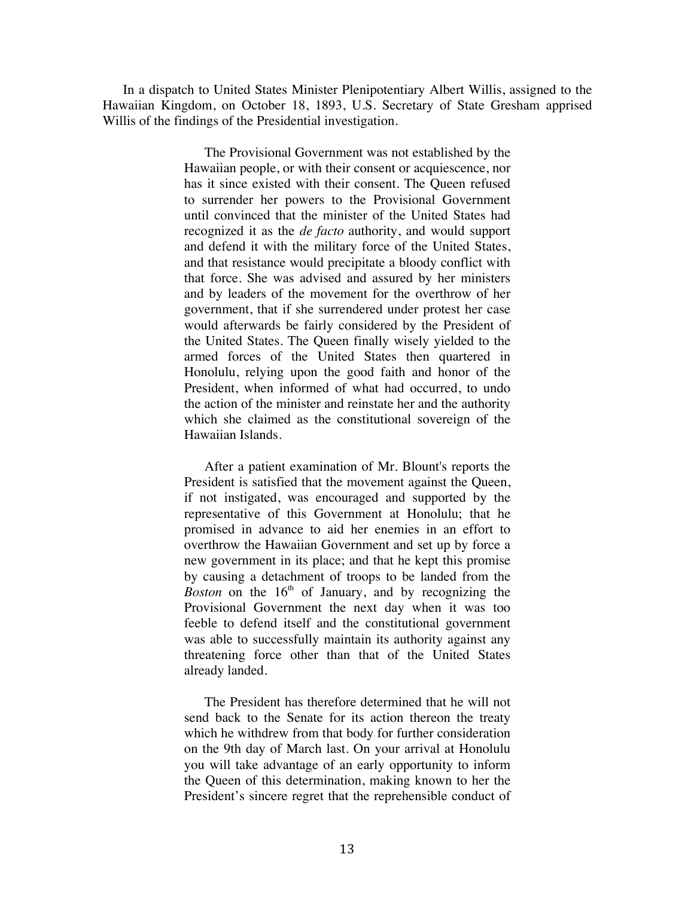In a dispatch to United States Minister Plenipotentiary Albert Willis, assigned to the Hawaiian Kingdom, on October 18, 1893, U.S. Secretary of State Gresham apprised Willis of the findings of the Presidential investigation.

> The Provisional Government was not established by the Hawaiian people, or with their consent or acquiescence, nor has it since existed with their consent. The Queen refused to surrender her powers to the Provisional Government until convinced that the minister of the United States had recognized it as the *de facto* authority, and would support and defend it with the military force of the United States, and that resistance would precipitate a bloody conflict with that force. She was advised and assured by her ministers and by leaders of the movement for the overthrow of her government, that if she surrendered under protest her case would afterwards be fairly considered by the President of the United States. The Queen finally wisely yielded to the armed forces of the United States then quartered in Honolulu, relying upon the good faith and honor of the President, when informed of what had occurred, to undo the action of the minister and reinstate her and the authority which she claimed as the constitutional sovereign of the Hawaiian Islands.
>
> After a patient examination of Mr. Blount's reports the President is satisfied that the movement against the Queen, if not instigated, was encouraged and supported by the representative of this Government at Honolulu; that he promised in advance to aid her enemies in an effort to overthrow the Hawaiian Government and set up by force a new government in its place; and that he kept this promise by causing a detachment of troops to be landed from the *Boston* on the 16th of January, and by recognizing the Provisional Government the next day when it was too feeble to defend itself and the constitutional government was able to successfully maintain its authority against any threatening force other than that of the United States already landed.
>
> The President has therefore determined that he will not send back to the Senate for its action thereon the treaty which he withdrew from that body for further consideration on the 9th day of March last. On your arrival at Honolulu you will take advantage of an early opportunity to inform the Queen of this determination, making known to her the President's sincere regret that the reprehensible conduct of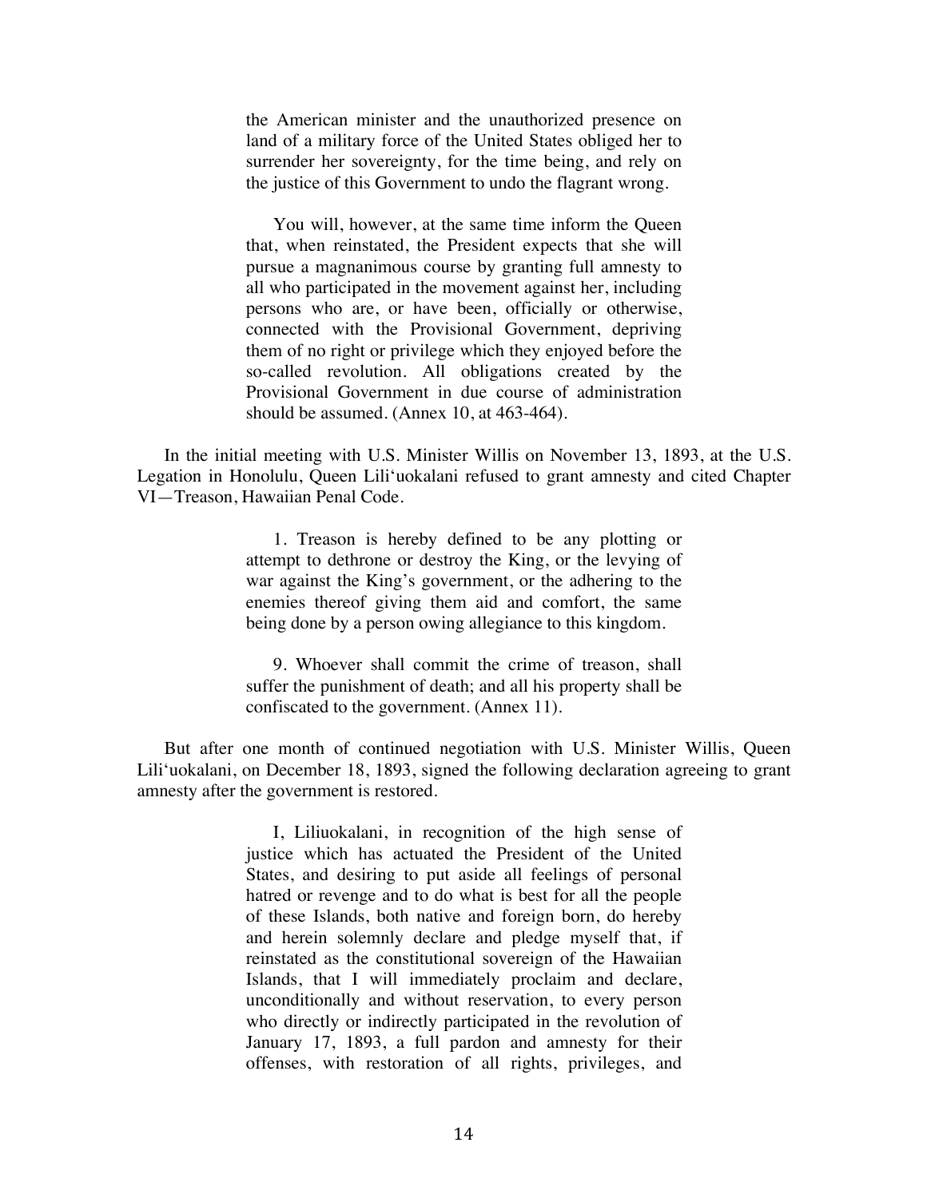> the American minister and the unauthorized presence on land of a military force of the United States obliged her to surrender her sovereignty, for the time being, and rely on the justice of this Government to undo the flagrant wrong.
>
> You will, however, at the same time inform the Queen that, when reinstated, the President expects that she will pursue a magnanimous course by granting full amnesty to all who participated in the movement against her, including persons who are, or have been, officially or otherwise, connected with the Provisional Government, depriving them of no right or privilege which they enjoyed before the so-called revolution. All obligations created by the Provisional Government in due course of administration should be assumed. (Annex 10, at 463-464).

In the initial meeting with U.S. Minister Willis on November 13, 1893, at the U.S. Legation in Honolulu, Queen Lili'uokalani refused to grant amnesty and cited Chapter VI—Treason, Hawaiian Penal Code.

> 1. Treason is hereby defined to be any plotting or attempt to dethrone or destroy the King, or the levying of war against the King's government, or the adhering to the enemies thereof giving them aid and comfort, the same being done by a person owing allegiance to this kingdom.
>
> 9. Whoever shall commit the crime of treason, shall suffer the punishment of death; and all his property shall be confiscated to the government. (Annex 11).

But after one month of continued negotiation with U.S. Minister Willis, Queen Lili'uokalani, on December 18, 1893, signed the following declaration agreeing to grant amnesty after the government is restored.

> I, Liliuokalani, in recognition of the high sense of justice which has actuated the President of the United States, and desiring to put aside all feelings of personal hatred or revenge and to do what is best for all the people of these Islands, both native and foreign born, do hereby and herein solemnly declare and pledge myself that, if reinstated as the constitutional sovereign of the Hawaiian Islands, that I will immediately proclaim and declare, unconditionally and without reservation, to every person who directly or indirectly participated in the revolution of January 17, 1893, a full pardon and amnesty for their offenses, with restoration of all rights, privileges, and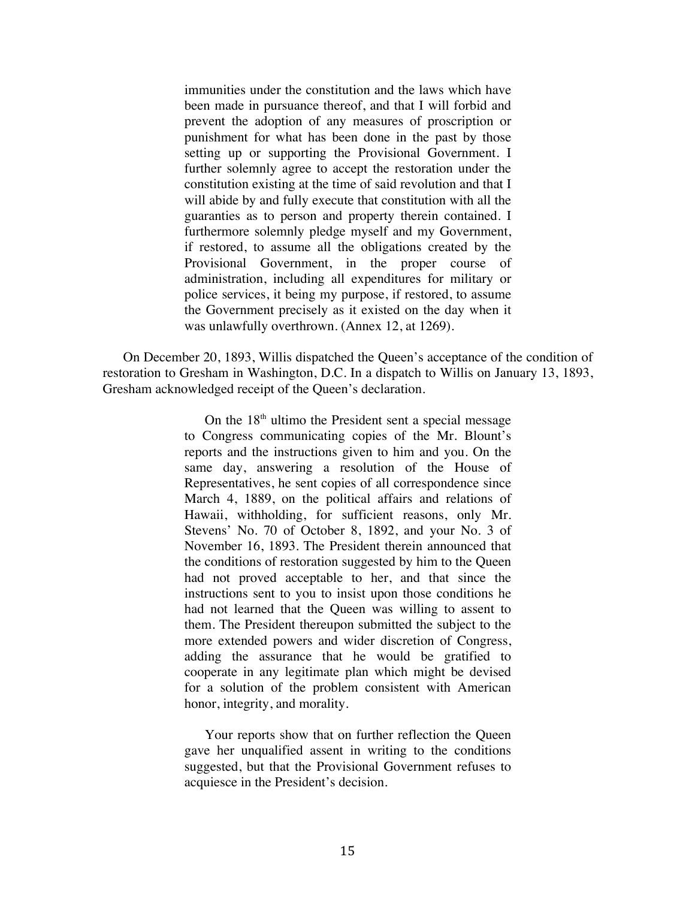> immunities under the constitution and the laws which have been made in pursuance thereof, and that I will forbid and prevent the adoption of any measures of proscription or punishment for what has been done in the past by those setting up or supporting the Provisional Government. I further solemnly agree to accept the restoration under the constitution existing at the time of said revolution and that I will abide by and fully execute that constitution with all the guaranties as to person and property therein contained. I furthermore solemnly pledge myself and my Government, if restored, to assume all the obligations created by the Provisional Government, in the proper course of administration, including all expenditures for military or police services, it being my purpose, if restored, to assume the Government precisely as it existed on the day when it was unlawfully overthrown. (Annex 12, at 1269).

On December 20, 1893, Willis dispatched the Queen's acceptance of the condition of restoration to Gresham in Washington, D.C. In a dispatch to Willis on January 13, 1893, Gresham acknowledged receipt of the Queen's declaration.

> On the 18th ultimo the President sent a special message to Congress communicating copies of the Mr. Blount's reports and the instructions given to him and you. On the same day, answering a resolution of the House of Representatives, he sent copies of all correspondence since March 4, 1889, on the political affairs and relations of Hawaii, withholding, for sufficient reasons, only Mr. Stevens' No. 70 of October 8, 1892, and your No. 3 of November 16, 1893. The President therein announced that the conditions of restoration suggested by him to the Queen had not proved acceptable to her, and that since the instructions sent to you to insist upon those conditions he had not learned that the Queen was willing to assent to them. The President thereupon submitted the subject to the more extended powers and wider discretion of Congress, adding the assurance that he would be gratified to cooperate in any legitimate plan which might be devised for a solution of the problem consistent with American honor, integrity, and morality.
>
> Your reports show that on further reflection the Queen gave her unqualified assent in writing to the conditions suggested, but that the Provisional Government refuses to acquiesce in the President's decision.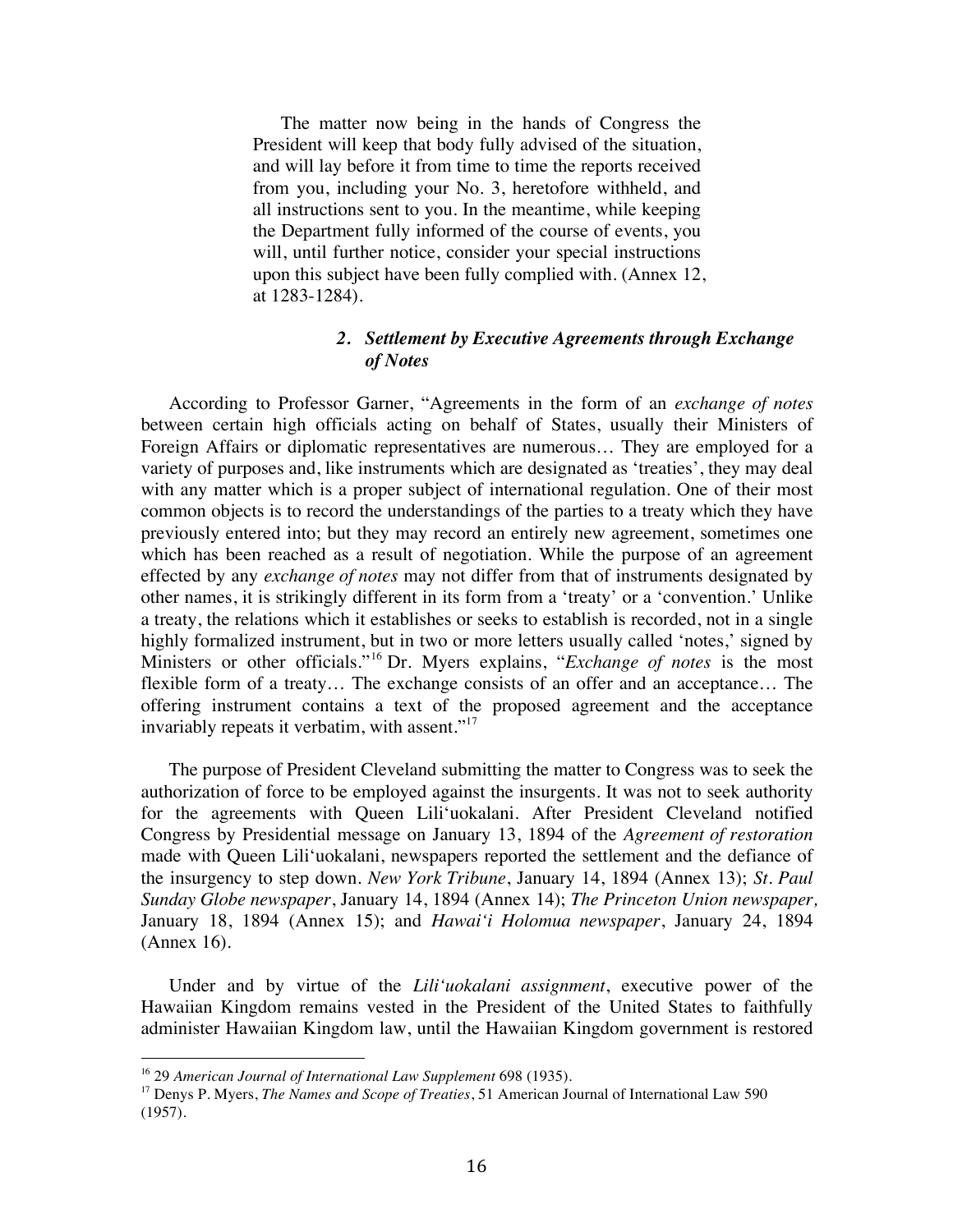> The matter now being in the hands of Congress the President will keep that body fully advised of the situation, and will lay before it from time to time the reports received from you, including your No. 3, heretofore withheld, and all instructions sent to you. In the meantime, while keeping the Department fully informed of the course of events, you will, until further notice, consider your special instructions upon this subject have been fully complied with. (Annex 12, at 1283-1284).

### *2. Settlement by Executive Agreements through Exchange of Notes*

According to Professor Garner, "Agreements in the form of an *exchange of notes* between certain high officials acting on behalf of States, usually their Ministers of Foreign Affairs or diplomatic representatives are numerous… They are employed for a variety of purposes and, like instruments which are designated as 'treaties', they may deal with any matter which is a proper subject of international regulation. One of their most common objects is to record the understandings of the parties to a treaty which they have previously entered into; but they may record an entirely new agreement, sometimes one which has been reached as a result of negotiation. While the purpose of an agreement effected by any *exchange of notes* may not differ from that of instruments designated by other names, it is strikingly different in its form from a 'treaty' or a 'convention.' Unlike a treaty, the relations which it establishes or seeks to establish is recorded, not in a single highly formalized instrument, but in two or more letters usually called 'notes,' signed by Ministers or other officials."[16] Dr. Myers explains, "*Exchange of notes* is the most flexible form of a treaty… The exchange consists of an offer and an acceptance… The offering instrument contains a text of the proposed agreement and the acceptance invariably repeats it verbatim, with assent."[17]

The purpose of President Cleveland submitting the matter to Congress was to seek the authorization of force to be employed against the insurgents. It was not to seek authority for the agreements with Queen Lili'uokalani. After President Cleveland notified Congress by Presidential message on January 13, 1894 of the *Agreement of restoration* made with Queen Lili'uokalani, newspapers reported the settlement and the defiance of the insurgency to step down. *New York Tribune*, January 14, 1894 (Annex 13); *St. Paul Sunday Globe newspaper*, January 14, 1894 (Annex 14); *The Princeton Union newspaper,* January 18, 1894 (Annex 15); and *Hawai'i Holomua newspaper*, January 24, 1894 (Annex 16).

Under and by virtue of the *Lili'uokalani assignment*, executive power of the Hawaiian Kingdom remains vested in the President of the United States to faithfully administer Hawaiian Kingdom law, until the Hawaiian Kingdom government is restored

---

[16] 29 *American Journal of International Law Supplement* 698 (1935).

[17] Denys P. Myers, *The Names and Scope of Treaties*, 51 American Journal of International Law 590 (1957).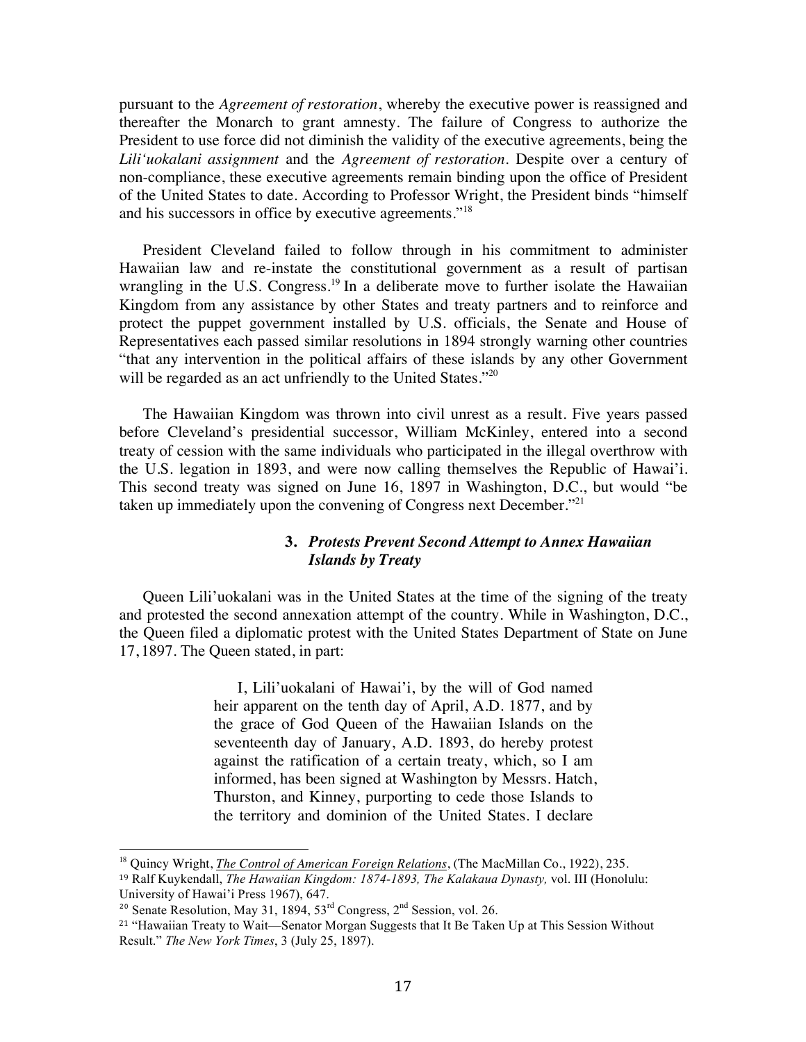pursuant to the *Agreement of restoration*, whereby the executive power is reassigned and thereafter the Monarch to grant amnesty. The failure of Congress to authorize the President to use force did not diminish the validity of the executive agreements, being the *Lili'uokalani assignment* and the *Agreement of restoration*. Despite over a century of non-compliance, these executive agreements remain binding upon the office of President of the United States to date. According to Professor Wright, the President binds "himself and his successors in office by executive agreements."[18]

President Cleveland failed to follow through in his commitment to administer Hawaiian law and re-instate the constitutional government as a result of partisan wrangling in the U.S. Congress.[19] In a deliberate move to further isolate the Hawaiian Kingdom from any assistance by other States and treaty partners and to reinforce and protect the puppet government installed by U.S. officials, the Senate and House of Representatives each passed similar resolutions in 1894 strongly warning other countries "that any intervention in the political affairs of these islands by any other Government will be regarded as an act unfriendly to the United States."[20]

The Hawaiian Kingdom was thrown into civil unrest as a result. Five years passed before Cleveland's presidential successor, William McKinley, entered into a second treaty of cession with the same individuals who participated in the illegal overthrow with the U.S. legation in 1893, and were now calling themselves the Republic of Hawai'i. This second treaty was signed on June 16, 1897 in Washington, D.C., but would "be taken up immediately upon the convening of Congress next December."[21]

### 3. *Protests Prevent Second Attempt to Annex Hawaiian Islands by Treaty*

Queen Lili'uokalani was in the United States at the time of the signing of the treaty and protested the second annexation attempt of the country. While in Washington, D.C., the Queen filed a diplomatic protest with the United States Department of State on June 17, 1897. The Queen stated, in part:

> I, Lili'uokalani of Hawai'i, by the will of God named heir apparent on the tenth day of April, A.D. 1877, and by the grace of God Queen of the Hawaiian Islands on the seventeenth day of January, A.D. 1893, do hereby protest against the ratification of a certain treaty, which, so I am informed, has been signed at Washington by Messrs. Hatch, Thurston, and Kinney, purporting to cede those Islands to the territory and dominion of the United States. I declare

---

[18] Quincy Wright, *The Control of American Foreign Relations*, (The MacMillan Co., 1922), 235.

[19] Ralf Kuykendall, *The Hawaiian Kingdom: 1874-1893, The Kalakaua Dynasty,* vol. III (Honolulu: University of Hawai'i Press 1967), 647.

[20] Senate Resolution, May 31, 1894, 53rd Congress, 2nd Session, vol. 26.

[21] "Hawaiian Treaty to Wait—Senator Morgan Suggests that It Be Taken Up at This Session Without Result." *The New York Times*, 3 (July 25, 1897).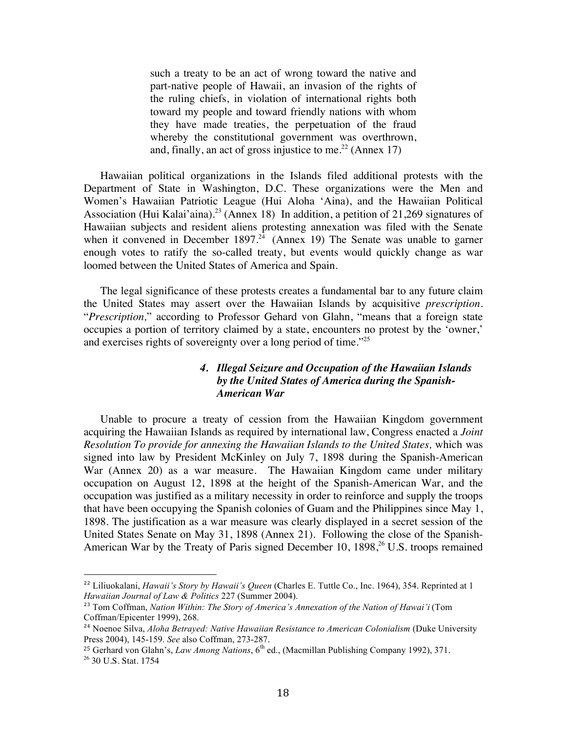> such a treaty to be an act of wrong toward the native and part-native people of Hawaii, an invasion of the rights of the ruling chiefs, in violation of international rights both toward my people and toward friendly nations with whom they have made treaties, the perpetuation of the fraud whereby the constitutional government was overthrown, and, finally, an act of gross injustice to me.[22] (Annex 17)

Hawaiian political organizations in the Islands filed additional protests with the Department of State in Washington, D.C. These organizations were the Men and Women's Hawaiian Patriotic League (Hui Aloha 'Aina), and the Hawaiian Political Association (Hui Kalai'aina).[23] (Annex 18) In addition, a petition of 21,269 signatures of Hawaiian subjects and resident aliens protesting annexation was filed with the Senate when it convened in December 1897.[24] (Annex 19) The Senate was unable to garner enough votes to ratify the so-called treaty, but events would quickly change as war loomed between the United States of America and Spain.

The legal significance of these protests creates a fundamental bar to any future claim the United States may assert over the Hawaiian Islands by acquisitive *prescription*. "*Prescription,*" according to Professor Gehard von Glahn, "means that a foreign state occupies a portion of territory claimed by a state, encounters no protest by the 'owner,' and exercises rights of sovereignty over a long period of time."[25]

### *4. Illegal Seizure and Occupation of the Hawaiian Islands by the United States of America during the Spanish-American War*

Unable to procure a treaty of cession from the Hawaiian Kingdom government acquiring the Hawaiian Islands as required by international law, Congress enacted a *Joint Resolution To provide for annexing the Hawaiian Islands to the United States,* which was signed into law by President McKinley on July 7, 1898 during the Spanish-American War (Annex 20) as a war measure. The Hawaiian Kingdom came under military occupation on August 12, 1898 at the height of the Spanish-American War, and the occupation was justified as a military necessity in order to reinforce and supply the troops that have been occupying the Spanish colonies of Guam and the Philippines since May 1, 1898. The justification as a war measure was clearly displayed in a secret session of the United States Senate on May 31, 1898 (Annex 21). Following the close of the Spanish-American War by the Treaty of Paris signed December 10, 1898,[26] U.S. troops remained

---

[22] Liliuokalani, *Hawaii's Story by Hawaii's Queen* (Charles E. Tuttle Co., Inc. 1964), 354. Reprinted at 1 *Hawaiian Journal of Law & Politics* 227 (Summer 2004).

[23] Tom Coffman, *Nation Within: The Story of America's Annexation of the Nation of Hawai'i* (Tom Coffman/Epicenter 1999), 268.

[24] Noenoe Silva, *Aloha Betrayed: Native Hawaiian Resistance to American Colonialism* (Duke University Press 2004), 145-159. *See* also Coffman, 273-287.

[25] Gerhard von Glahn's, *Law Among Nations*, 6th ed., (Macmillan Publishing Company 1992), 371.

[26] 30 U.S. Stat. 1754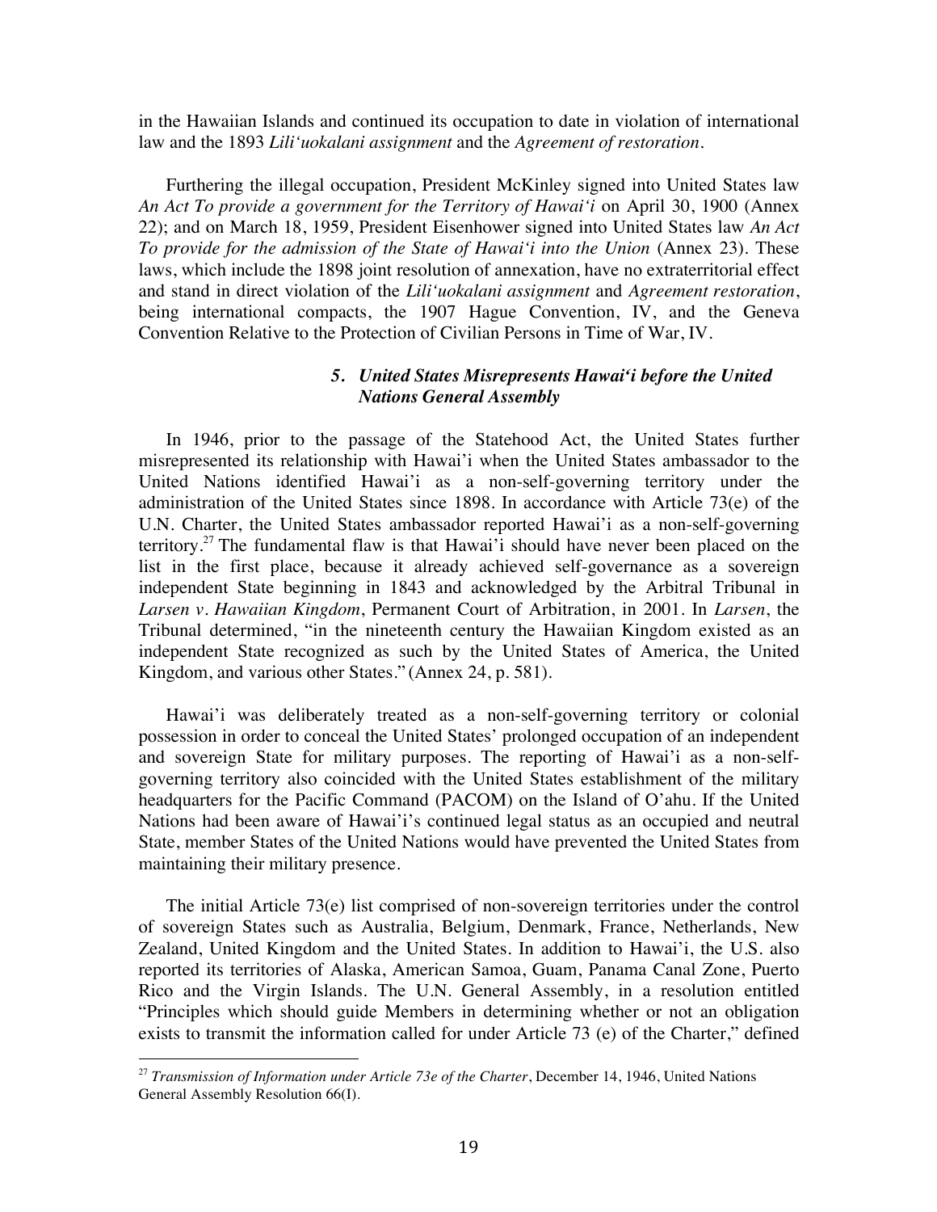in the Hawaiian Islands and continued its occupation to date in violation of international law and the 1893 *Lili'uokalani assignment* and the *Agreement of restoration*.

Furthering the illegal occupation, President McKinley signed into United States law *An Act To provide a government for the Territory of Hawai'i* on April 30, 1900 (Annex 22); and on March 18, 1959, President Eisenhower signed into United States law *An Act To provide for the admission of the State of Hawai'i into the Union* (Annex 23). These laws, which include the 1898 joint resolution of annexation, have no extraterritorial effect and stand in direct violation of the *Lili'uokalani assignment* and *Agreement restoration*, being international compacts, the 1907 Hague Convention, IV, and the Geneva Convention Relative to the Protection of Civilian Persons in Time of War, IV.

### *5. United States Misrepresents Hawai'i before the United Nations General Assembly*

In 1946, prior to the passage of the Statehood Act, the United States further misrepresented its relationship with Hawai'i when the United States ambassador to the United Nations identified Hawai'i as a non-self-governing territory under the administration of the United States since 1898. In accordance with Article 73(e) of the U.N. Charter, the United States ambassador reported Hawai'i as a non-self-governing territory.[27] The fundamental flaw is that Hawai'i should have never been placed on the list in the first place, because it already achieved self-governance as a sovereign independent State beginning in 1843 and acknowledged by the Arbitral Tribunal in *Larsen v. Hawaiian Kingdom*, Permanent Court of Arbitration, in 2001. In *Larsen*, the Tribunal determined, "in the nineteenth century the Hawaiian Kingdom existed as an independent State recognized as such by the United States of America, the United Kingdom, and various other States." (Annex 24, p. 581).

Hawai'i was deliberately treated as a non-self-governing territory or colonial possession in order to conceal the United States' prolonged occupation of an independent and sovereign State for military purposes. The reporting of Hawai'i as a non-self-governing territory also coincided with the United States establishment of the military headquarters for the Pacific Command (PACOM) on the Island of O'ahu. If the United Nations had been aware of Hawai'i's continued legal status as an occupied and neutral State, member States of the United Nations would have prevented the United States from maintaining their military presence.

The initial Article 73(e) list comprised of non-sovereign territories under the control of sovereign States such as Australia, Belgium, Denmark, France, Netherlands, New Zealand, United Kingdom and the United States. In addition to Hawai'i, the U.S. also reported its territories of Alaska, American Samoa, Guam, Panama Canal Zone, Puerto Rico and the Virgin Islands. The U.N. General Assembly, in a resolution entitled "Principles which should guide Members in determining whether or not an obligation exists to transmit the information called for under Article 73 (e) of the Charter," defined

---

[27] *Transmission of Information under Article 73e of the Charter*, December 14, 1946, United Nations General Assembly Resolution 66(I).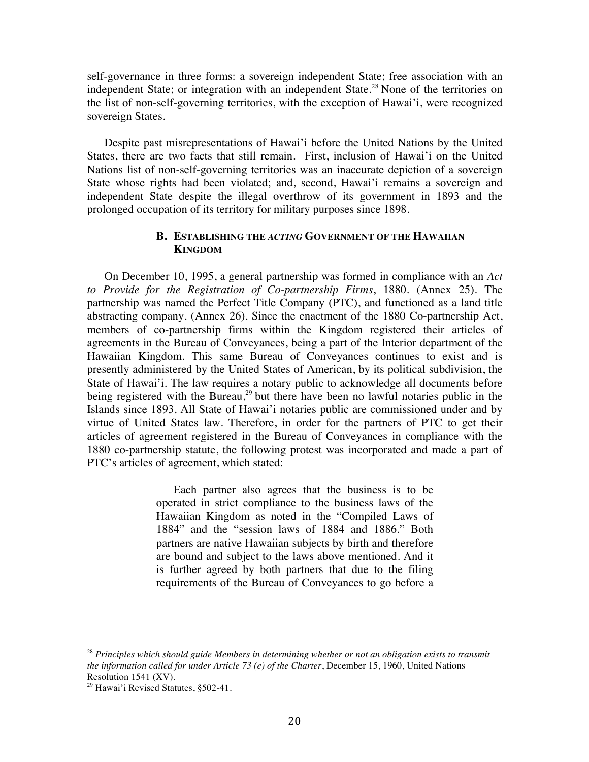self-governance in three forms: a sovereign independent State; free association with an independent State; or integration with an independent State.[28] None of the territories on the list of non-self-governing territories, with the exception of Hawai'i, were recognized sovereign States.

Despite past misrepresentations of Hawai'i before the United Nations by the United States, there are two facts that still remain. First, inclusion of Hawai'i on the United Nations list of non-self-governing territories was an inaccurate depiction of a sovereign State whose rights had been violated; and, second, Hawai'i remains a sovereign and independent State despite the illegal overthrow of its government in 1893 and the prolonged occupation of its territory for military purposes since 1898.

### B. ESTABLISHING THE *ACTING* GOVERNMENT OF THE HAWAIIAN KINGDOM

On December 10, 1995, a general partnership was formed in compliance with an *Act to Provide for the Registration of Co-partnership Firms*, 1880. (Annex 25). The partnership was named the Perfect Title Company (PTC), and functioned as a land title abstracting company. (Annex 26). Since the enactment of the 1880 Co-partnership Act, members of co-partnership firms within the Kingdom registered their articles of agreements in the Bureau of Conveyances, being a part of the Interior department of the Hawaiian Kingdom. This same Bureau of Conveyances continues to exist and is presently administered by the United States of American, by its political subdivision, the State of Hawai'i. The law requires a notary public to acknowledge all documents before being registered with the Bureau,[29] but there have been no lawful notaries public in the Islands since 1893. All State of Hawai'i notaries public are commissioned under and by virtue of United States law. Therefore, in order for the partners of PTC to get their articles of agreement registered in the Bureau of Conveyances in compliance with the 1880 co-partnership statute, the following protest was incorporated and made a part of PTC's articles of agreement, which stated:

> Each partner also agrees that the business is to be operated in strict compliance to the business laws of the Hawaiian Kingdom as noted in the "Compiled Laws of 1884" and the "session laws of 1884 and 1886." Both partners are native Hawaiian subjects by birth and therefore are bound and subject to the laws above mentioned. And it is further agreed by both partners that due to the filing requirements of the Bureau of Conveyances to go before a

---

[28] *Principles which should guide Members in determining whether or not an obligation exists to transmit the information called for under Article 73 (e) of the Charter*, December 15, 1960, United Nations Resolution 1541 (XV).

[29] Hawai'i Revised Statutes, §502-41.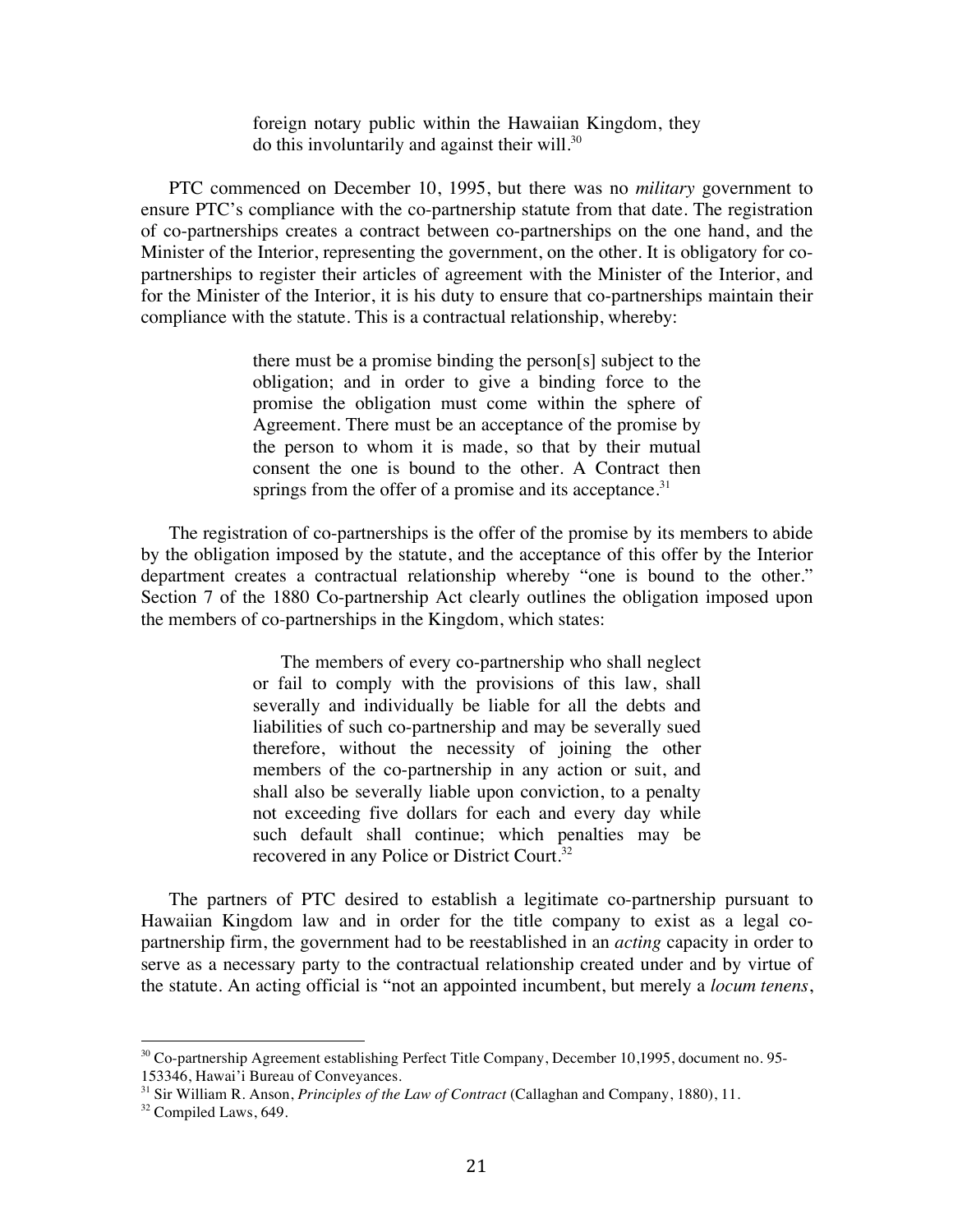> foreign notary public within the Hawaiian Kingdom, they do this involuntarily and against their will.[30]

PTC commenced on December 10, 1995, but there was no *military* government to ensure PTC's compliance with the co-partnership statute from that date. The registration of co-partnerships creates a contract between co-partnerships on the one hand, and the Minister of the Interior, representing the government, on the other. It is obligatory for co-partnerships to register their articles of agreement with the Minister of the Interior, and for the Minister of the Interior, it is his duty to ensure that co-partnerships maintain their compliance with the statute. This is a contractual relationship, whereby:

> there must be a promise binding the person[s] subject to the obligation; and in order to give a binding force to the promise the obligation must come within the sphere of Agreement. There must be an acceptance of the promise by the person to whom it is made, so that by their mutual consent the one is bound to the other. A Contract then springs from the offer of a promise and its acceptance.[31]

The registration of co-partnerships is the offer of the promise by its members to abide by the obligation imposed by the statute, and the acceptance of this offer by the Interior department creates a contractual relationship whereby "one is bound to the other." Section 7 of the 1880 Co-partnership Act clearly outlines the obligation imposed upon the members of co-partnerships in the Kingdom, which states:

> The members of every co-partnership who shall neglect or fail to comply with the provisions of this law, shall severally and individually be liable for all the debts and liabilities of such co-partnership and may be severally sued therefore, without the necessity of joining the other members of the co-partnership in any action or suit, and shall also be severally liable upon conviction, to a penalty not exceeding five dollars for each and every day while such default shall continue; which penalties may be recovered in any Police or District Court.[32]

The partners of PTC desired to establish a legitimate co-partnership pursuant to Hawaiian Kingdom law and in order for the title company to exist as a legal co-partnership firm, the government had to be reestablished in an *acting* capacity in order to serve as a necessary party to the contractual relationship created under and by virtue of the statute. An acting official is "not an appointed incumbent, but merely a *locum tenens*,

---

[30] Co-partnership Agreement establishing Perfect Title Company, December 10,1995, document no. 95-153346, Hawai'i Bureau of Conveyances.

[31] Sir William R. Anson, *Principles of the Law of Contract* (Callaghan and Company, 1880), 11.

[32] Compiled Laws, 649.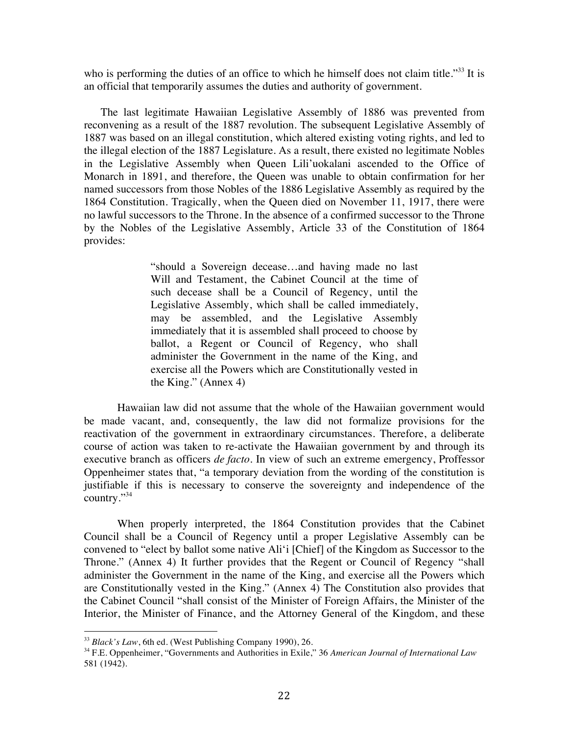who is performing the duties of an office to which he himself does not claim title."[33] It is an official that temporarily assumes the duties and authority of government.

The last legitimate Hawaiian Legislative Assembly of 1886 was prevented from reconvening as a result of the 1887 revolution. The subsequent Legislative Assembly of 1887 was based on an illegal constitution, which altered existing voting rights, and led to the illegal election of the 1887 Legislature. As a result, there existed no legitimate Nobles in the Legislative Assembly when Queen Lili'uokalani ascended to the Office of Monarch in 1891, and therefore, the Queen was unable to obtain confirmation for her named successors from those Nobles of the 1886 Legislative Assembly as required by the 1864 Constitution. Tragically, when the Queen died on November 11, 1917, there were no lawful successors to the Throne. In the absence of a confirmed successor to the Throne by the Nobles of the Legislative Assembly, Article 33 of the Constitution of 1864 provides:

> "should a Sovereign decease…and having made no last Will and Testament, the Cabinet Council at the time of such decease shall be a Council of Regency, until the Legislative Assembly, which shall be called immediately, may be assembled, and the Legislative Assembly immediately that it is assembled shall proceed to choose by ballot, a Regent or Council of Regency, who shall administer the Government in the name of the King, and exercise all the Powers which are Constitutionally vested in the King." (Annex 4)

Hawaiian law did not assume that the whole of the Hawaiian government would be made vacant, and, consequently, the law did not formalize provisions for the reactivation of the government in extraordinary circumstances. Therefore, a deliberate course of action was taken to re-activate the Hawaiian government by and through its executive branch as officers *de facto*. In view of such an extreme emergency, Proffessor Oppenheimer states that, "a temporary deviation from the wording of the constitution is justifiable if this is necessary to conserve the sovereignty and independence of the country."[34]

When properly interpreted, the 1864 Constitution provides that the Cabinet Council shall be a Council of Regency until a proper Legislative Assembly can be convened to "elect by ballot some native Ali'i [Chief] of the Kingdom as Successor to the Throne." (Annex 4) It further provides that the Regent or Council of Regency "shall administer the Government in the name of the King, and exercise all the Powers which are Constitutionally vested in the King." (Annex 4) The Constitution also provides that the Cabinet Council "shall consist of the Minister of Foreign Affairs, the Minister of the Interior, the Minister of Finance, and the Attorney General of the Kingdom, and these

---

[33] *Black's Law*, 6th ed. (West Publishing Company 1990), 26.

[34] F.E. Oppenheimer, "Governments and Authorities in Exile," 36 *American Journal of International Law* 581 (1942).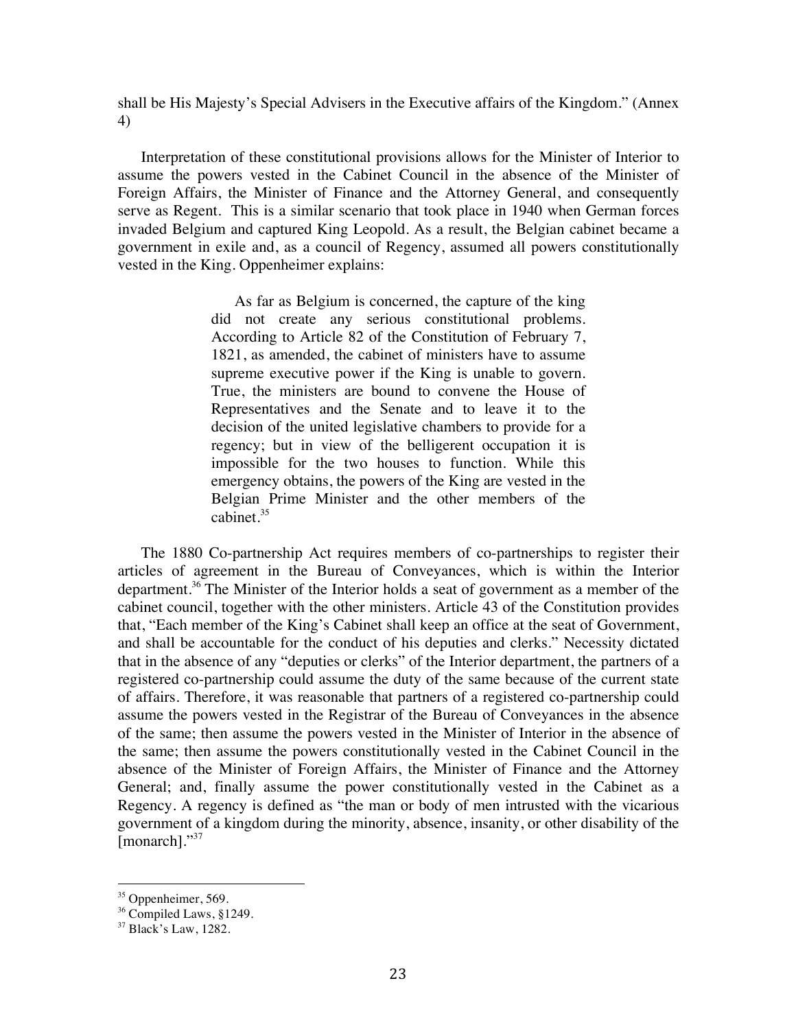shall be His Majesty's Special Advisers in the Executive affairs of the Kingdom." (Annex 4)

Interpretation of these constitutional provisions allows for the Minister of Interior to assume the powers vested in the Cabinet Council in the absence of the Minister of Foreign Affairs, the Minister of Finance and the Attorney General, and consequently serve as Regent. This is a similar scenario that took place in 1940 when German forces invaded Belgium and captured King Leopold. As a result, the Belgian cabinet became a government in exile and, as a council of Regency, assumed all powers constitutionally vested in the King. Oppenheimer explains:

> As far as Belgium is concerned, the capture of the king did not create any serious constitutional problems. According to Article 82 of the Constitution of February 7, 1821, as amended, the cabinet of ministers have to assume supreme executive power if the King is unable to govern. True, the ministers are bound to convene the House of Representatives and the Senate and to leave it to the decision of the united legislative chambers to provide for a regency; but in view of the belligerent occupation it is impossible for the two houses to function. While this emergency obtains, the powers of the King are vested in the Belgian Prime Minister and the other members of the cabinet.[35]

The 1880 Co-partnership Act requires members of co-partnerships to register their articles of agreement in the Bureau of Conveyances, which is within the Interior department.[36] The Minister of the Interior holds a seat of government as a member of the cabinet council, together with the other ministers. Article 43 of the Constitution provides that, "Each member of the King's Cabinet shall keep an office at the seat of Government, and shall be accountable for the conduct of his deputies and clerks." Necessity dictated that in the absence of any "deputies or clerks" of the Interior department, the partners of a registered co-partnership could assume the duty of the same because of the current state of affairs. Therefore, it was reasonable that partners of a registered co-partnership could assume the powers vested in the Registrar of the Bureau of Conveyances in the absence of the same; then assume the powers vested in the Minister of Interior in the absence of the same; then assume the powers constitutionally vested in the Cabinet Council in the absence of the Minister of Foreign Affairs, the Minister of Finance and the Attorney General; and, finally assume the power constitutionally vested in the Cabinet as a Regency. A regency is defined as "the man or body of men intrusted with the vicarious government of a kingdom during the minority, absence, insanity, or other disability of the [monarch]."[37]

---

[35] Oppenheimer, 569.

[36] Compiled Laws, §1249.

[37] Black's Law, 1282.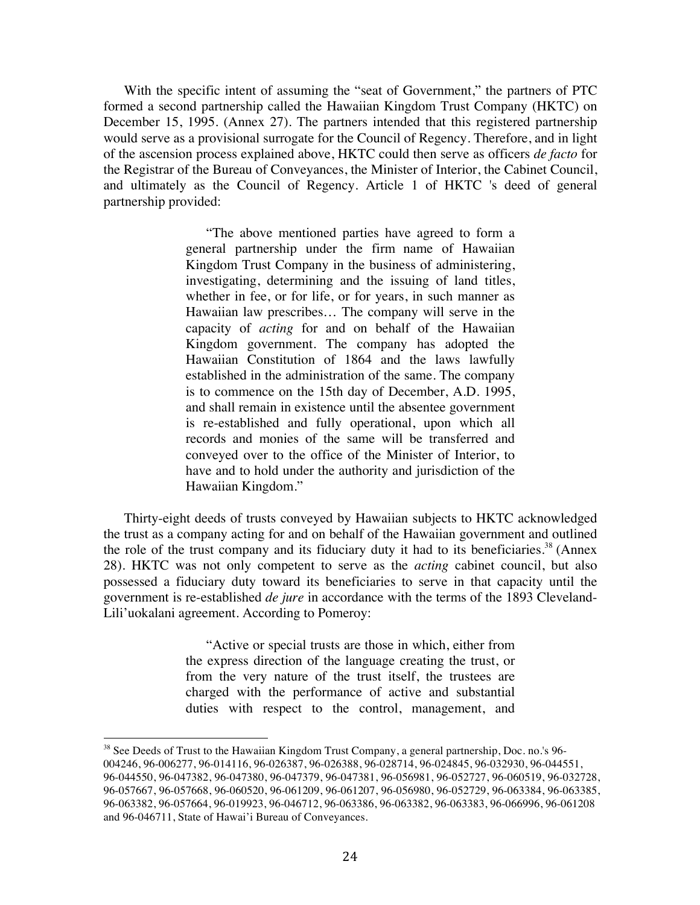With the specific intent of assuming the "seat of Government," the partners of PTC formed a second partnership called the Hawaiian Kingdom Trust Company (HKTC) on December 15, 1995. (Annex 27). The partners intended that this registered partnership would serve as a provisional surrogate for the Council of Regency. Therefore, and in light of the ascension process explained above, HKTC could then serve as officers *de facto* for the Registrar of the Bureau of Conveyances, the Minister of Interior, the Cabinet Council, and ultimately as the Council of Regency. Article 1 of HKTC 's deed of general partnership provided:

> "The above mentioned parties have agreed to form a general partnership under the firm name of Hawaiian Kingdom Trust Company in the business of administering, investigating, determining and the issuing of land titles, whether in fee, or for life, or for years, in such manner as Hawaiian law prescribes… The company will serve in the capacity of *acting* for and on behalf of the Hawaiian Kingdom government. The company has adopted the Hawaiian Constitution of 1864 and the laws lawfully established in the administration of the same. The company is to commence on the 15th day of December, A.D. 1995, and shall remain in existence until the absentee government is re-established and fully operational, upon which all records and monies of the same will be transferred and conveyed over to the office of the Minister of Interior, to have and to hold under the authority and jurisdiction of the Hawaiian Kingdom."

Thirty-eight deeds of trusts conveyed by Hawaiian subjects to HKTC acknowledged the trust as a company acting for and on behalf of the Hawaiian government and outlined the role of the trust company and its fiduciary duty it had to its beneficiaries.[38] (Annex 28). HKTC was not only competent to serve as the *acting* cabinet council, but also possessed a fiduciary duty toward its beneficiaries to serve in that capacity until the government is re-established *de jure* in accordance with the terms of the 1893 Cleveland-Lili'uokalani agreement. According to Pomeroy:

> "Active or special trusts are those in which, either from the express direction of the language creating the trust, or from the very nature of the trust itself, the trustees are charged with the performance of active and substantial duties with respect to the control, management, and

[38] See Deeds of Trust to the Hawaiian Kingdom Trust Company, a general partnership, Doc. no.'s 96-004246, 96-006277, 96-014116, 96-026387, 96-026388, 96-028714, 96-024845, 96-032930, 96-044551, 96-044550, 96-047382, 96-047380, 96-047379, 96-047381, 96-056981, 96-052727, 96-060519, 96-032728, 96-057667, 96-057668, 96-060520, 96-061209, 96-061207, 96-056980, 96-052729, 96-063384, 96-063385, 96-063382, 96-057664, 96-019923, 96-046712, 96-063386, 96-063382, 96-063383, 96-066996, 96-061208 and 96-046711, State of Hawai'i Bureau of Conveyances.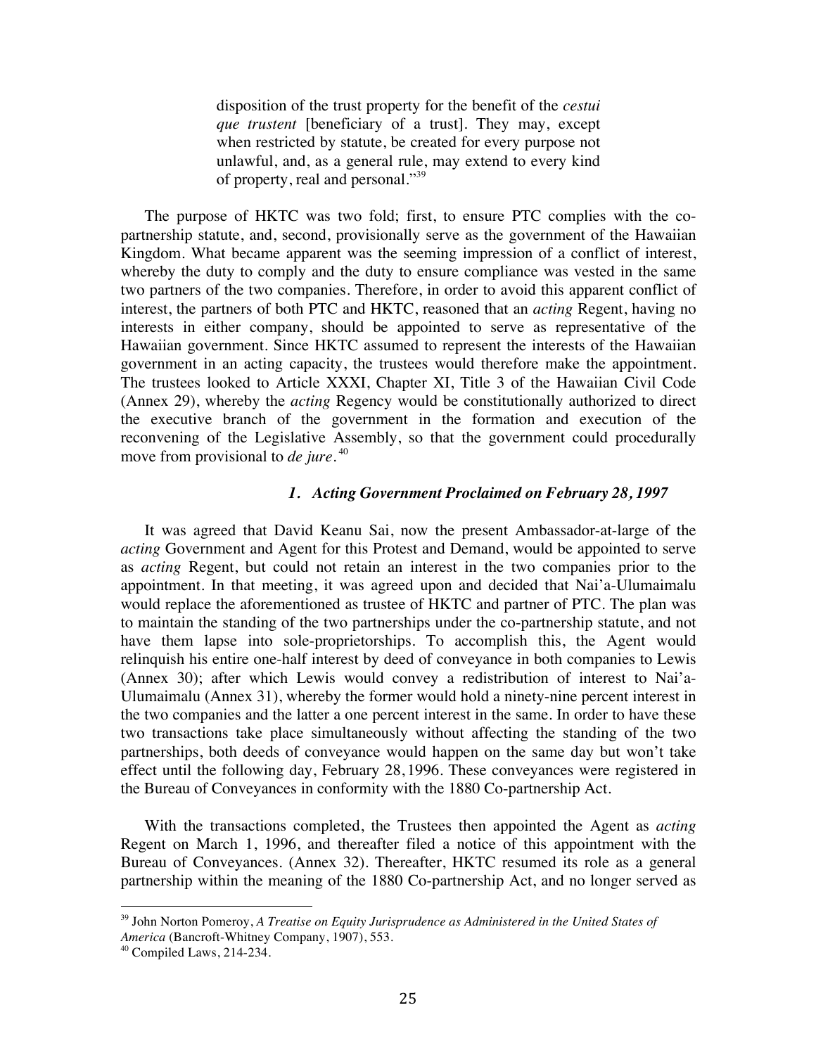> disposition of the trust property for the benefit of the *cestui que trustent* [beneficiary of a trust]. They may, except when restricted by statute, be created for every purpose not unlawful, and, as a general rule, may extend to every kind of property, real and personal."[39]

The purpose of HKTC was two fold; first, to ensure PTC complies with the co-partnership statute, and, second, provisionally serve as the government of the Hawaiian Kingdom. What became apparent was the seeming impression of a conflict of interest, whereby the duty to comply and the duty to ensure compliance was vested in the same two partners of the two companies. Therefore, in order to avoid this apparent conflict of interest, the partners of both PTC and HKTC, reasoned that an *acting* Regent, having no interests in either company, should be appointed to serve as representative of the Hawaiian government. Since HKTC assumed to represent the interests of the Hawaiian government in an acting capacity, the trustees would therefore make the appointment. The trustees looked to Article XXXI, Chapter XI, Title 3 of the Hawaiian Civil Code (Annex 29), whereby the *acting* Regency would be constitutionally authorized to direct the executive branch of the government in the formation and execution of the reconvening of the Legislative Assembly, so that the government could procedurally move from provisional to *de jure*.[40]

### *1. Acting Government Proclaimed on February 28, 1997*

It was agreed that David Keanu Sai, now the present Ambassador-at-large of the *acting* Government and Agent for this Protest and Demand, would be appointed to serve as *acting* Regent, but could not retain an interest in the two companies prior to the appointment. In that meeting, it was agreed upon and decided that Nai'a-Ulumaimalu would replace the aforementioned as trustee of HKTC and partner of PTC. The plan was to maintain the standing of the two partnerships under the co-partnership statute, and not have them lapse into sole-proprietorships. To accomplish this, the Agent would relinquish his entire one-half interest by deed of conveyance in both companies to Lewis (Annex 30); after which Lewis would convey a redistribution of interest to Nai'a-Ulumaimalu (Annex 31), whereby the former would hold a ninety-nine percent interest in the two companies and the latter a one percent interest in the same. In order to have these two transactions take place simultaneously without affecting the standing of the two partnerships, both deeds of conveyance would happen on the same day but won't take effect until the following day, February 28, 1996. These conveyances were registered in the Bureau of Conveyances in conformity with the 1880 Co-partnership Act.

With the transactions completed, the Trustees then appointed the Agent as *acting* Regent on March 1, 1996, and thereafter filed a notice of this appointment with the Bureau of Conveyances. (Annex 32). Thereafter, HKTC resumed its role as a general partnership within the meaning of the 1880 Co-partnership Act, and no longer served as

---

[39] John Norton Pomeroy, *A Treatise on Equity Jurisprudence as Administered in the United States of America* (Bancroft-Whitney Company, 1907), 553.

[40] Compiled Laws, 214-234.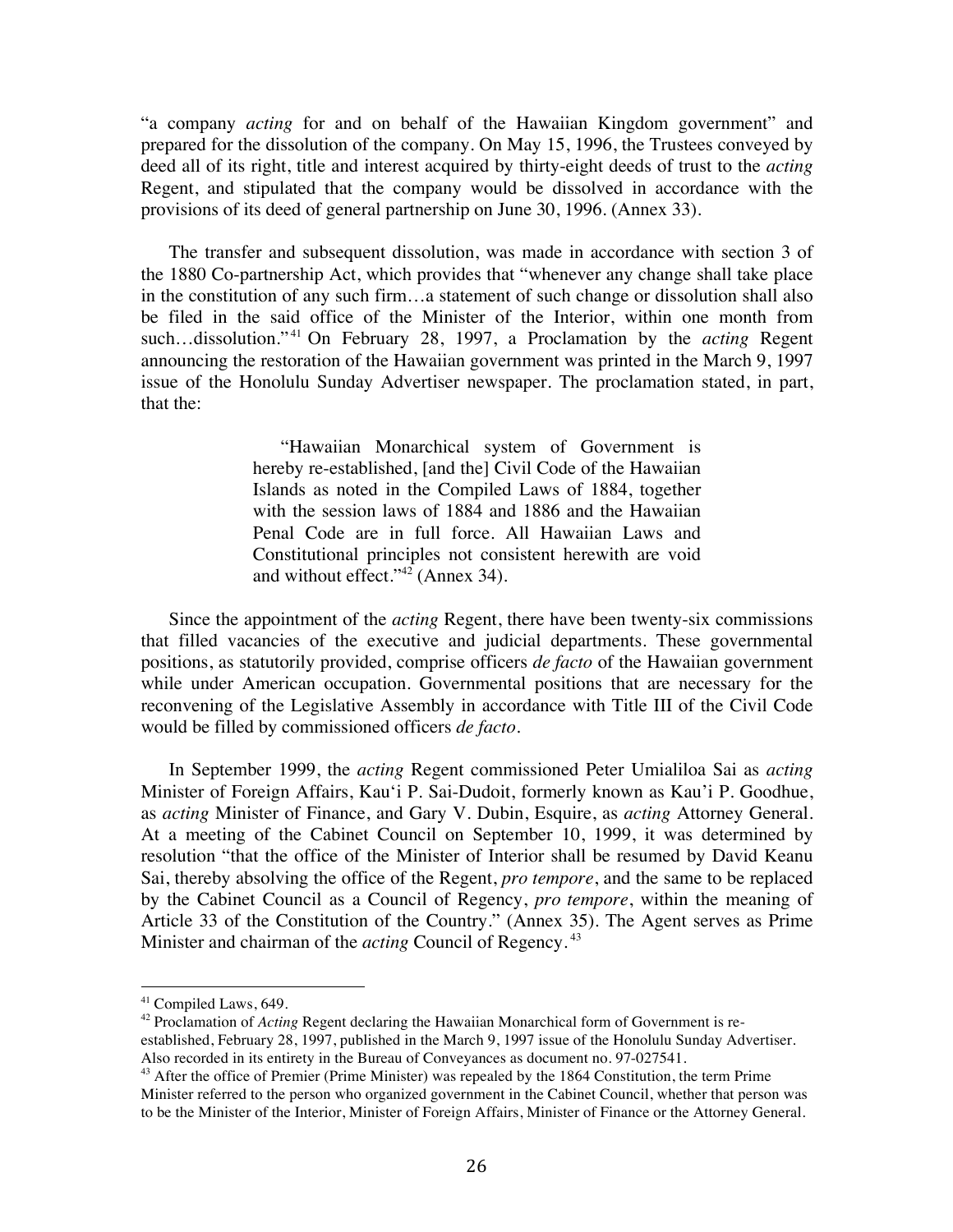"a company *acting* for and on behalf of the Hawaiian Kingdom government" and prepared for the dissolution of the company. On May 15, 1996, the Trustees conveyed by deed all of its right, title and interest acquired by thirty-eight deeds of trust to the *acting* Regent, and stipulated that the company would be dissolved in accordance with the provisions of its deed of general partnership on June 30, 1996. (Annex 33).

The transfer and subsequent dissolution, was made in accordance with section 3 of the 1880 Co-partnership Act, which provides that "whenever any change shall take place in the constitution of any such firm…a statement of such change or dissolution shall also be filed in the said office of the Minister of the Interior, within one month from such…dissolution."[41] On February 28, 1997, a Proclamation by the *acting* Regent announcing the restoration of the Hawaiian government was printed in the March 9, 1997 issue of the Honolulu Sunday Advertiser newspaper. The proclamation stated, in part, that the:

> "Hawaiian Monarchical system of Government is hereby re-established, [and the] Civil Code of the Hawaiian Islands as noted in the Compiled Laws of 1884, together with the session laws of 1884 and 1886 and the Hawaiian Penal Code are in full force. All Hawaiian Laws and Constitutional principles not consistent herewith are void and without effect."[42] (Annex 34).

Since the appointment of the *acting* Regent, there have been twenty-six commissions that filled vacancies of the executive and judicial departments. These governmental positions, as statutorily provided, comprise officers *de facto* of the Hawaiian government while under American occupation. Governmental positions that are necessary for the reconvening of the Legislative Assembly in accordance with Title III of the Civil Code would be filled by commissioned officers *de facto*.

In September 1999, the *acting* Regent commissioned Peter Umialiloa Sai as *acting* Minister of Foreign Affairs, Kau'i P. Sai-Dudoit, formerly known as Kau'i P. Goodhue, as *acting* Minister of Finance, and Gary V. Dubin, Esquire, as *acting* Attorney General. At a meeting of the Cabinet Council on September 10, 1999, it was determined by resolution "that the office of the Minister of Interior shall be resumed by David Keanu Sai, thereby absolving the office of the Regent, *pro tempore*, and the same to be replaced by the Cabinet Council as a Council of Regency, *pro tempore*, within the meaning of Article 33 of the Constitution of the Country." (Annex 35). The Agent serves as Prime Minister and chairman of the *acting* Council of Regency.[43]

---

[41] Compiled Laws, 649.

[42] Proclamation of *Acting* Regent declaring the Hawaiian Monarchical form of Government is re-established, February 28, 1997, published in the March 9, 1997 issue of the Honolulu Sunday Advertiser. Also recorded in its entirety in the Bureau of Conveyances as document no. 97-027541.

[43] After the office of Premier (Prime Minister) was repealed by the 1864 Constitution, the term Prime Minister referred to the person who organized government in the Cabinet Council, whether that person was to be the Minister of the Interior, Minister of Foreign Affairs, Minister of Finance or the Attorney General.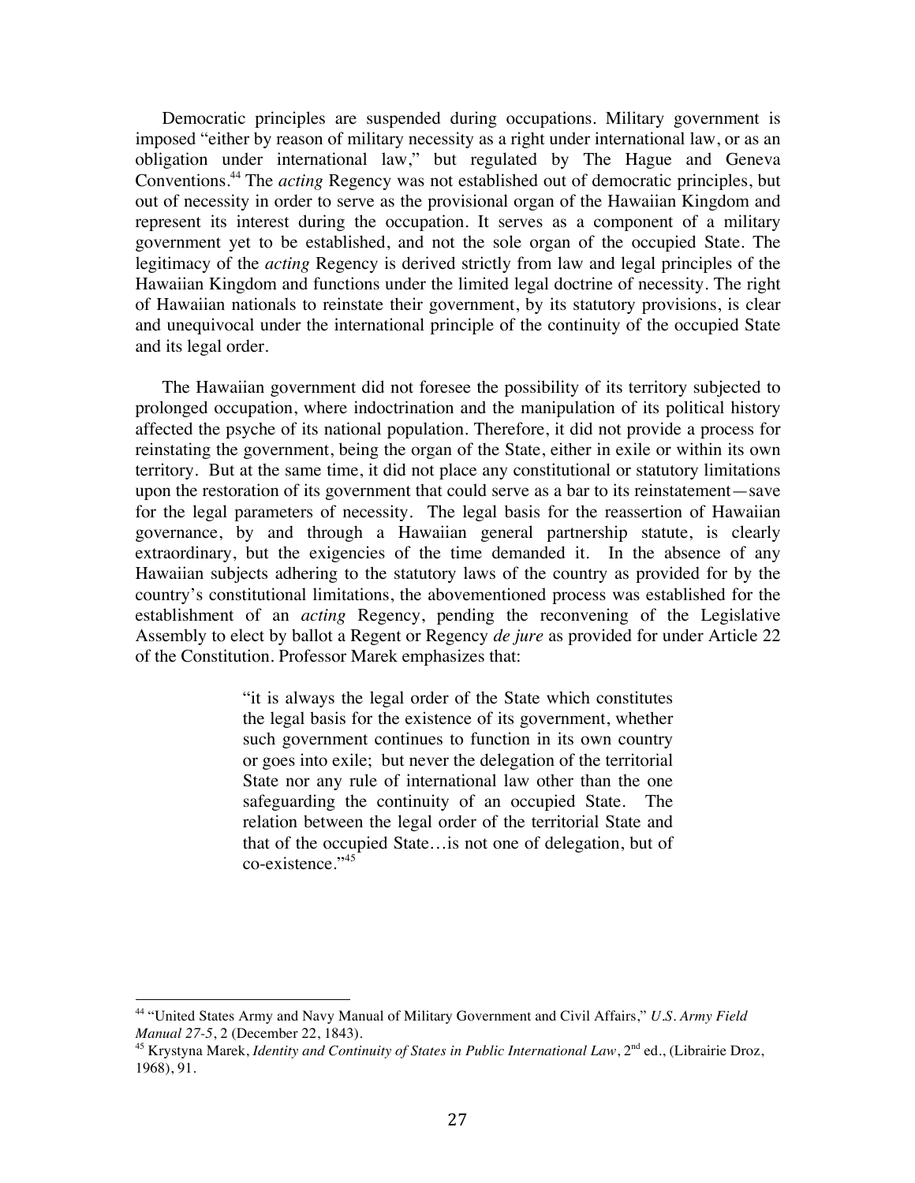Democratic principles are suspended during occupations. Military government is imposed "either by reason of military necessity as a right under international law, or as an obligation under international law," but regulated by The Hague and Geneva Conventions.[44] The *acting* Regency was not established out of democratic principles, but out of necessity in order to serve as the provisional organ of the Hawaiian Kingdom and represent its interest during the occupation. It serves as a component of a military government yet to be established, and not the sole organ of the occupied State. The legitimacy of the *acting* Regency is derived strictly from law and legal principles of the Hawaiian Kingdom and functions under the limited legal doctrine of necessity. The right of Hawaiian nationals to reinstate their government, by its statutory provisions, is clear and unequivocal under the international principle of the continuity of the occupied State and its legal order.

The Hawaiian government did not foresee the possibility of its territory subjected to prolonged occupation, where indoctrination and the manipulation of its political history affected the psyche of its national population. Therefore, it did not provide a process for reinstating the government, being the organ of the State, either in exile or within its own territory. But at the same time, it did not place any constitutional or statutory limitations upon the restoration of its government that could serve as a bar to its reinstatement—save for the legal parameters of necessity. The legal basis for the reassertion of Hawaiian governance, by and through a Hawaiian general partnership statute, is clearly extraordinary, but the exigencies of the time demanded it. In the absence of any Hawaiian subjects adhering to the statutory laws of the country as provided for by the country's constitutional limitations, the abovementioned process was established for the establishment of an *acting* Regency, pending the reconvening of the Legislative Assembly to elect by ballot a Regent or Regency *de jure* as provided for under Article 22 of the Constitution. Professor Marek emphasizes that:

> "it is always the legal order of the State which constitutes the legal basis for the existence of its government, whether such government continues to function in its own country or goes into exile; but never the delegation of the territorial State nor any rule of international law other than the one safeguarding the continuity of an occupied State. The relation between the legal order of the territorial State and that of the occupied State…is not one of delegation, but of co-existence."[45]

---

[44] "United States Army and Navy Manual of Military Government and Civil Affairs," *U.S. Army Field Manual 27-5*, 2 (December 22, 1843).

[45] Krystyna Marek, *Identity and Continuity of States in Public International Law*, 2nd ed., (Librairie Droz, 1968), 91.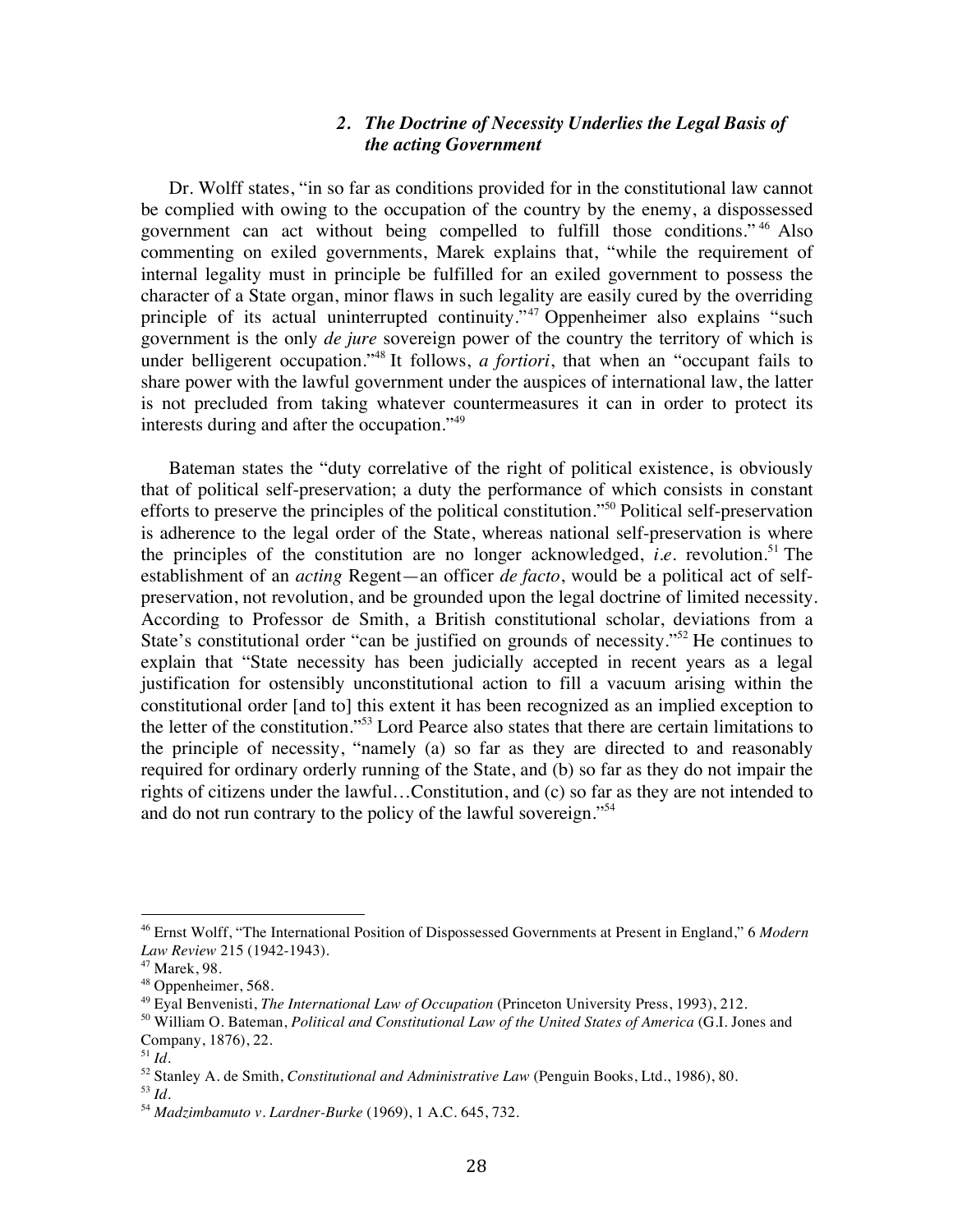### *2. The Doctrine of Necessity Underlies the Legal Basis of the acting Government*

Dr. Wolff states, "in so far as conditions provided for in the constitutional law cannot be complied with owing to the occupation of the country by the enemy, a dispossessed government can act without being compelled to fulfill those conditions."[46] Also commenting on exiled governments, Marek explains that, "while the requirement of internal legality must in principle be fulfilled for an exiled government to possess the character of a State organ, minor flaws in such legality are easily cured by the overriding principle of its actual uninterrupted continuity."[47] Oppenheimer also explains "such government is the only *de jure* sovereign power of the country the territory of which is under belligerent occupation."[48] It follows, *a fortiori*, that when an "occupant fails to share power with the lawful government under the auspices of international law, the latter is not precluded from taking whatever countermeasures it can in order to protect its interests during and after the occupation."[49]

Bateman states the "duty correlative of the right of political existence, is obviously that of political self-preservation; a duty the performance of which consists in constant efforts to preserve the principles of the political constitution."[50] Political self-preservation is adherence to the legal order of the State, whereas national self-preservation is where the principles of the constitution are no longer acknowledged, *i.e.* revolution.[51] The establishment of an *acting* Regent—an officer *de facto*, would be a political act of self-preservation, not revolution, and be grounded upon the legal doctrine of limited necessity. According to Professor de Smith, a British constitutional scholar, deviations from a State's constitutional order "can be justified on grounds of necessity."[52] He continues to explain that "State necessity has been judicially accepted in recent years as a legal justification for ostensibly unconstitutional action to fill a vacuum arising within the constitutional order [and to] this extent it has been recognized as an implied exception to the letter of the constitution."[53] Lord Pearce also states that there are certain limitations to the principle of necessity, "namely (a) so far as they are directed to and reasonably required for ordinary orderly running of the State, and (b) so far as they do not impair the rights of citizens under the lawful…Constitution, and (c) so far as they are not intended to and do not run contrary to the policy of the lawful sovereign."[54]

---

[46] Ernst Wolff, "The International Position of Dispossessed Governments at Present in England," 6 *Modern Law Review* 215 (1942-1943).

[47] Marek, 98.

[48] Oppenheimer, 568.

[49] Eyal Benvenisti, *The International Law of Occupation* (Princeton University Press, 1993), 212.

[50] William O. Bateman, *Political and Constitutional Law of the United States of America* (G.I. Jones and Company, 1876), 22.

[51] *Id.*

[52] Stanley A. de Smith, *Constitutional and Administrative Law* (Penguin Books, Ltd., 1986), 80.

[53] *Id.*

[54] *Madzimbamuto v. Lardner-Burke* (1969), 1 A.C. 645, 732.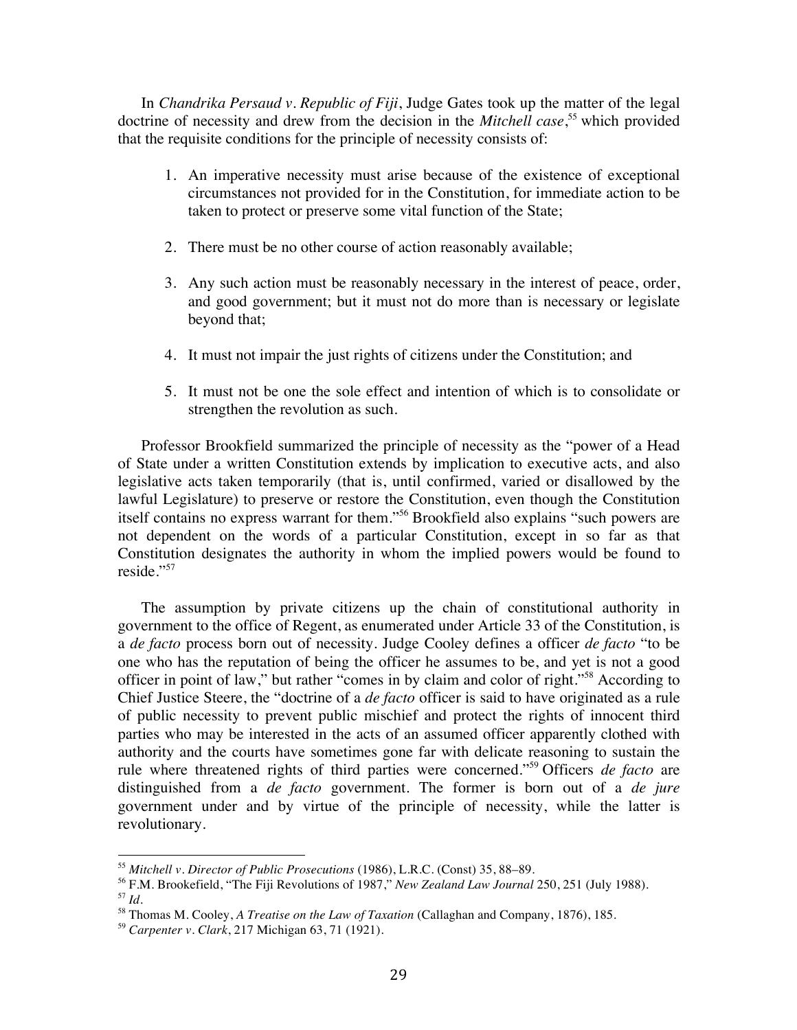In *Chandrika Persaud v. Republic of Fiji*, Judge Gates took up the matter of the legal doctrine of necessity and drew from the decision in the *Mitchell case*,[55] which provided that the requisite conditions for the principle of necessity consists of:

1. An imperative necessity must arise because of the existence of exceptional circumstances not provided for in the Constitution, for immediate action to be taken to protect or preserve some vital function of the State;

2. There must be no other course of action reasonably available;

3. Any such action must be reasonably necessary in the interest of peace, order, and good government; but it must not do more than is necessary or legislate beyond that;

4. It must not impair the just rights of citizens under the Constitution; and

5. It must not be one the sole effect and intention of which is to consolidate or strengthen the revolution as such.

Professor Brookfield summarized the principle of necessity as the "power of a Head of State under a written Constitution extends by implication to executive acts, and also legislative acts taken temporarily (that is, until confirmed, varied or disallowed by the lawful Legislature) to preserve or restore the Constitution, even though the Constitution itself contains no express warrant for them."[56] Brookfield also explains "such powers are not dependent on the words of a particular Constitution, except in so far as that Constitution designates the authority in whom the implied powers would be found to reside."[57]

The assumption by private citizens up the chain of constitutional authority in government to the office of Regent, as enumerated under Article 33 of the Constitution, is a *de facto* process born out of necessity. Judge Cooley defines a officer *de facto* "to be one who has the reputation of being the officer he assumes to be, and yet is not a good officer in point of law," but rather "comes in by claim and color of right."[58] According to Chief Justice Steere, the "doctrine of a *de facto* officer is said to have originated as a rule of public necessity to prevent public mischief and protect the rights of innocent third parties who may be interested in the acts of an assumed officer apparently clothed with authority and the courts have sometimes gone far with delicate reasoning to sustain the rule where threatened rights of third parties were concerned."[59] Officers *de facto* are distinguished from a *de facto* government. The former is born out of a *de jure* government under and by virtue of the principle of necessity, while the latter is revolutionary.

---

[55] *Mitchell v. Director of Public Prosecutions* (1986), L.R.C. (Const) 35, 88–89.

[56] F.M. Brookefield, "The Fiji Revolutions of 1987," *New Zealand Law Journal* 250, 251 (July 1988).

[57] *Id.*

[58] Thomas M. Cooley, *A Treatise on the Law of Taxation* (Callaghan and Company, 1876), 185.

[59] *Carpenter v. Clark*, 217 Michigan 63, 71 (1921).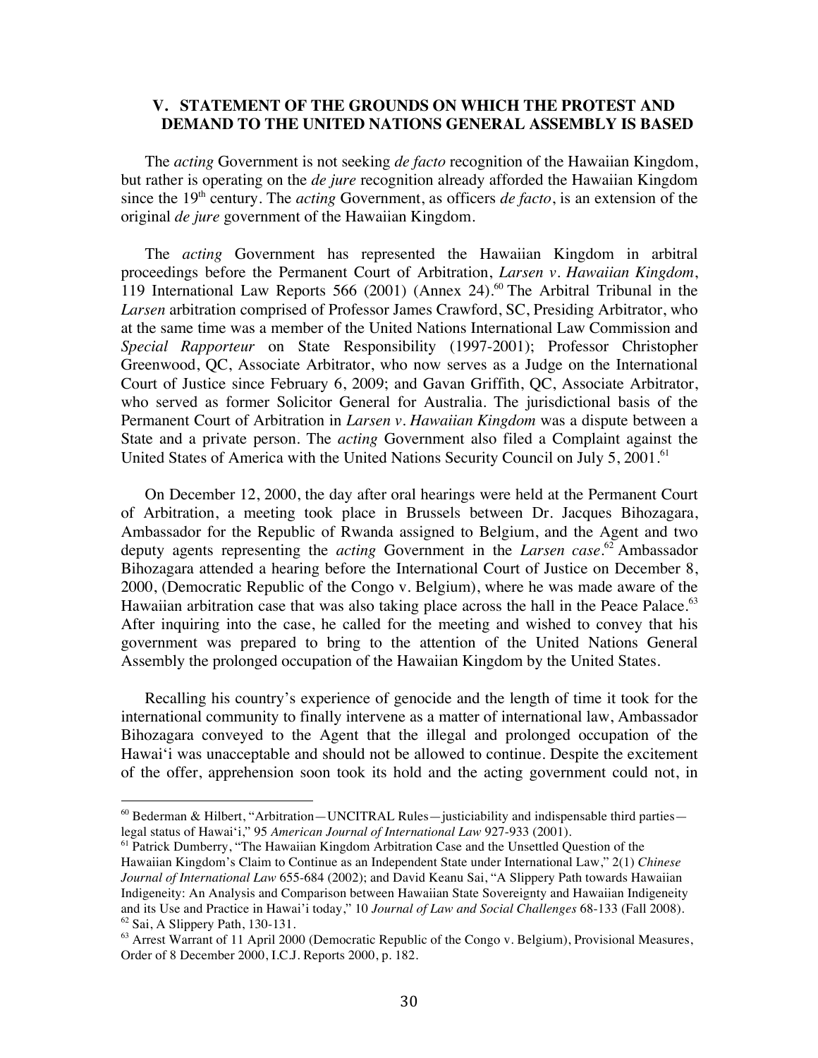## V. STATEMENT OF THE GROUNDS ON WHICH THE PROTEST AND DEMAND TO THE UNITED NATIONS GENERAL ASSEMBLY IS BASED

The *acting* Government is not seeking *de facto* recognition of the Hawaiian Kingdom, but rather is operating on the *de jure* recognition already afforded the Hawaiian Kingdom since the 19th century. The *acting* Government, as officers *de facto*, is an extension of the original *de jure* government of the Hawaiian Kingdom.

The *acting* Government has represented the Hawaiian Kingdom in arbitral proceedings before the Permanent Court of Arbitration, *Larsen v. Hawaiian Kingdom*, 119 International Law Reports 566 (2001) (Annex 24).[60] The Arbitral Tribunal in the *Larsen* arbitration comprised of Professor James Crawford, SC, Presiding Arbitrator, who at the same time was a member of the United Nations International Law Commission and *Special Rapporteur* on State Responsibility (1997-2001); Professor Christopher Greenwood, QC, Associate Arbitrator, who now serves as a Judge on the International Court of Justice since February 6, 2009; and Gavan Griffith, QC, Associate Arbitrator, who served as former Solicitor General for Australia. The jurisdictional basis of the Permanent Court of Arbitration in *Larsen v. Hawaiian Kingdom* was a dispute between a State and a private person. The *acting* Government also filed a Complaint against the United States of America with the United Nations Security Council on July 5, 2001.[61]

On December 12, 2000, the day after oral hearings were held at the Permanent Court of Arbitration, a meeting took place in Brussels between Dr. Jacques Bihozagara, Ambassador for the Republic of Rwanda assigned to Belgium, and the Agent and two deputy agents representing the *acting* Government in the *Larsen case*.[62] Ambassador Bihozagara attended a hearing before the International Court of Justice on December 8, 2000, (Democratic Republic of the Congo v. Belgium), where he was made aware of the Hawaiian arbitration case that was also taking place across the hall in the Peace Palace.[63] After inquiring into the case, he called for the meeting and wished to convey that his government was prepared to bring to the attention of the United Nations General Assembly the prolonged occupation of the Hawaiian Kingdom by the United States.

Recalling his country's experience of genocide and the length of time it took for the international community to finally intervene as a matter of international law, Ambassador Bihozagara conveyed to the Agent that the illegal and prolonged occupation of the Hawai'i was unacceptable and should not be allowed to continue. Despite the excitement of the offer, apprehension soon took its hold and the acting government could not, in

---

[60] Bederman & Hilbert, "Arbitration—UNCITRAL Rules—justiciability and indispensable third parties—legal status of Hawai'i," 95 *American Journal of International Law* 927-933 (2001).

[61] Patrick Dumberry, "The Hawaiian Kingdom Arbitration Case and the Unsettled Question of the Hawaiian Kingdom's Claim to Continue as an Independent State under International Law," 2(1) *Chinese Journal of International Law* 655-684 (2002); and David Keanu Sai, "A Slippery Path towards Hawaiian Indigeneity: An Analysis and Comparison between Hawaiian State Sovereignty and Hawaiian Indigeneity and its Use and Practice in Hawai'i today," 10 *Journal of Law and Social Challenges* 68-133 (Fall 2008).

[62] Sai, A Slippery Path, 130-131.

[63] Arrest Warrant of 11 April 2000 (Democratic Republic of the Congo v. Belgium), Provisional Measures, Order of 8 December 2000, I.C.J. Reports 2000, p. 182.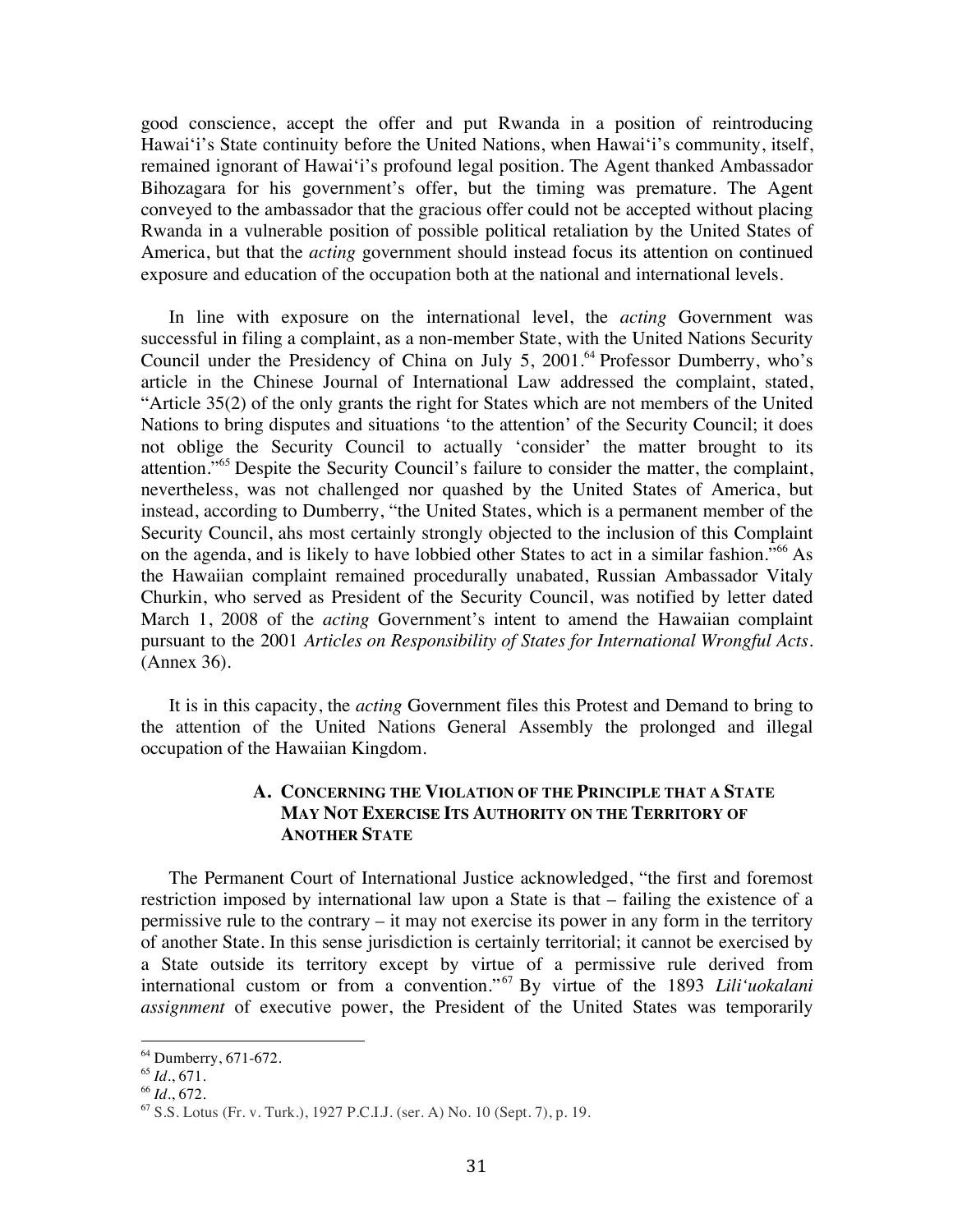good conscience, accept the offer and put Rwanda in a position of reintroducing Hawai'i's State continuity before the United Nations, when Hawai'i's community, itself, remained ignorant of Hawai'i's profound legal position. The Agent thanked Ambassador Bihozagara for his government's offer, but the timing was premature. The Agent conveyed to the ambassador that the gracious offer could not be accepted without placing Rwanda in a vulnerable position of possible political retaliation by the United States of America, but that the *acting* government should instead focus its attention on continued exposure and education of the occupation both at the national and international levels.

In line with exposure on the international level, the *acting* Government was successful in filing a complaint, as a non-member State, with the United Nations Security Council under the Presidency of China on July 5, 2001.[64] Professor Dumberry, who's article in the Chinese Journal of International Law addressed the complaint, stated, "Article 35(2) of the only grants the right for States which are not members of the United Nations to bring disputes and situations 'to the attention' of the Security Council; it does not oblige the Security Council to actually 'consider' the matter brought to its attention."[65] Despite the Security Council's failure to consider the matter, the complaint, nevertheless, was not challenged nor quashed by the United States of America, but instead, according to Dumberry, "the United States, which is a permanent member of the Security Council, ahs most certainly strongly objected to the inclusion of this Complaint on the agenda, and is likely to have lobbied other States to act in a similar fashion."[66] As the Hawaiian complaint remained procedurally unabated, Russian Ambassador Vitaly Churkin, who served as President of the Security Council, was notified by letter dated March 1, 2008 of the *acting* Government's intent to amend the Hawaiian complaint pursuant to the 2001 *Articles on Responsibility of States for International Wrongful Acts*. (Annex 36).

It is in this capacity, the *acting* Government files this Protest and Demand to bring to the attention of the United Nations General Assembly the prolonged and illegal occupation of the Hawaiian Kingdom.

### A. Concerning the Violation of the Principle that a State May Not Exercise Its Authority on the Territory of Another State

The Permanent Court of International Justice acknowledged, "the first and foremost restriction imposed by international law upon a State is that – failing the existence of a permissive rule to the contrary – it may not exercise its power in any form in the territory of another State. In this sense jurisdiction is certainly territorial; it cannot be exercised by a State outside its territory except by virtue of a permissive rule derived from international custom or from a convention."[67] By virtue of the 1893 *Lili'uokalani assignment* of executive power, the President of the United States was temporarily

---

[64] Dumberry, 671-672.

[65] *Id*., 671.

[66] *Id*., 672.

[67] S.S. Lotus (Fr. v. Turk.), 1927 P.C.I.J. (ser. A) No. 10 (Sept. 7), p. 19.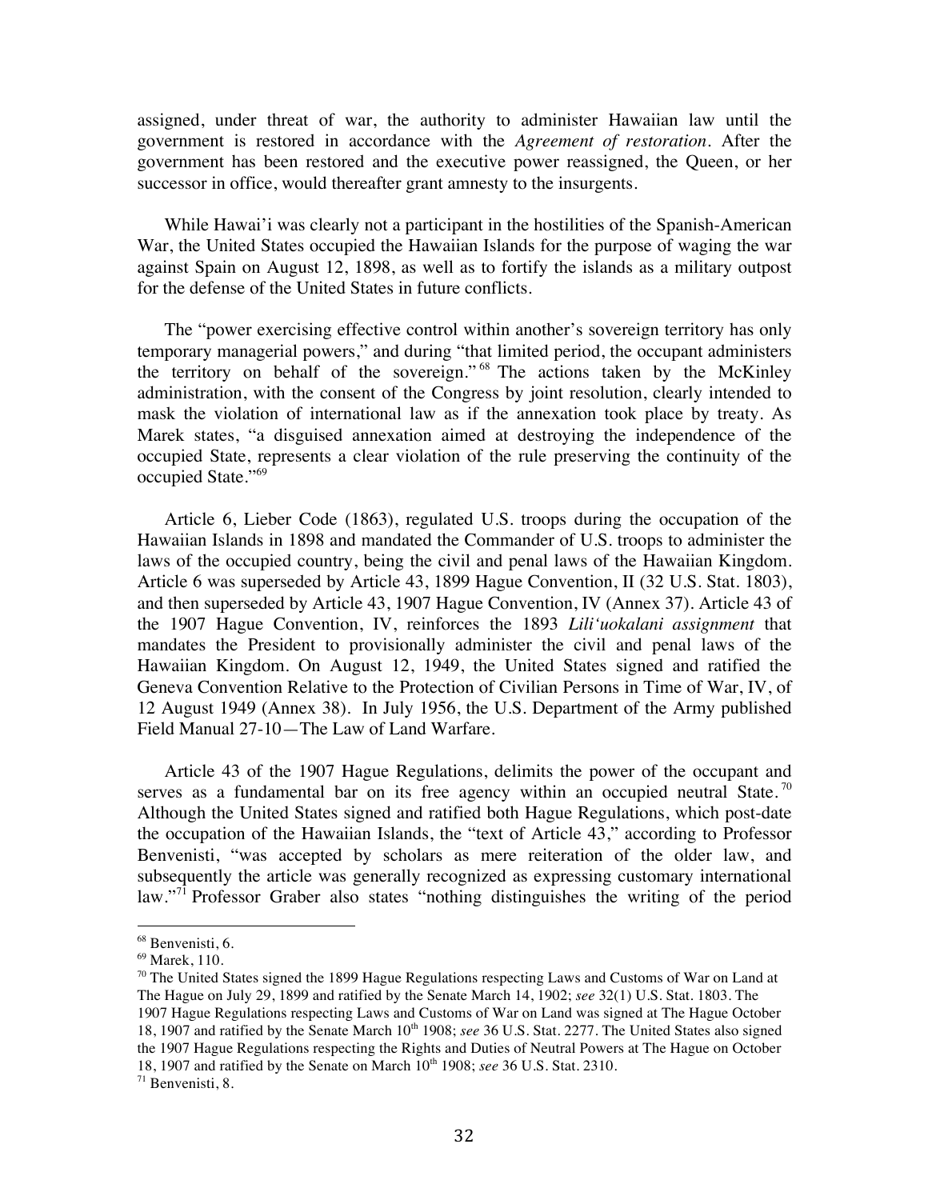assigned, under threat of war, the authority to administer Hawaiian law until the government is restored in accordance with the *Agreement of restoration*. After the government has been restored and the executive power reassigned, the Queen, or her successor in office, would thereafter grant amnesty to the insurgents.

While Hawai'i was clearly not a participant in the hostilities of the Spanish-American War, the United States occupied the Hawaiian Islands for the purpose of waging the war against Spain on August 12, 1898, as well as to fortify the islands as a military outpost for the defense of the United States in future conflicts.

The "power exercising effective control within another's sovereign territory has only temporary managerial powers," and during "that limited period, the occupant administers the territory on behalf of the sovereign."[68] The actions taken by the McKinley administration, with the consent of the Congress by joint resolution, clearly intended to mask the violation of international law as if the annexation took place by treaty. As Marek states, "a disguised annexation aimed at destroying the independence of the occupied State, represents a clear violation of the rule preserving the continuity of the occupied State."[69]

Article 6, Lieber Code (1863), regulated U.S. troops during the occupation of the Hawaiian Islands in 1898 and mandated the Commander of U.S. troops to administer the laws of the occupied country, being the civil and penal laws of the Hawaiian Kingdom. Article 6 was superseded by Article 43, 1899 Hague Convention, II (32 U.S. Stat. 1803), and then superseded by Article 43, 1907 Hague Convention, IV (Annex 37). Article 43 of the 1907 Hague Convention, IV, reinforces the 1893 *Lili'uokalani assignment* that mandates the President to provisionally administer the civil and penal laws of the Hawaiian Kingdom. On August 12, 1949, the United States signed and ratified the Geneva Convention Relative to the Protection of Civilian Persons in Time of War, IV, of 12 August 1949 (Annex 38). In July 1956, the U.S. Department of the Army published Field Manual 27-10—The Law of Land Warfare.

Article 43 of the 1907 Hague Regulations, delimits the power of the occupant and serves as a fundamental bar on its free agency within an occupied neutral State.[70] Although the United States signed and ratified both Hague Regulations, which post-date the occupation of the Hawaiian Islands, the "text of Article 43," according to Professor Benvenisti, "was accepted by scholars as mere reiteration of the older law, and subsequently the article was generally recognized as expressing customary international law."[71] Professor Graber also states "nothing distinguishes the writing of the period

---

[68] Benvenisti, 6.

[69] Marek, 110.

[70] The United States signed the 1899 Hague Regulations respecting Laws and Customs of War on Land at The Hague on July 29, 1899 and ratified by the Senate March 14, 1902; *see* 32(1) U.S. Stat. 1803. The 1907 Hague Regulations respecting Laws and Customs of War on Land was signed at The Hague October 18, 1907 and ratified by the Senate March 10th 1908; *see* 36 U.S. Stat. 2277. The United States also signed the 1907 Hague Regulations respecting the Rights and Duties of Neutral Powers at The Hague on October 18, 1907 and ratified by the Senate on March 10th 1908; *see* 36 U.S. Stat. 2310.

[71] Benvenisti, 8.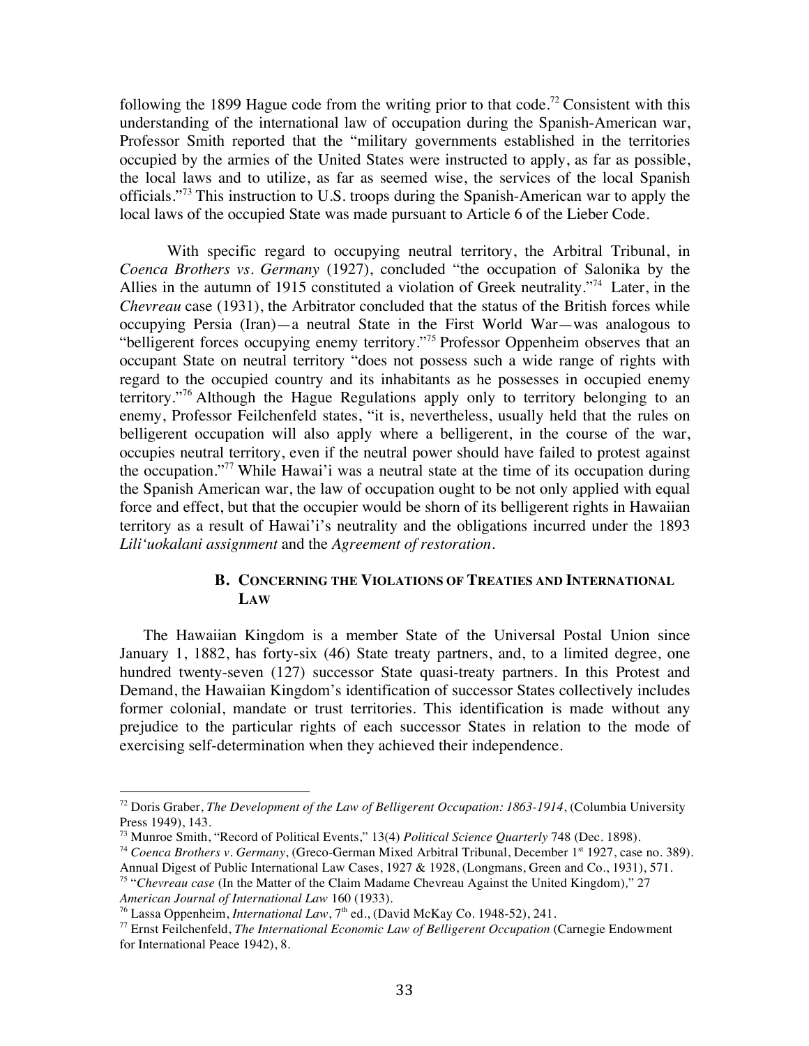following the 1899 Hague code from the writing prior to that code.[72] Consistent with this understanding of the international law of occupation during the Spanish-American war, Professor Smith reported that the "military governments established in the territories occupied by the armies of the United States were instructed to apply, as far as possible, the local laws and to utilize, as far as seemed wise, the services of the local Spanish officials."[73] This instruction to U.S. troops during the Spanish-American war to apply the local laws of the occupied State was made pursuant to Article 6 of the Lieber Code.

With specific regard to occupying neutral territory, the Arbitral Tribunal, in *Coenca Brothers vs. Germany* (1927), concluded "the occupation of Salonika by the Allies in the autumn of 1915 constituted a violation of Greek neutrality."[74] Later, in the *Chevreau* case (1931), the Arbitrator concluded that the status of the British forces while occupying Persia (Iran)—a neutral State in the First World War—was analogous to "belligerent forces occupying enemy territory."[75] Professor Oppenheim observes that an occupant State on neutral territory "does not possess such a wide range of rights with regard to the occupied country and its inhabitants as he possesses in occupied enemy territory."[76] Although the Hague Regulations apply only to territory belonging to an enemy, Professor Feilchenfeld states, "it is, nevertheless, usually held that the rules on belligerent occupation will also apply where a belligerent, in the course of the war, occupies neutral territory, even if the neutral power should have failed to protest against the occupation."[77] While Hawai'i was a neutral state at the time of its occupation during the Spanish American war, the law of occupation ought to be not only applied with equal force and effect, but that the occupier would be shorn of its belligerent rights in Hawaiian territory as a result of Hawai'i's neutrality and the obligations incurred under the 1893 *Lili'uokalani assignment* and the *Agreement of restoration*.

### B. CONCERNING THE VIOLATIONS OF TREATIES AND INTERNATIONAL LAW

The Hawaiian Kingdom is a member State of the Universal Postal Union since January 1, 1882, has forty-six (46) State treaty partners, and, to a limited degree, one hundred twenty-seven (127) successor State quasi-treaty partners. In this Protest and Demand, the Hawaiian Kingdom's identification of successor States collectively includes former colonial, mandate or trust territories. This identification is made without any prejudice to the particular rights of each successor States in relation to the mode of exercising self-determination when they achieved their independence.

---

[72] Doris Graber, *The Development of the Law of Belligerent Occupation: 1863-1914*, (Columbia University Press 1949), 143.

[73] Munroe Smith, "Record of Political Events," 13(4) *Political Science Quarterly* 748 (Dec. 1898).

[74] *Coenca Brothers v. Germany*, (Greco-German Mixed Arbitral Tribunal, December 1st 1927, case no. 389). Annual Digest of Public International Law Cases, 1927 & 1928, (Longmans, Green and Co., 1931), 571.

[75] "*Chevreau case* (In the Matter of the Claim Madame Chevreau Against the United Kingdom)," 27 *American Journal of International Law* 160 (1933).

[76] Lassa Oppenheim, *International Law*, 7th ed., (David McKay Co. 1948-52), 241.

[77] Ernst Feilchenfeld, *The International Economic Law of Belligerent Occupation* (Carnegie Endowment for International Peace 1942), 8.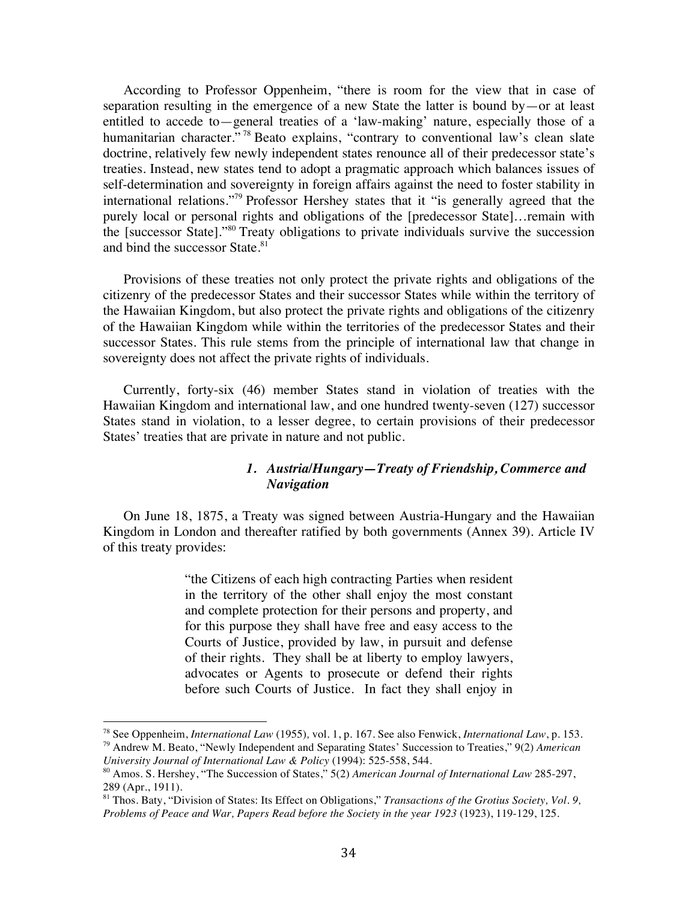According to Professor Oppenheim, "there is room for the view that in case of separation resulting in the emergence of a new State the latter is bound by—or at least entitled to accede to—general treaties of a 'law-making' nature, especially those of a humanitarian character."[78] Beato explains, "contrary to conventional law's clean slate doctrine, relatively few newly independent states renounce all of their predecessor state's treaties. Instead, new states tend to adopt a pragmatic approach which balances issues of self-determination and sovereignty in foreign affairs against the need to foster stability in international relations."[79] Professor Hershey states that it "is generally agreed that the purely local or personal rights and obligations of the [predecessor State]…remain with the [successor State]."[80] Treaty obligations to private individuals survive the succession and bind the successor State.[81]

Provisions of these treaties not only protect the private rights and obligations of the citizenry of the predecessor States and their successor States while within the territory of the Hawaiian Kingdom, but also protect the private rights and obligations of the citizenry of the Hawaiian Kingdom while within the territories of the predecessor States and their successor States. This rule stems from the principle of international law that change in sovereignty does not affect the private rights of individuals.

Currently, forty-six (46) member States stand in violation of treaties with the Hawaiian Kingdom and international law, and one hundred twenty-seven (127) successor States stand in violation, to a lesser degree, to certain provisions of their predecessor States' treaties that are private in nature and not public.

### *1. Austria/Hungary—Treaty of Friendship, Commerce and Navigation*

On June 18, 1875, a Treaty was signed between Austria-Hungary and the Hawaiian Kingdom in London and thereafter ratified by both governments (Annex 39). Article IV of this treaty provides:

> "the Citizens of each high contracting Parties when resident in the territory of the other shall enjoy the most constant and complete protection for their persons and property, and for this purpose they shall have free and easy access to the Courts of Justice, provided by law, in pursuit and defense of their rights. They shall be at liberty to employ lawyers, advocates or Agents to prosecute or defend their rights before such Courts of Justice. In fact they shall enjoy in

---

[78] See Oppenheim, *International Law* (1955), vol. 1, p. 167. See also Fenwick, *International Law*, p. 153.

[79] Andrew M. Beato, "Newly Independent and Separating States' Succession to Treaties," 9(2) *American University Journal of International Law & Policy* (1994): 525-558, 544.

[80] Amos. S. Hershey, "The Succession of States," 5(2) *American Journal of International Law* 285-297, 289 (Apr., 1911).

[81] Thos. Baty, "Division of States: Its Effect on Obligations," *Transactions of the Grotius Society, Vol. 9, Problems of Peace and War, Papers Read before the Society in the year 1923* (1923), 119-129, 125.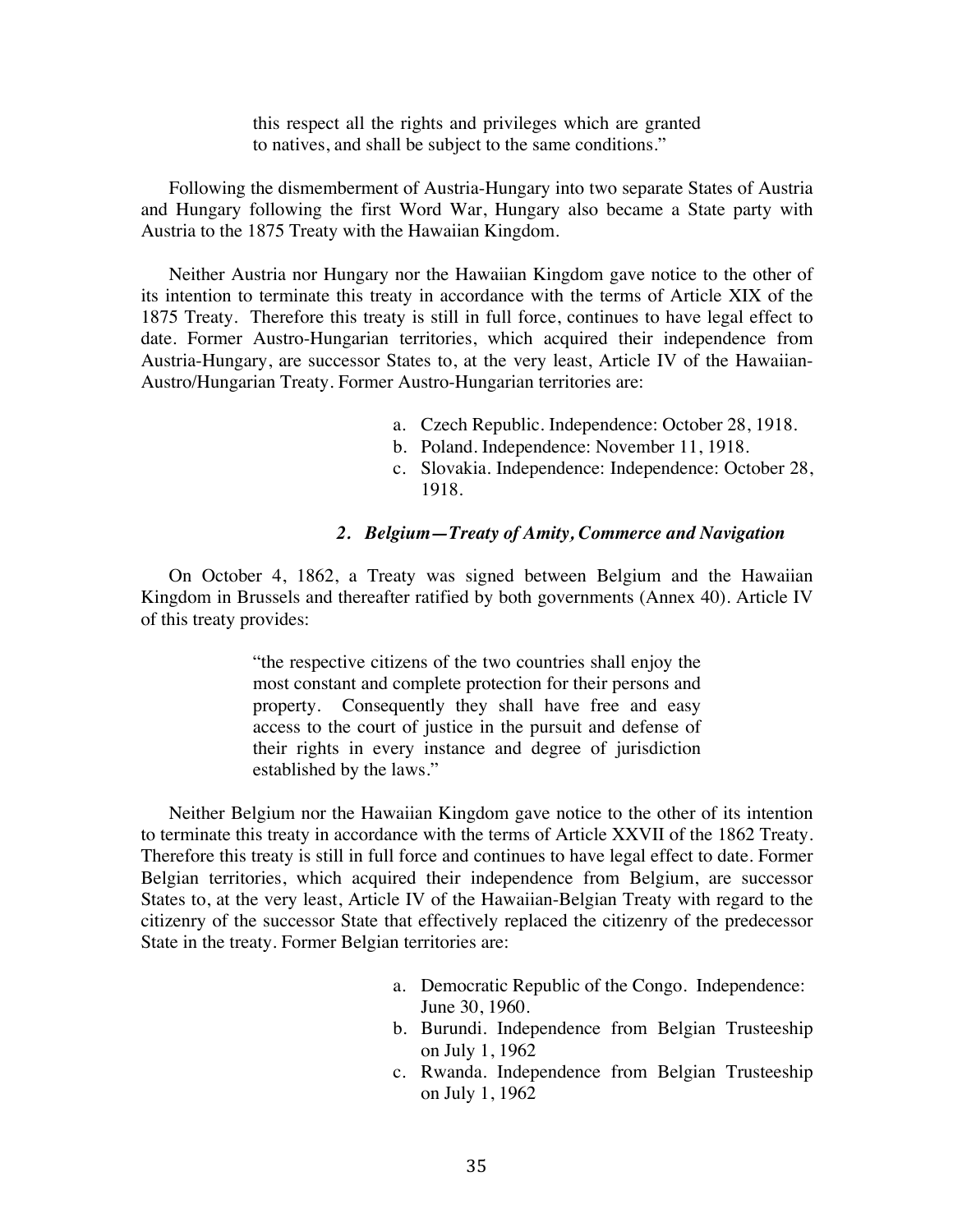> this respect all the rights and privileges which are granted to natives, and shall be subject to the same conditions."

Following the dismemberment of Austria-Hungary into two separate States of Austria and Hungary following the first Word War, Hungary also became a State party with Austria to the 1875 Treaty with the Hawaiian Kingdom.

Neither Austria nor Hungary nor the Hawaiian Kingdom gave notice to the other of its intention to terminate this treaty in accordance with the terms of Article XIX of the 1875 Treaty. Therefore this treaty is still in full force, continues to have legal effect to date. Former Austro-Hungarian territories, which acquired their independence from Austria-Hungary, are successor States to, at the very least, Article IV of the Hawaiian-Austro/Hungarian Treaty. Former Austro-Hungarian territories are:

a. Czech Republic. Independence: October 28, 1918.
b. Poland. Independence: November 11, 1918.
c. Slovakia. Independence: Independence: October 28, 1918.

#### *2. Belgium—Treaty of Amity, Commerce and Navigation*

On October 4, 1862, a Treaty was signed between Belgium and the Hawaiian Kingdom in Brussels and thereafter ratified by both governments (Annex 40). Article IV of this treaty provides:

> "the respective citizens of the two countries shall enjoy the most constant and complete protection for their persons and property. Consequently they shall have free and easy access to the court of justice in the pursuit and defense of their rights in every instance and degree of jurisdiction established by the laws."

Neither Belgium nor the Hawaiian Kingdom gave notice to the other of its intention to terminate this treaty in accordance with the terms of Article XXVII of the 1862 Treaty. Therefore this treaty is still in full force and continues to have legal effect to date. Former Belgian territories, which acquired their independence from Belgium, are successor States to, at the very least, Article IV of the Hawaiian-Belgian Treaty with regard to the citizenry of the successor State that effectively replaced the citizenry of the predecessor State in the treaty. Former Belgian territories are:

a. Democratic Republic of the Congo. Independence: June 30, 1960.
b. Burundi. Independence from Belgian Trusteeship on July 1, 1962
c. Rwanda. Independence from Belgian Trusteeship on July 1, 1962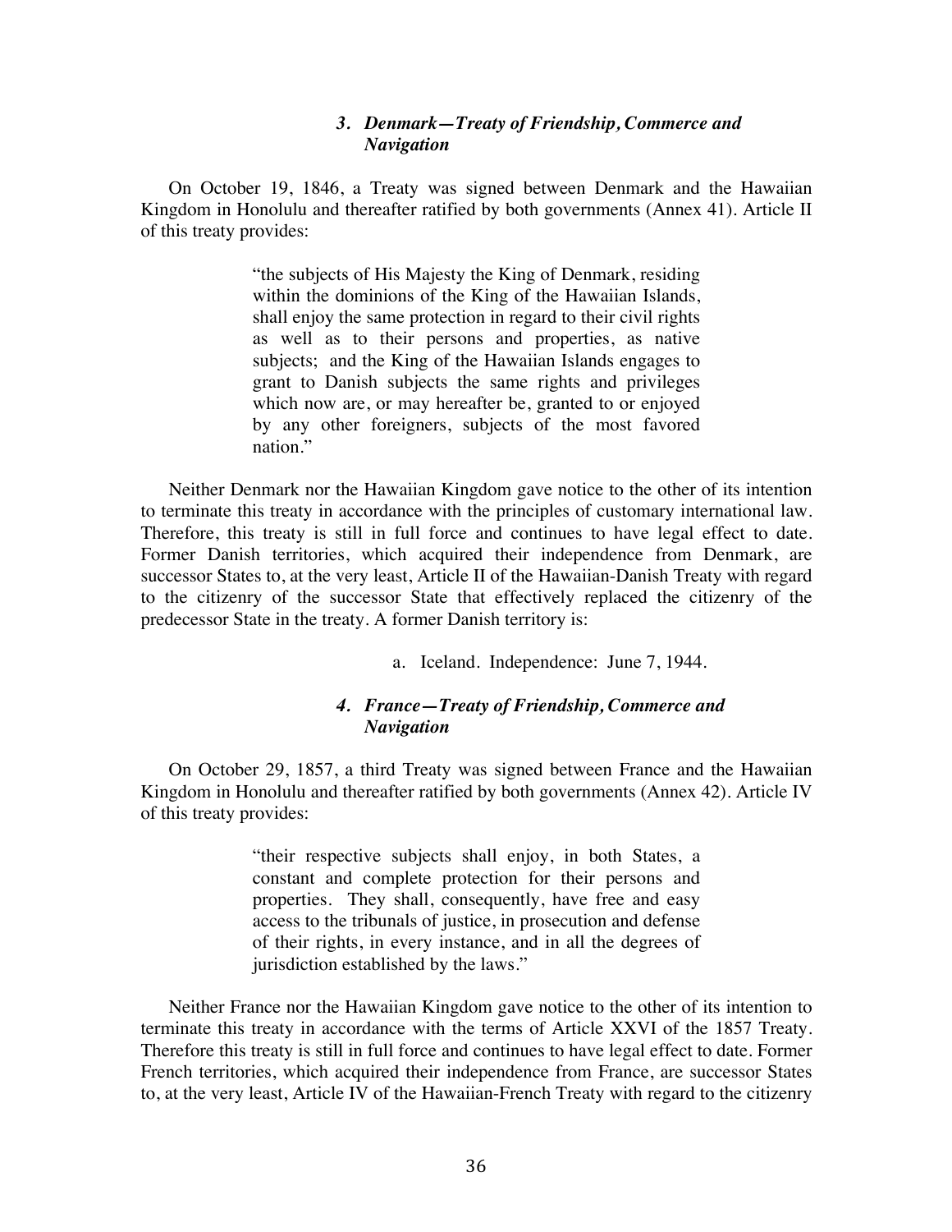### *3. Denmark—Treaty of Friendship, Commerce and Navigation*

On October 19, 1846, a Treaty was signed between Denmark and the Hawaiian Kingdom in Honolulu and thereafter ratified by both governments (Annex 41). Article II of this treaty provides:

> "the subjects of His Majesty the King of Denmark, residing within the dominions of the King of the Hawaiian Islands, shall enjoy the same protection in regard to their civil rights as well as to their persons and properties, as native subjects; and the King of the Hawaiian Islands engages to grant to Danish subjects the same rights and privileges which now are, or may hereafter be, granted to or enjoyed by any other foreigners, subjects of the most favored nation."

Neither Denmark nor the Hawaiian Kingdom gave notice to the other of its intention to terminate this treaty in accordance with the principles of customary international law. Therefore, this treaty is still in full force and continues to have legal effect to date. Former Danish territories, which acquired their independence from Denmark, are successor States to, at the very least, Article II of the Hawaiian-Danish Treaty with regard to the citizenry of the successor State that effectively replaced the citizenry of the predecessor State in the treaty. A former Danish territory is:

a. Iceland. Independence: June 7, 1944.

### *4. France—Treaty of Friendship, Commerce and Navigation*

On October 29, 1857, a third Treaty was signed between France and the Hawaiian Kingdom in Honolulu and thereafter ratified by both governments (Annex 42). Article IV of this treaty provides:

> "their respective subjects shall enjoy, in both States, a constant and complete protection for their persons and properties. They shall, consequently, have free and easy access to the tribunals of justice, in prosecution and defense of their rights, in every instance, and in all the degrees of jurisdiction established by the laws."

Neither France nor the Hawaiian Kingdom gave notice to the other of its intention to terminate this treaty in accordance with the terms of Article XXVI of the 1857 Treaty. Therefore this treaty is still in full force and continues to have legal effect to date. Former French territories, which acquired their independence from France, are successor States to, at the very least, Article IV of the Hawaiian-French Treaty with regard to the citizenry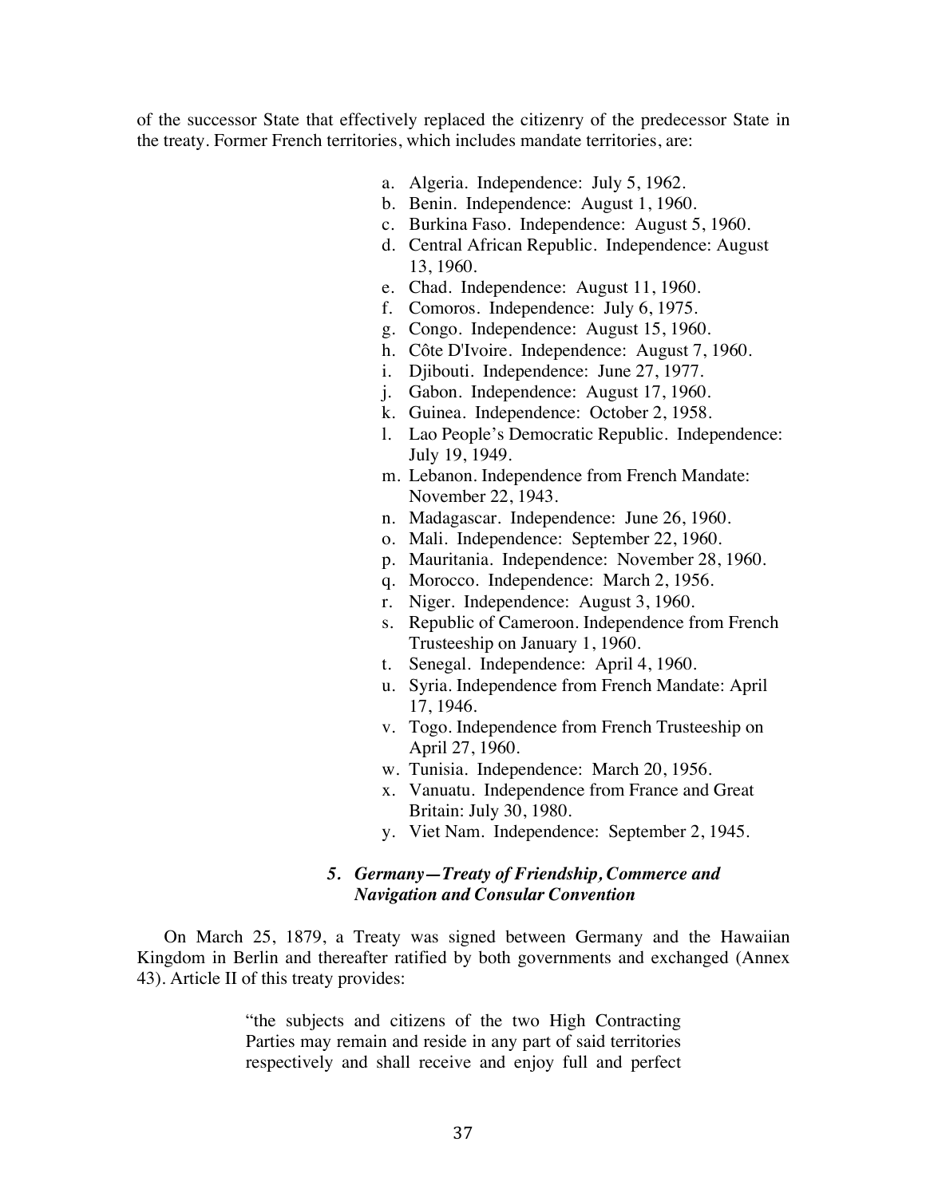of the successor State that effectively replaced the citizenry of the predecessor State in the treaty. Former French territories, which includes mandate territories, are:

a. Algeria. Independence: July 5, 1962.
b. Benin. Independence: August 1, 1960.
c. Burkina Faso. Independence: August 5, 1960.
d. Central African Republic. Independence: August 13, 1960.
e. Chad. Independence: August 11, 1960.
f. Comoros. Independence: July 6, 1975.
g. Congo. Independence: August 15, 1960.
h. Côte D'Ivoire. Independence: August 7, 1960.
i. Djibouti. Independence: June 27, 1977.
j. Gabon. Independence: August 17, 1960.
k. Guinea. Independence: October 2, 1958.
l. Lao People's Democratic Republic. Independence: July 19, 1949.
m. Lebanon. Independence from French Mandate: November 22, 1943.
n. Madagascar. Independence: June 26, 1960.
o. Mali. Independence: September 22, 1960.
p. Mauritania. Independence: November 28, 1960.
q. Morocco. Independence: March 2, 1956.
r. Niger. Independence: August 3, 1960.
s. Republic of Cameroon. Independence from French Trusteeship on January 1, 1960.
t. Senegal. Independence: April 4, 1960.
u. Syria. Independence from French Mandate: April 17, 1946.
v. Togo. Independence from French Trusteeship on April 27, 1960.
w. Tunisia. Independence: March 20, 1956.
x. Vanuatu. Independence from France and Great Britain: July 30, 1980.
y. Viet Nam. Independence: September 2, 1945.

### *5. Germany—Treaty of Friendship, Commerce and Navigation and Consular Convention*

On March 25, 1879, a Treaty was signed between Germany and the Hawaiian Kingdom in Berlin and thereafter ratified by both governments and exchanged (Annex 43). Article II of this treaty provides:

> "the subjects and citizens of the two High Contracting Parties may remain and reside in any part of said territories respectively and shall receive and enjoy full and perfect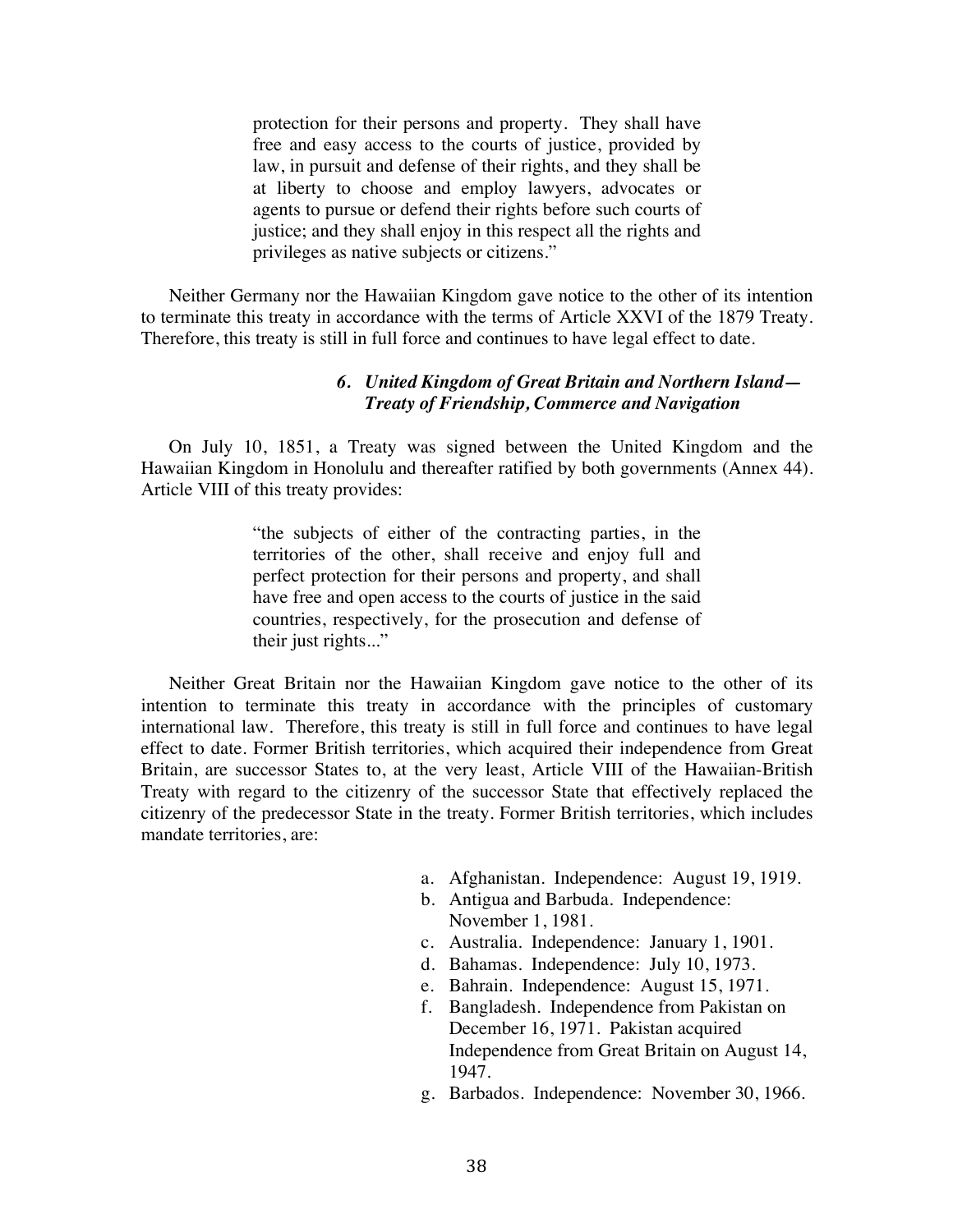> protection for their persons and property. They shall have free and easy access to the courts of justice, provided by law, in pursuit and defense of their rights, and they shall be at liberty to choose and employ lawyers, advocates or agents to pursue or defend their rights before such courts of justice; and they shall enjoy in this respect all the rights and privileges as native subjects or citizens."

Neither Germany nor the Hawaiian Kingdom gave notice to the other of its intention to terminate this treaty in accordance with the terms of Article XXVI of the 1879 Treaty. Therefore, this treaty is still in full force and continues to have legal effect to date.

#### *6. United Kingdom of Great Britain and Northern Island— Treaty of Friendship, Commerce and Navigation*

On July 10, 1851, a Treaty was signed between the United Kingdom and the Hawaiian Kingdom in Honolulu and thereafter ratified by both governments (Annex 44). Article VIII of this treaty provides:

> "the subjects of either of the contracting parties, in the territories of the other, shall receive and enjoy full and perfect protection for their persons and property, and shall have free and open access to the courts of justice in the said countries, respectively, for the prosecution and defense of their just rights..."

Neither Great Britain nor the Hawaiian Kingdom gave notice to the other of its intention to terminate this treaty in accordance with the principles of customary international law. Therefore, this treaty is still in full force and continues to have legal effect to date. Former British territories, which acquired their independence from Great Britain, are successor States to, at the very least, Article VIII of the Hawaiian-British Treaty with regard to the citizenry of the successor State that effectively replaced the citizenry of the predecessor State in the treaty. Former British territories, which includes mandate territories, are:

a. Afghanistan. Independence: August 19, 1919.
b. Antigua and Barbuda. Independence: November 1, 1981.
c. Australia. Independence: January 1, 1901.
d. Bahamas. Independence: July 10, 1973.
e. Bahrain. Independence: August 15, 1971.
f. Bangladesh. Independence from Pakistan on December 16, 1971. Pakistan acquired Independence from Great Britain on August 14, 1947.
g. Barbados. Independence: November 30, 1966.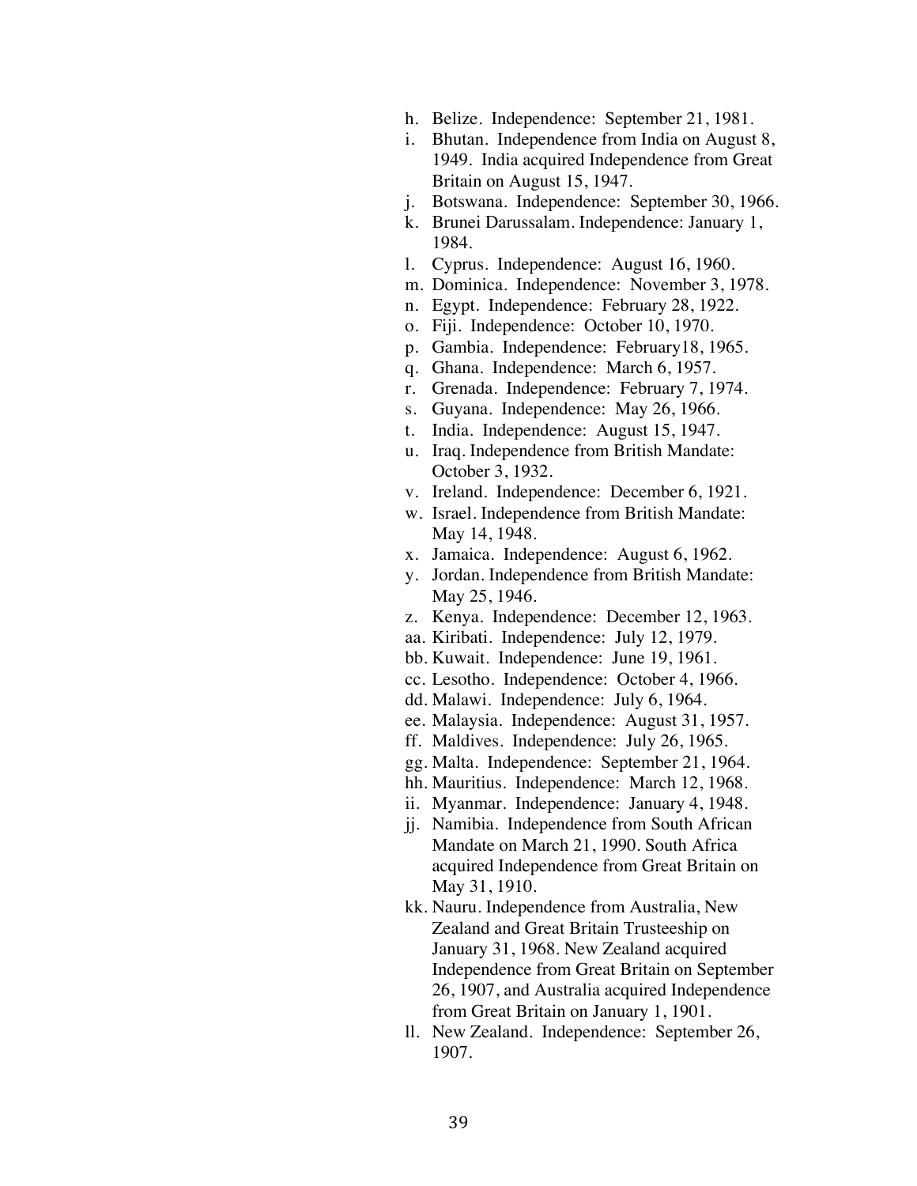h. Belize. Independence: September 21, 1981.
i. Bhutan. Independence from India on August 8, 1949. India acquired Independence from Great Britain on August 15, 1947.
j. Botswana. Independence: September 30, 1966.
k. Brunei Darussalam. Independence: January 1, 1984.
l. Cyprus. Independence: August 16, 1960.
m. Dominica. Independence: November 3, 1978.
n. Egypt. Independence: February 28, 1922.
o. Fiji. Independence: October 10, 1970.
p. Gambia. Independence: February18, 1965.
q. Ghana. Independence: March 6, 1957.
r. Grenada. Independence: February 7, 1974.
s. Guyana. Independence: May 26, 1966.
t. India. Independence: August 15, 1947.
u. Iraq. Independence from British Mandate: October 3, 1932.
v. Ireland. Independence: December 6, 1921.
w. Israel. Independence from British Mandate: May 14, 1948.
x. Jamaica. Independence: August 6, 1962.
y. Jordan. Independence from British Mandate: May 25, 1946.
z. Kenya. Independence: December 12, 1963.
aa. Kiribati. Independence: July 12, 1979.
bb. Kuwait. Independence: June 19, 1961.
cc. Lesotho. Independence: October 4, 1966.
dd. Malawi. Independence: July 6, 1964.
ee. Malaysia. Independence: August 31, 1957.
ff. Maldives. Independence: July 26, 1965.
gg. Malta. Independence: September 21, 1964.
hh. Mauritius. Independence: March 12, 1968.
ii. Myanmar. Independence: January 4, 1948.
jj. Namibia. Independence from South African Mandate on March 21, 1990. South Africa acquired Independence from Great Britain on May 31, 1910.
kk. Nauru. Independence from Australia, New Zealand and Great Britain Trusteeship on January 31, 1968. New Zealand acquired Independence from Great Britain on September 26, 1907, and Australia acquired Independence from Great Britain on January 1, 1901.
ll. New Zealand. Independence: September 26, 1907.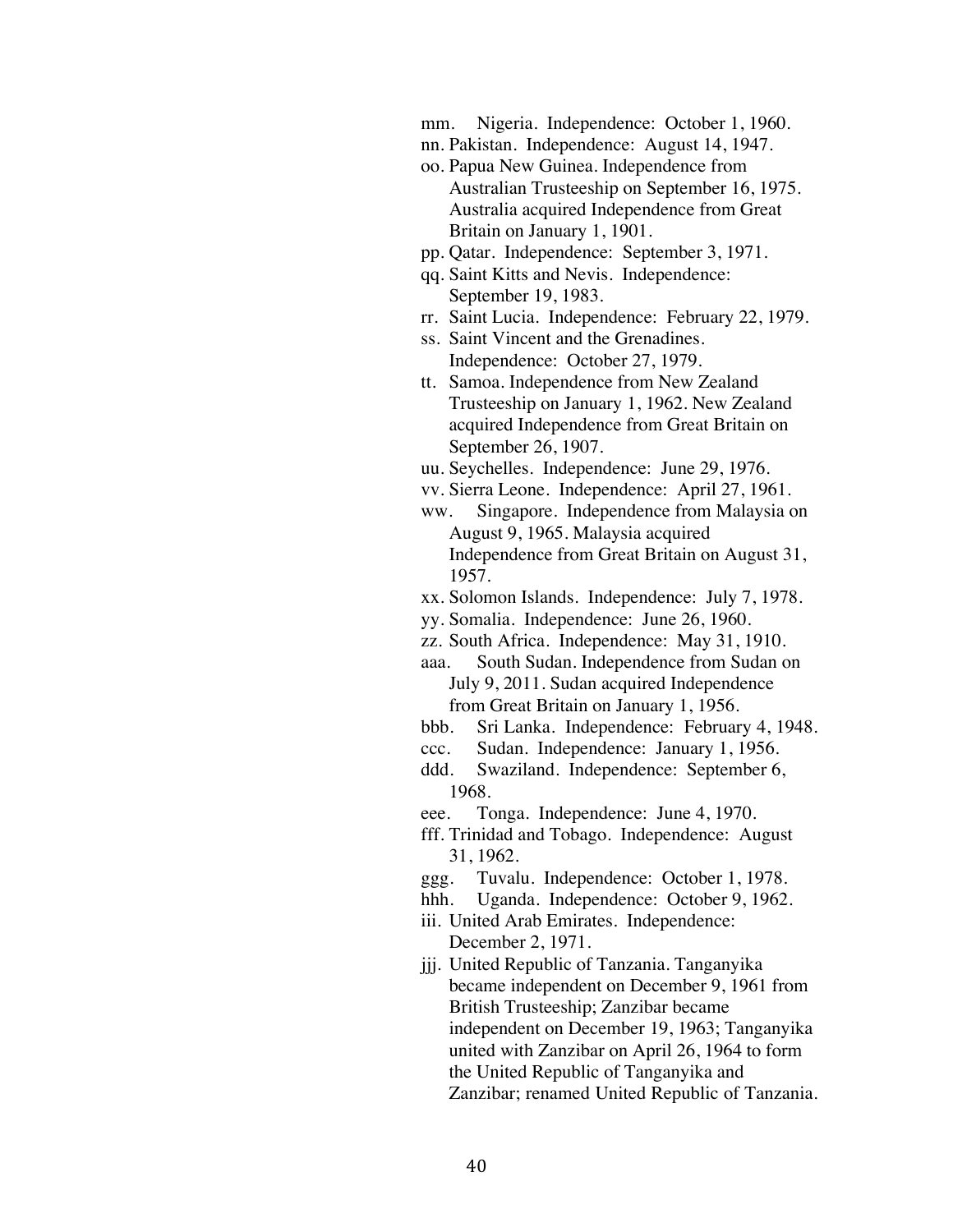mm. Nigeria. Independence: October 1, 1960.

nn. Pakistan. Independence: August 14, 1947.

oo. Papua New Guinea. Independence from Australian Trusteeship on September 16, 1975. Australia acquired Independence from Great Britain on January 1, 1901.

pp. Qatar. Independence: September 3, 1971.

qq. Saint Kitts and Nevis. Independence: September 19, 1983.

rr. Saint Lucia. Independence: February 22, 1979.

ss. Saint Vincent and the Grenadines. Independence: October 27, 1979.

tt. Samoa. Independence from New Zealand Trusteeship on January 1, 1962. New Zealand acquired Independence from Great Britain on September 26, 1907.

uu. Seychelles. Independence: June 29, 1976.

vv. Sierra Leone. Independence: April 27, 1961.

ww. Singapore. Independence from Malaysia on August 9, 1965. Malaysia acquired Independence from Great Britain on August 31, 1957.

xx. Solomon Islands. Independence: July 7, 1978.

yy. Somalia. Independence: June 26, 1960.

zz. South Africa. Independence: May 31, 1910.

aaa. South Sudan. Independence from Sudan on July 9, 2011. Sudan acquired Independence from Great Britain on January 1, 1956.

bbb. Sri Lanka. Independence: February 4, 1948.

ccc. Sudan. Independence: January 1, 1956.

ddd. Swaziland. Independence: September 6, 1968.

eee. Tonga. Independence: June 4, 1970.

fff. Trinidad and Tobago. Independence: August 31, 1962.

ggg. Tuvalu. Independence: October 1, 1978.

hhh. Uganda. Independence: October 9, 1962.

iii. United Arab Emirates. Independence: December 2, 1971.

jjj. United Republic of Tanzania. Tanganyika became independent on December 9, 1961 from British Trusteeship; Zanzibar became independent on December 19, 1963; Tanganyika united with Zanzibar on April 26, 1964 to form the United Republic of Tanganyika and Zanzibar; renamed United Republic of Tanzania.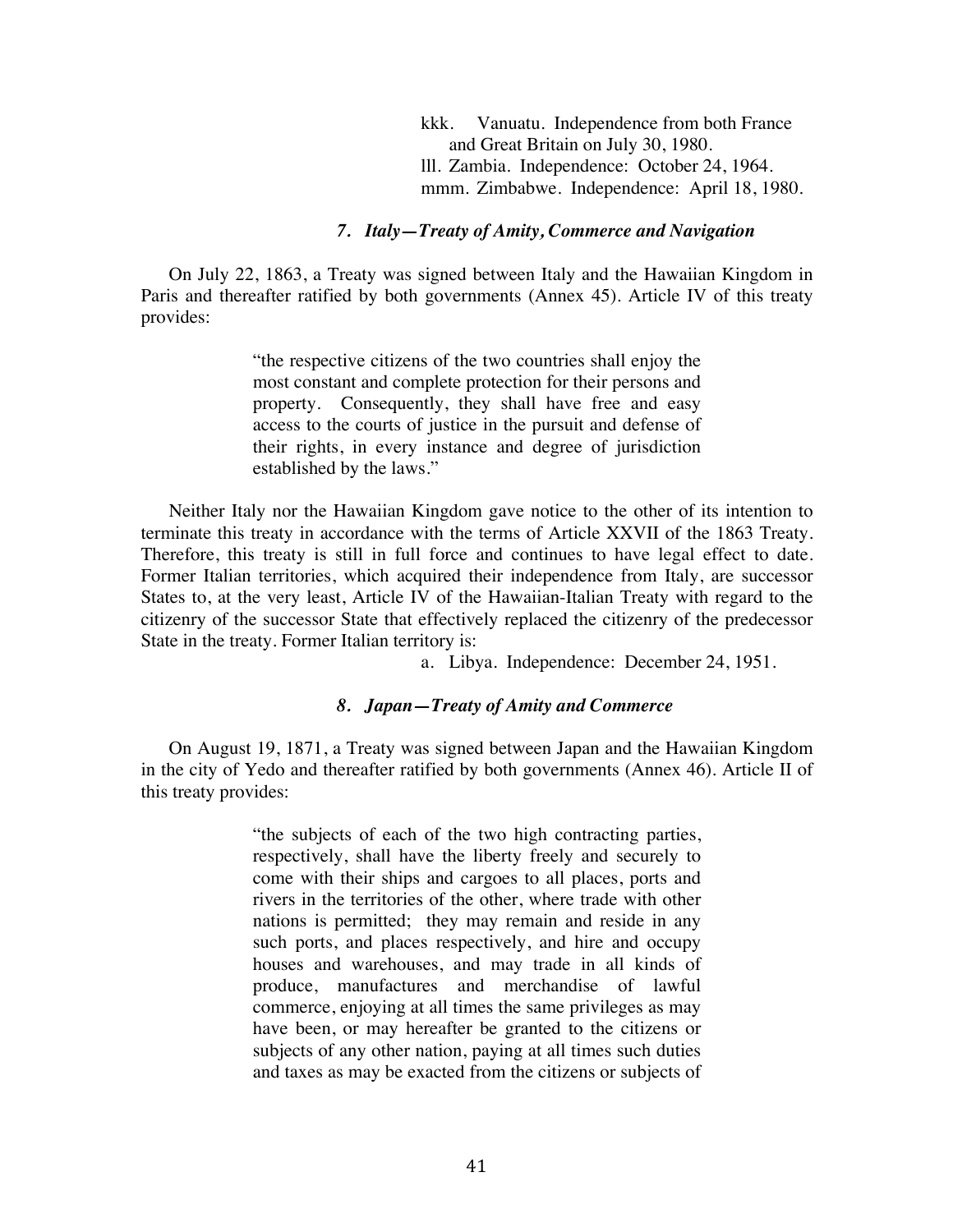kkk. Vanuatu. Independence from both France and Great Britain on July 30, 1980.
lll. Zambia. Independence: October 24, 1964.
mmm. Zimbabwe. Independence: April 18, 1980.

### *7. Italy—Treaty of Amity, Commerce and Navigation*

On July 22, 1863, a Treaty was signed between Italy and the Hawaiian Kingdom in Paris and thereafter ratified by both governments (Annex 45). Article IV of this treaty provides:

> "the respective citizens of the two countries shall enjoy the most constant and complete protection for their persons and property. Consequently, they shall have free and easy access to the courts of justice in the pursuit and defense of their rights, in every instance and degree of jurisdiction established by the laws."

Neither Italy nor the Hawaiian Kingdom gave notice to the other of its intention to terminate this treaty in accordance with the terms of Article XXVII of the 1863 Treaty. Therefore, this treaty is still in full force and continues to have legal effect to date. Former Italian territories, which acquired their independence from Italy, are successor States to, at the very least, Article IV of the Hawaiian-Italian Treaty with regard to the citizenry of the successor State that effectively replaced the citizenry of the predecessor State in the treaty. Former Italian territory is:

a. Libya. Independence: December 24, 1951.

### *8. Japan—Treaty of Amity and Commerce*

On August 19, 1871, a Treaty was signed between Japan and the Hawaiian Kingdom in the city of Yedo and thereafter ratified by both governments (Annex 46). Article II of this treaty provides:

> "the subjects of each of the two high contracting parties, respectively, shall have the liberty freely and securely to come with their ships and cargoes to all places, ports and rivers in the territories of the other, where trade with other nations is permitted; they may remain and reside in any such ports, and places respectively, and hire and occupy houses and warehouses, and may trade in all kinds of produce, manufactures and merchandise of lawful commerce, enjoying at all times the same privileges as may have been, or may hereafter be granted to the citizens or subjects of any other nation, paying at all times such duties and taxes as may be exacted from the citizens or subjects of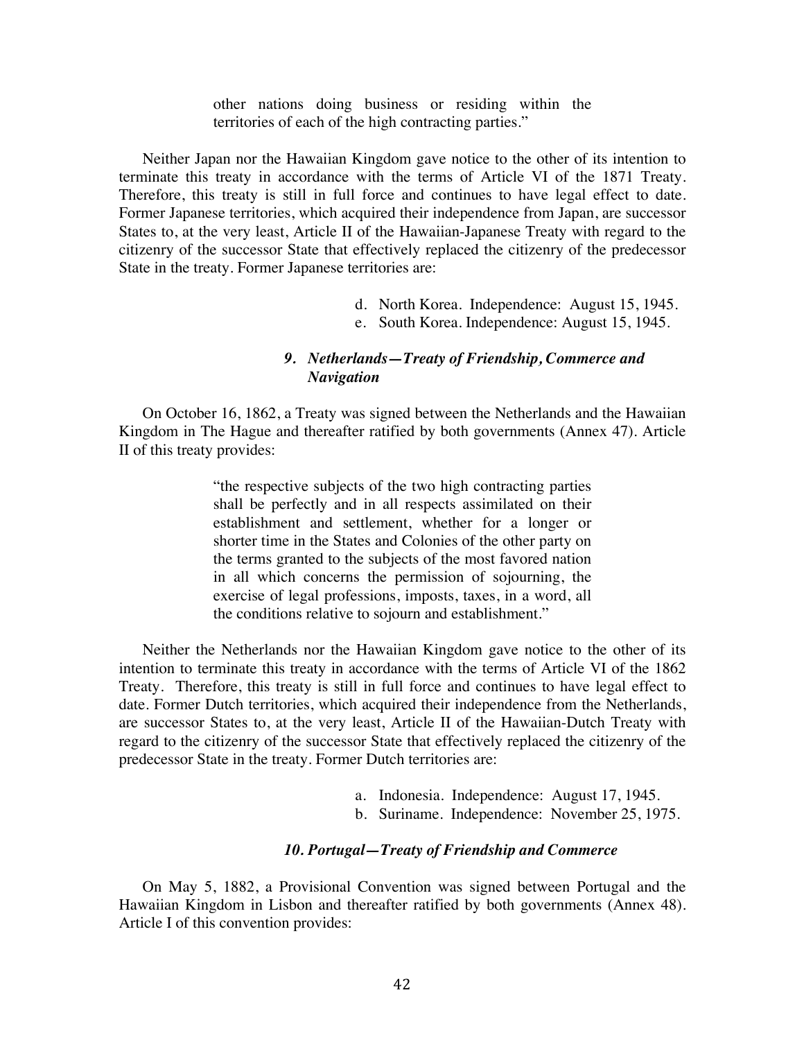> other nations doing business or residing within the territories of each of the high contracting parties."

Neither Japan nor the Hawaiian Kingdom gave notice to the other of its intention to terminate this treaty in accordance with the terms of Article VI of the 1871 Treaty. Therefore, this treaty is still in full force and continues to have legal effect to date. Former Japanese territories, which acquired their independence from Japan, are successor States to, at the very least, Article II of the Hawaiian-Japanese Treaty with regard to the citizenry of the successor State that effectively replaced the citizenry of the predecessor State in the treaty. Former Japanese territories are:

d. North Korea. Independence: August 15, 1945.
e. South Korea. Independence: August 15, 1945.

### *9. Netherlands—Treaty of Friendship, Commerce and Navigation*

On October 16, 1862, a Treaty was signed between the Netherlands and the Hawaiian Kingdom in The Hague and thereafter ratified by both governments (Annex 47). Article II of this treaty provides:

> "the respective subjects of the two high contracting parties shall be perfectly and in all respects assimilated on their establishment and settlement, whether for a longer or shorter time in the States and Colonies of the other party on the terms granted to the subjects of the most favored nation in all which concerns the permission of sojourning, the exercise of legal professions, imposts, taxes, in a word, all the conditions relative to sojourn and establishment."

Neither the Netherlands nor the Hawaiian Kingdom gave notice to the other of its intention to terminate this treaty in accordance with the terms of Article VI of the 1862 Treaty. Therefore, this treaty is still in full force and continues to have legal effect to date. Former Dutch territories, which acquired their independence from the Netherlands, are successor States to, at the very least, Article II of the Hawaiian-Dutch Treaty with regard to the citizenry of the successor State that effectively replaced the citizenry of the predecessor State in the treaty. Former Dutch territories are:

a. Indonesia. Independence: August 17, 1945.
b. Suriname. Independence: November 25, 1975.

### *10. Portugal—Treaty of Friendship and Commerce*

On May 5, 1882, a Provisional Convention was signed between Portugal and the Hawaiian Kingdom in Lisbon and thereafter ratified by both governments (Annex 48). Article I of this convention provides: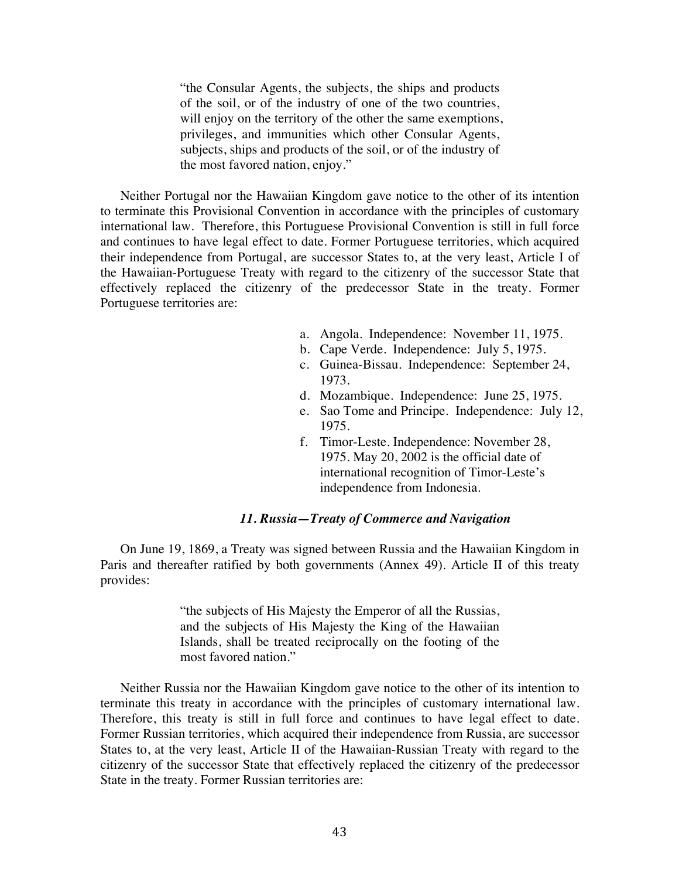> "the Consular Agents, the subjects, the ships and products of the soil, or of the industry of one of the two countries, will enjoy on the territory of the other the same exemptions, privileges, and immunities which other Consular Agents, subjects, ships and products of the soil, or of the industry of the most favored nation, enjoy."

Neither Portugal nor the Hawaiian Kingdom gave notice to the other of its intention to terminate this Provisional Convention in accordance with the principles of customary international law. Therefore, this Portuguese Provisional Convention is still in full force and continues to have legal effect to date. Former Portuguese territories, which acquired their independence from Portugal, are successor States to, at the very least, Article I of the Hawaiian-Portuguese Treaty with regard to the citizenry of the successor State that effectively replaced the citizenry of the predecessor State in the treaty. Former Portuguese territories are:

a. Angola. Independence: November 11, 1975.
b. Cape Verde. Independence: July 5, 1975.
c. Guinea-Bissau. Independence: September 24, 1973.
d. Mozambique. Independence: June 25, 1975.
e. Sao Tome and Principe. Independence: July 12, 1975.
f. Timor-Leste. Independence: November 28, 1975. May 20, 2002 is the official date of international recognition of Timor-Leste's independence from Indonesia.

### *11. Russia—Treaty of Commerce and Navigation*

On June 19, 1869, a Treaty was signed between Russia and the Hawaiian Kingdom in Paris and thereafter ratified by both governments (Annex 49). Article II of this treaty provides:

> "the subjects of His Majesty the Emperor of all the Russias, and the subjects of His Majesty the King of the Hawaiian Islands, shall be treated reciprocally on the footing of the most favored nation."

Neither Russia nor the Hawaiian Kingdom gave notice to the other of its intention to terminate this treaty in accordance with the principles of customary international law. Therefore, this treaty is still in full force and continues to have legal effect to date. Former Russian territories, which acquired their independence from Russia, are successor States to, at the very least, Article II of the Hawaiian-Russian Treaty with regard to the citizenry of the successor State that effectively replaced the citizenry of the predecessor State in the treaty. Former Russian territories are: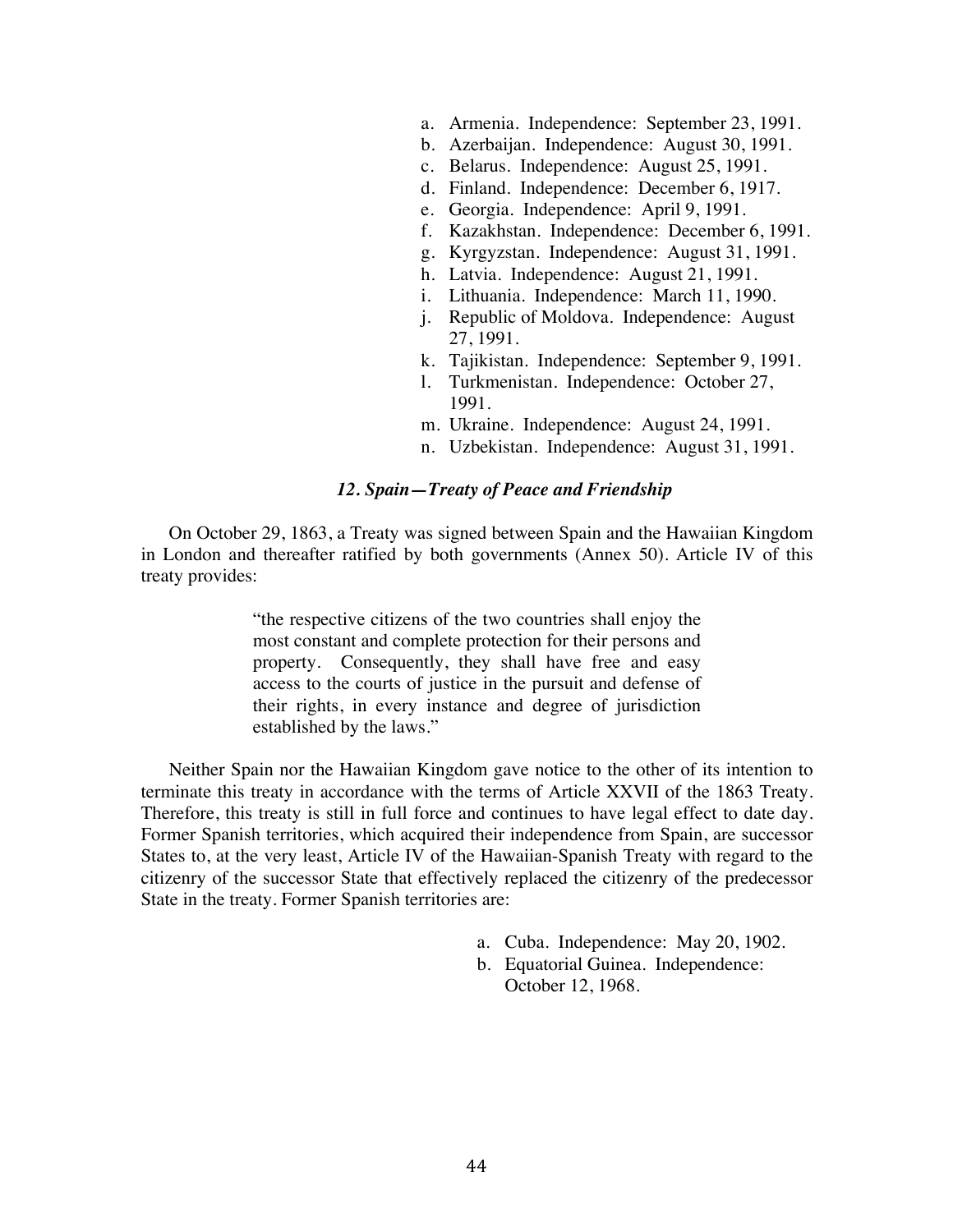a. Armenia. Independence: September 23, 1991.
b. Azerbaijan. Independence: August 30, 1991.
c. Belarus. Independence: August 25, 1991.
d. Finland. Independence: December 6, 1917.
e. Georgia. Independence: April 9, 1991.
f. Kazakhstan. Independence: December 6, 1991.
g. Kyrgyzstan. Independence: August 31, 1991.
h. Latvia. Independence: August 21, 1991.
i. Lithuania. Independence: March 11, 1990.
j. Republic of Moldova. Independence: August 27, 1991.
k. Tajikistan. Independence: September 9, 1991.
l. Turkmenistan. Independence: October 27, 1991.
m. Ukraine. Independence: August 24, 1991.
n. Uzbekistan. Independence: August 31, 1991.

### *12. Spain—Treaty of Peace and Friendship*

On October 29, 1863, a Treaty was signed between Spain and the Hawaiian Kingdom in London and thereafter ratified by both governments (Annex 50). Article IV of this treaty provides:

> "the respective citizens of the two countries shall enjoy the most constant and complete protection for their persons and property. Consequently, they shall have free and easy access to the courts of justice in the pursuit and defense of their rights, in every instance and degree of jurisdiction established by the laws."

Neither Spain nor the Hawaiian Kingdom gave notice to the other of its intention to terminate this treaty in accordance with the terms of Article XXVII of the 1863 Treaty. Therefore, this treaty is still in full force and continues to have legal effect to date day. Former Spanish territories, which acquired their independence from Spain, are successor States to, at the very least, Article IV of the Hawaiian-Spanish Treaty with regard to the citizenry of the successor State that effectively replaced the citizenry of the predecessor State in the treaty. Former Spanish territories are:

a. Cuba. Independence: May 20, 1902.
b. Equatorial Guinea. Independence: October 12, 1968.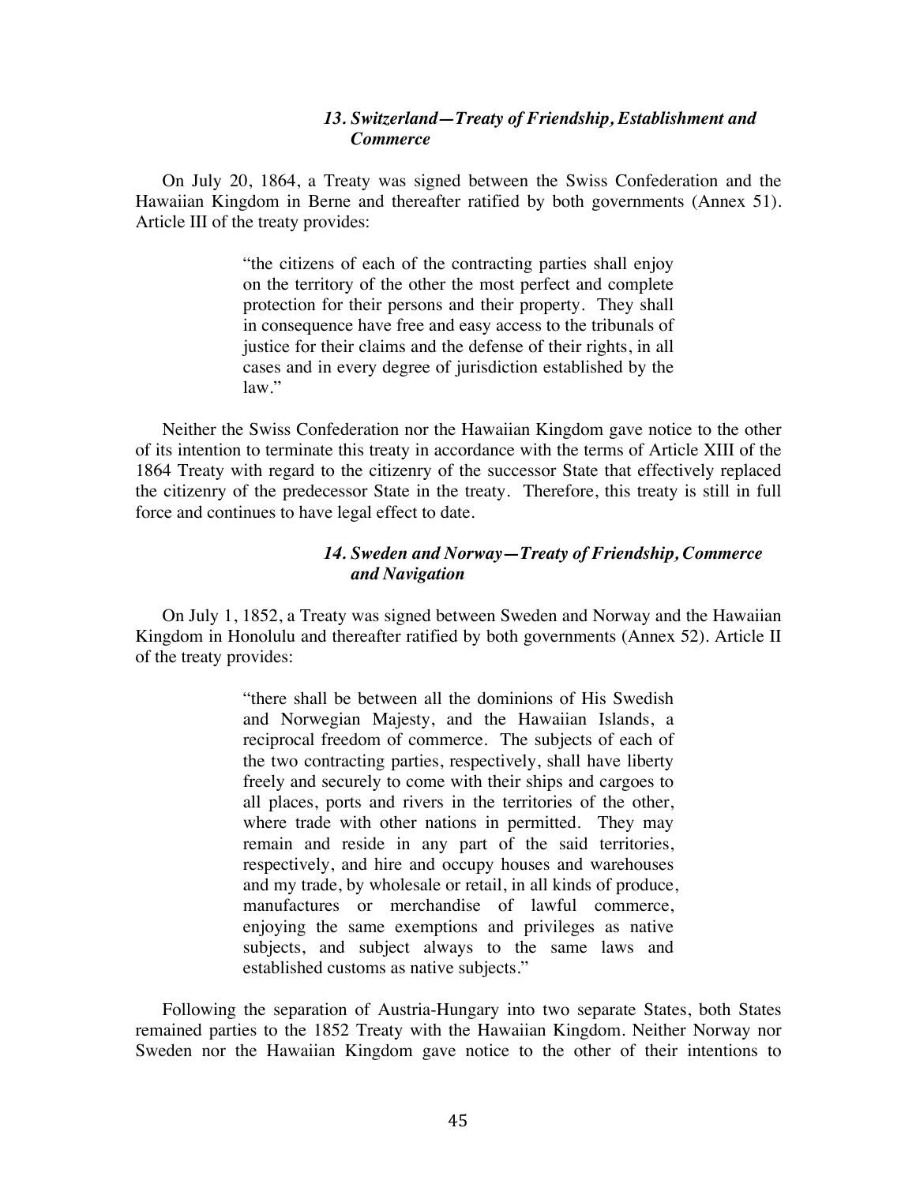### *13. Switzerland—Treaty of Friendship, Establishment and Commerce*

On July 20, 1864, a Treaty was signed between the Swiss Confederation and the Hawaiian Kingdom in Berne and thereafter ratified by both governments (Annex 51). Article III of the treaty provides:

> "the citizens of each of the contracting parties shall enjoy on the territory of the other the most perfect and complete protection for their persons and their property. They shall in consequence have free and easy access to the tribunals of justice for their claims and the defense of their rights, in all cases and in every degree of jurisdiction established by the law."

Neither the Swiss Confederation nor the Hawaiian Kingdom gave notice to the other of its intention to terminate this treaty in accordance with the terms of Article XIII of the 1864 Treaty with regard to the citizenry of the successor State that effectively replaced the citizenry of the predecessor State in the treaty. Therefore, this treaty is still in full force and continues to have legal effect to date.

### *14. Sweden and Norway—Treaty of Friendship, Commerce and Navigation*

On July 1, 1852, a Treaty was signed between Sweden and Norway and the Hawaiian Kingdom in Honolulu and thereafter ratified by both governments (Annex 52). Article II of the treaty provides:

> "there shall be between all the dominions of His Swedish and Norwegian Majesty, and the Hawaiian Islands, a reciprocal freedom of commerce. The subjects of each of the two contracting parties, respectively, shall have liberty freely and securely to come with their ships and cargoes to all places, ports and rivers in the territories of the other, where trade with other nations in permitted. They may remain and reside in any part of the said territories, respectively, and hire and occupy houses and warehouses and my trade, by wholesale or retail, in all kinds of produce, manufactures or merchandise of lawful commerce, enjoying the same exemptions and privileges as native subjects, and subject always to the same laws and established customs as native subjects."

Following the separation of Austria-Hungary into two separate States, both States remained parties to the 1852 Treaty with the Hawaiian Kingdom. Neither Norway nor Sweden nor the Hawaiian Kingdom gave notice to the other of their intentions to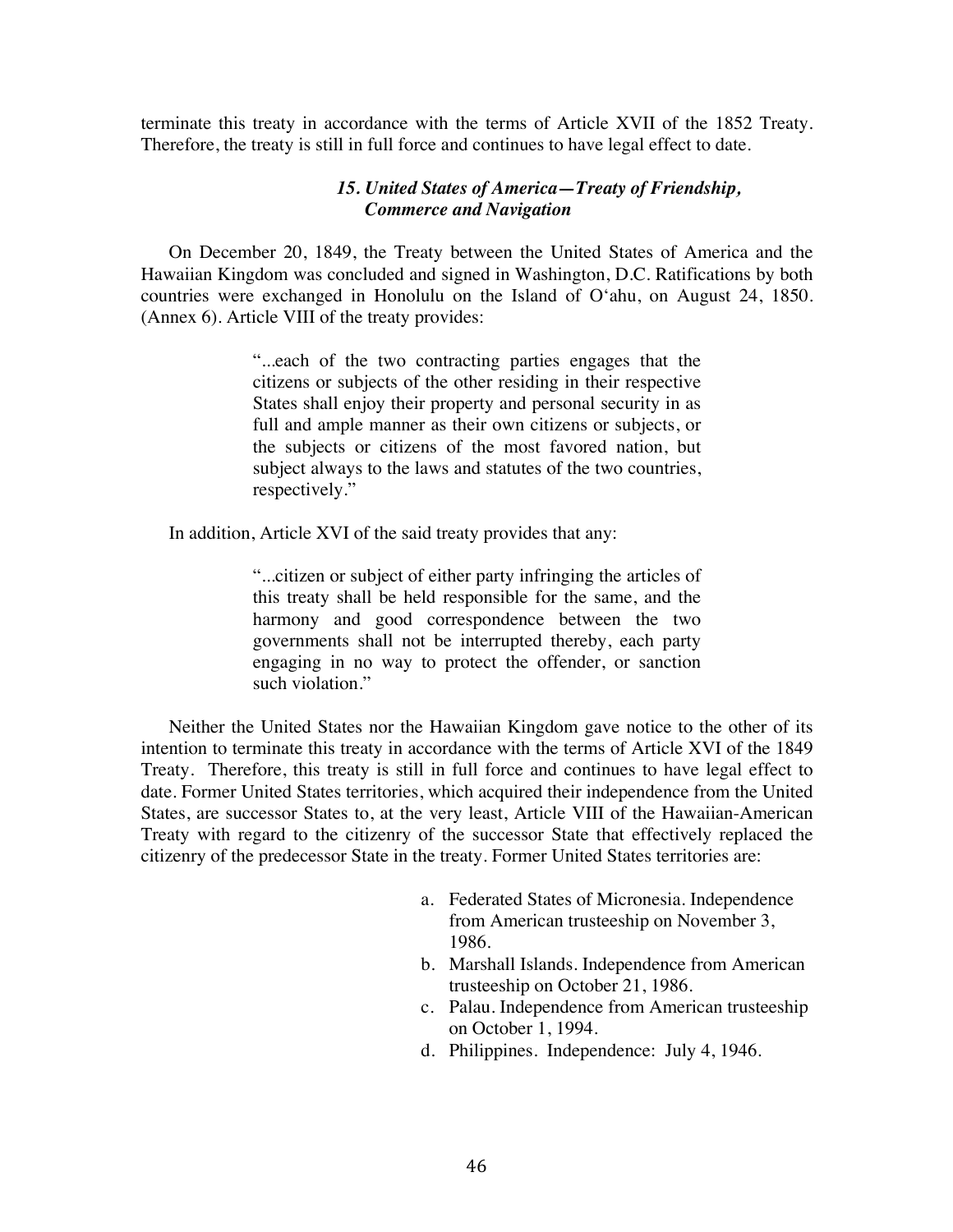terminate this treaty in accordance with the terms of Article XVII of the 1852 Treaty. Therefore, the treaty is still in full force and continues to have legal effect to date.

### *15. United States of America—Treaty of Friendship, Commerce and Navigation*

On December 20, 1849, the Treaty between the United States of America and the Hawaiian Kingdom was concluded and signed in Washington, D.C. Ratifications by both countries were exchanged in Honolulu on the Island of O'ahu, on August 24, 1850. (Annex 6). Article VIII of the treaty provides:

> "...each of the two contracting parties engages that the citizens or subjects of the other residing in their respective States shall enjoy their property and personal security in as full and ample manner as their own citizens or subjects, or the subjects or citizens of the most favored nation, but subject always to the laws and statutes of the two countries, respectively."

In addition, Article XVI of the said treaty provides that any:

> "...citizen or subject of either party infringing the articles of this treaty shall be held responsible for the same, and the harmony and good correspondence between the two governments shall not be interrupted thereby, each party engaging in no way to protect the offender, or sanction such violation."

Neither the United States nor the Hawaiian Kingdom gave notice to the other of its intention to terminate this treaty in accordance with the terms of Article XVI of the 1849 Treaty. Therefore, this treaty is still in full force and continues to have legal effect to date. Former United States territories, which acquired their independence from the United States, are successor States to, at the very least, Article VIII of the Hawaiian-American Treaty with regard to the citizenry of the successor State that effectively replaced the citizenry of the predecessor State in the treaty. Former United States territories are:

a. Federated States of Micronesia. Independence from American trusteeship on November 3, 1986.
b. Marshall Islands. Independence from American trusteeship on October 21, 1986.
c. Palau. Independence from American trusteeship on October 1, 1994.
d. Philippines. Independence: July 4, 1946.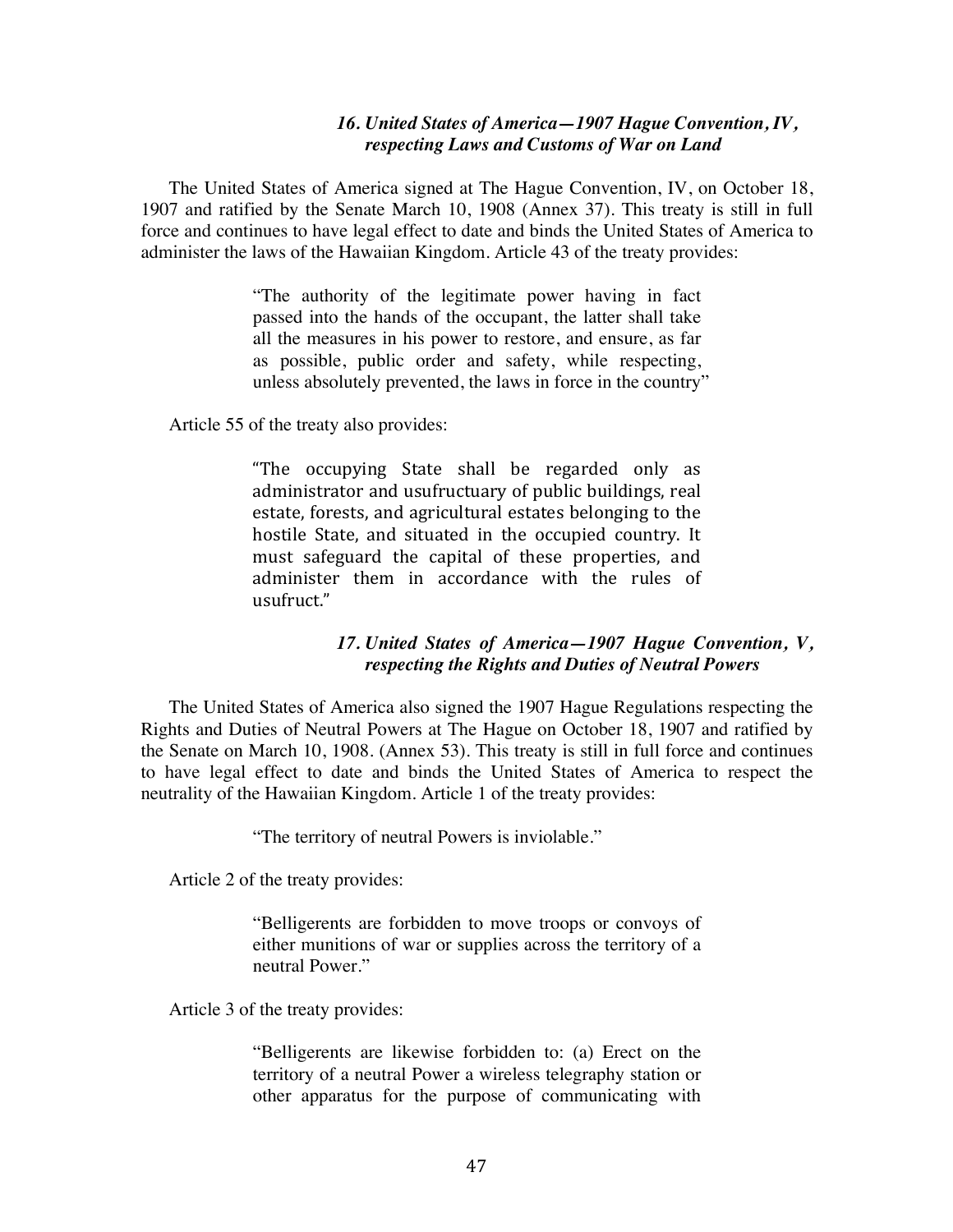### *16. United States of America—1907 Hague Convention, IV, respecting Laws and Customs of War on Land*

The United States of America signed at The Hague Convention, IV, on October 18, 1907 and ratified by the Senate March 10, 1908 (Annex 37). This treaty is still in full force and continues to have legal effect to date and binds the United States of America to administer the laws of the Hawaiian Kingdom. Article 43 of the treaty provides:

> "The authority of the legitimate power having in fact passed into the hands of the occupant, the latter shall take all the measures in his power to restore, and ensure, as far as possible, public order and safety, while respecting, unless absolutely prevented, the laws in force in the country"

Article 55 of the treaty also provides:

> "The occupying State shall be regarded only as administrator and usufructuary of public buildings, real estate, forests, and agricultural estates belonging to the hostile State, and situated in the occupied country. It must safeguard the capital of these properties, and administer them in accordance with the rules of usufruct."

### *17. United States of America—1907 Hague Convention, V, respecting the Rights and Duties of Neutral Powers*

The United States of America also signed the 1907 Hague Regulations respecting the Rights and Duties of Neutral Powers at The Hague on October 18, 1907 and ratified by the Senate on March 10, 1908. (Annex 53). This treaty is still in full force and continues to have legal effect to date and binds the United States of America to respect the neutrality of the Hawaiian Kingdom. Article 1 of the treaty provides:

> "The territory of neutral Powers is inviolable."

Article 2 of the treaty provides:

> "Belligerents are forbidden to move troops or convoys of either munitions of war or supplies across the territory of a neutral Power."

Article 3 of the treaty provides:

> "Belligerents are likewise forbidden to: (a) Erect on the territory of a neutral Power a wireless telegraphy station or other apparatus for the purpose of communicating with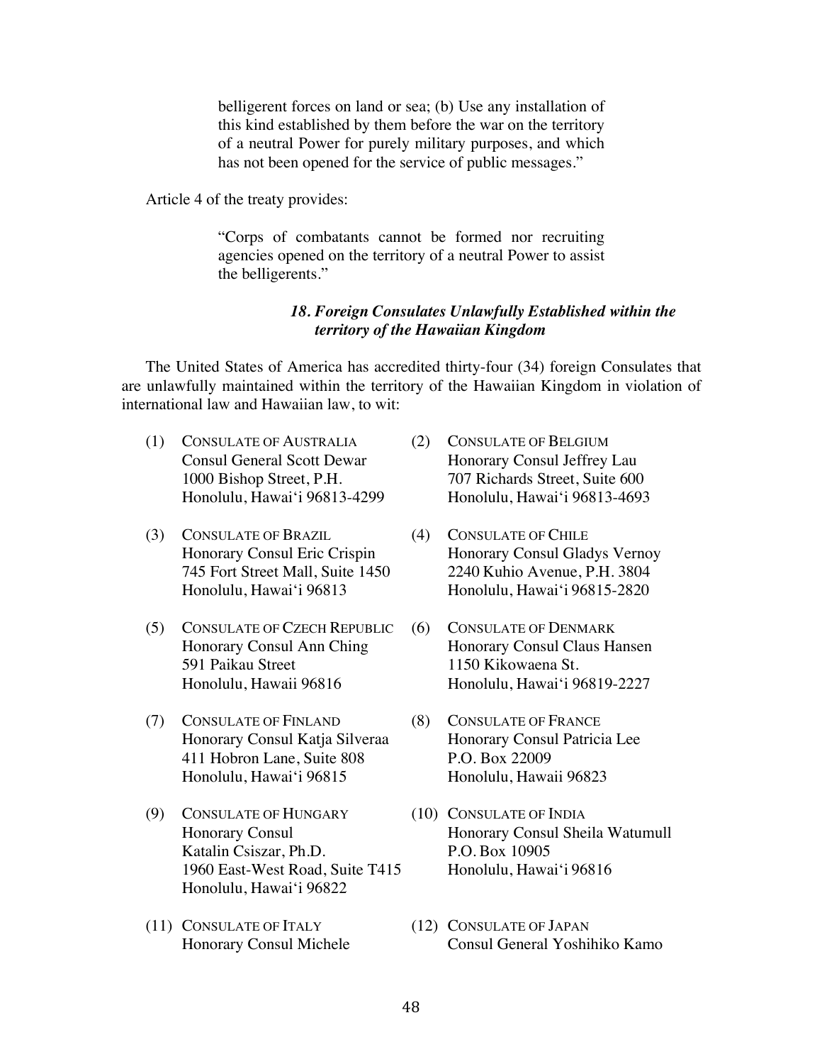belligerent forces on land or sea; (b) Use any installation of this kind established by them before the war on the territory of a neutral Power for purely military purposes, and which has not been opened for the service of public messages."

Article 4 of the treaty provides:

> "Corps of combatants cannot be formed nor recruiting agencies opened on the territory of a neutral Power to assist the belligerents."

### *18. Foreign Consulates Unlawfully Established within the territory of the Hawaiian Kingdom*

The United States of America has accredited thirty-four (34) foreign Consulates that are unlawfully maintained within the territory of the Hawaiian Kingdom in violation of international law and Hawaiian law, to wit:

(1) CONSULATE OF AUSTRALIA
Consul General Scott Dewar
1000 Bishop Street, P.H.
Honolulu, Hawai'i 96813-4299

(2) CONSULATE OF BELGIUM
Honorary Consul Jeffrey Lau
707 Richards Street, Suite 600
Honolulu, Hawai'i 96813-4693

(3) CONSULATE OF BRAZIL
Honorary Consul Eric Crispin
745 Fort Street Mall, Suite 1450
Honolulu, Hawai'i 96813

(4) CONSULATE OF CHILE
Honorary Consul Gladys Vernoy
2240 Kuhio Avenue, P.H. 3804
Honolulu, Hawai'i 96815-2820

(5) CONSULATE OF CZECH REPUBLIC
Honorary Consul Ann Ching
591 Paikau Street
Honolulu, Hawaii 96816

(6) CONSULATE OF DENMARK
Honorary Consul Claus Hansen
1150 Kikowaena St.
Honolulu, Hawai'i 96819-2227

(7) CONSULATE OF FINLAND
Honorary Consul Katja Silveraa
411 Hobron Lane, Suite 808
Honolulu, Hawai'i 96815

(8) CONSULATE OF FRANCE
Honorary Consul Patricia Lee
P.O. Box 22009
Honolulu, Hawaii 96823

(9) CONSULATE OF HUNGARY
Honorary Consul
Katalin Csiszar, Ph.D.
1960 East-West Road, Suite T415
Honolulu, Hawai'i 96822

(10) CONSULATE OF INDIA
Honorary Consul Sheila Watumull
P.O. Box 10905
Honolulu, Hawai'i 96816

(11) CONSULATE OF ITALY
Honorary Consul Michele

(12) CONSULATE OF JAPAN
Consul General Yoshihiko Kamo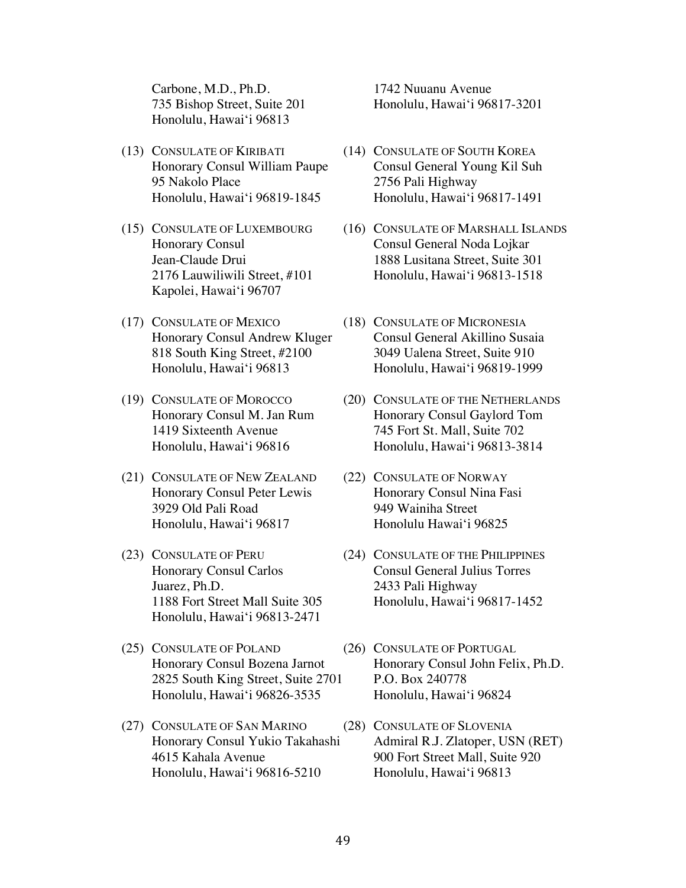Carbone, M.D., Ph.D.
735 Bishop Street, Suite 201
Honolulu, Hawaiʻi 96813

1742 Nuuanu Avenue
Honolulu, Hawaiʻi 96817-3201

(13) CONSULATE OF KIRIBATI
Honorary Consul William Paupe
95 Nakolo Place
Honolulu, Hawaiʻi 96819-1845

(14) CONSULATE OF SOUTH KOREA
Consul General Young Kil Suh
2756 Pali Highway
Honolulu, Hawaiʻi 96817-1491

(15) CONSULATE OF LUXEMBOURG
Honorary Consul
Jean-Claude Drui
2176 Lauwiliwili Street, #101
Kapolei, Hawaiʻi 96707

(16) CONSULATE OF MARSHALL ISLANDS
Consul General Noda Lojkar
1888 Lusitana Street, Suite 301
Honolulu, Hawaiʻi 96813-1518

(17) CONSULATE OF MEXICO
Honorary Consul Andrew Kluger
818 South King Street, #2100
Honolulu, Hawaiʻi 96813

(18) CONSULATE OF MICRONESIA
Consul General Akillino Susaia
3049 Ualena Street, Suite 910
Honolulu, Hawaiʻi 96819-1999

(19) CONSULATE OF MOROCCO
Honorary Consul M. Jan Rum
1419 Sixteenth Avenue
Honolulu, Hawaiʻi 96816

(20) CONSULATE OF THE NETHERLANDS
Honorary Consul Gaylord Tom
745 Fort St. Mall, Suite 702
Honolulu, Hawaiʻi 96813-3814

(21) CONSULATE OF NEW ZEALAND
Honorary Consul Peter Lewis
3929 Old Pali Road
Honolulu, Hawaiʻi 96817

(22) CONSULATE OF NORWAY
Honorary Consul Nina Fasi
949 Wainiha Street
Honolulu Hawaiʻi 96825

(23) CONSULATE OF PERU
Honorary Consul Carlos
Juarez, Ph.D.
1188 Fort Street Mall Suite 305
Honolulu, Hawaiʻi 96813-2471

(24) CONSULATE OF THE PHILIPPINES
Consul General Julius Torres
2433 Pali Highway
Honolulu, Hawaiʻi 96817-1452

(25) CONSULATE OF POLAND
Honorary Consul Bozena Jarnot
2825 South King Street, Suite 2701
Honolulu, Hawaiʻi 96826-3535

(26) CONSULATE OF PORTUGAL
Honorary Consul John Felix, Ph.D.
P.O. Box 240778
Honolulu, Hawaiʻi 96824

(27) CONSULATE OF SAN MARINO
Honorary Consul Yukio Takahashi
4615 Kahala Avenue
Honolulu, Hawaiʻi 96816-5210

(28) CONSULATE OF SLOVENIA
Admiral R.J. Zlatoper, USN (RET)
900 Fort Street Mall, Suite 920
Honolulu, Hawaiʻi 96813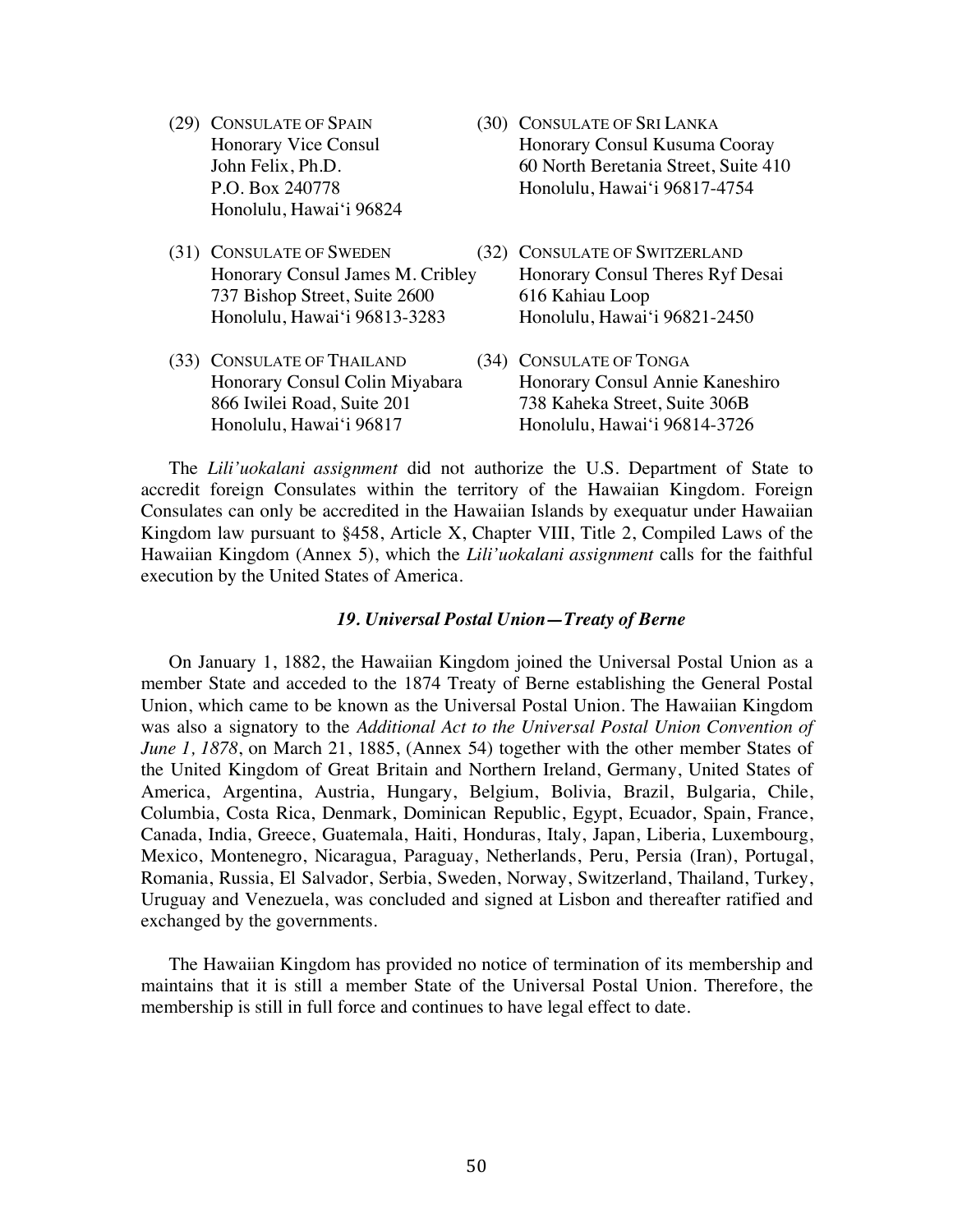(29) CONSULATE OF SPAIN
Honorary Vice Consul
John Felix, Ph.D.
P.O. Box 240778
Honolulu, Hawai'i 96824

(30) CONSULATE OF SRI LANKA
Honorary Consul Kusuma Cooray
60 North Beretania Street, Suite 410
Honolulu, Hawai'i 96817-4754

(31) CONSULATE OF SWEDEN
Honorary Consul James M. Cribley
737 Bishop Street, Suite 2600
Honolulu, Hawai'i 96813-3283

(32) CONSULATE OF SWITZERLAND
Honorary Consul Theres Ryf Desai
616 Kahiau Loop
Honolulu, Hawai'i 96821-2450

(33) CONSULATE OF THAILAND
Honorary Consul Colin Miyabara
866 Iwilei Road, Suite 201
Honolulu, Hawai'i 96817

(34) CONSULATE OF TONGA
Honorary Consul Annie Kaneshiro
738 Kaheka Street, Suite 306B
Honolulu, Hawai'i 96814-3726

The *Lili'uokalani assignment* did not authorize the U.S. Department of State to accredit foreign Consulates within the territory of the Hawaiian Kingdom. Foreign Consulates can only be accredited in the Hawaiian Islands by exequatur under Hawaiian Kingdom law pursuant to §458, Article X, Chapter VIII, Title 2, Compiled Laws of the Hawaiian Kingdom (Annex 5), which the *Lili'uokalani assignment* calls for the faithful execution by the United States of America.

### *19. Universal Postal Union—Treaty of Berne*

On January 1, 1882, the Hawaiian Kingdom joined the Universal Postal Union as a member State and acceded to the 1874 Treaty of Berne establishing the General Postal Union, which came to be known as the Universal Postal Union. The Hawaiian Kingdom was also a signatory to the *Additional Act to the Universal Postal Union Convention of June 1, 1878*, on March 21, 1885, (Annex 54) together with the other member States of the United Kingdom of Great Britain and Northern Ireland, Germany, United States of America, Argentina, Austria, Hungary, Belgium, Bolivia, Brazil, Bulgaria, Chile, Columbia, Costa Rica, Denmark, Dominican Republic, Egypt, Ecuador, Spain, France, Canada, India, Greece, Guatemala, Haiti, Honduras, Italy, Japan, Liberia, Luxembourg, Mexico, Montenegro, Nicaragua, Paraguay, Netherlands, Peru, Persia (Iran), Portugal, Romania, Russia, El Salvador, Serbia, Sweden, Norway, Switzerland, Thailand, Turkey, Uruguay and Venezuela, was concluded and signed at Lisbon and thereafter ratified and exchanged by the governments.

The Hawaiian Kingdom has provided no notice of termination of its membership and maintains that it is still a member State of the Universal Postal Union. Therefore, the membership is still in full force and continues to have legal effect to date.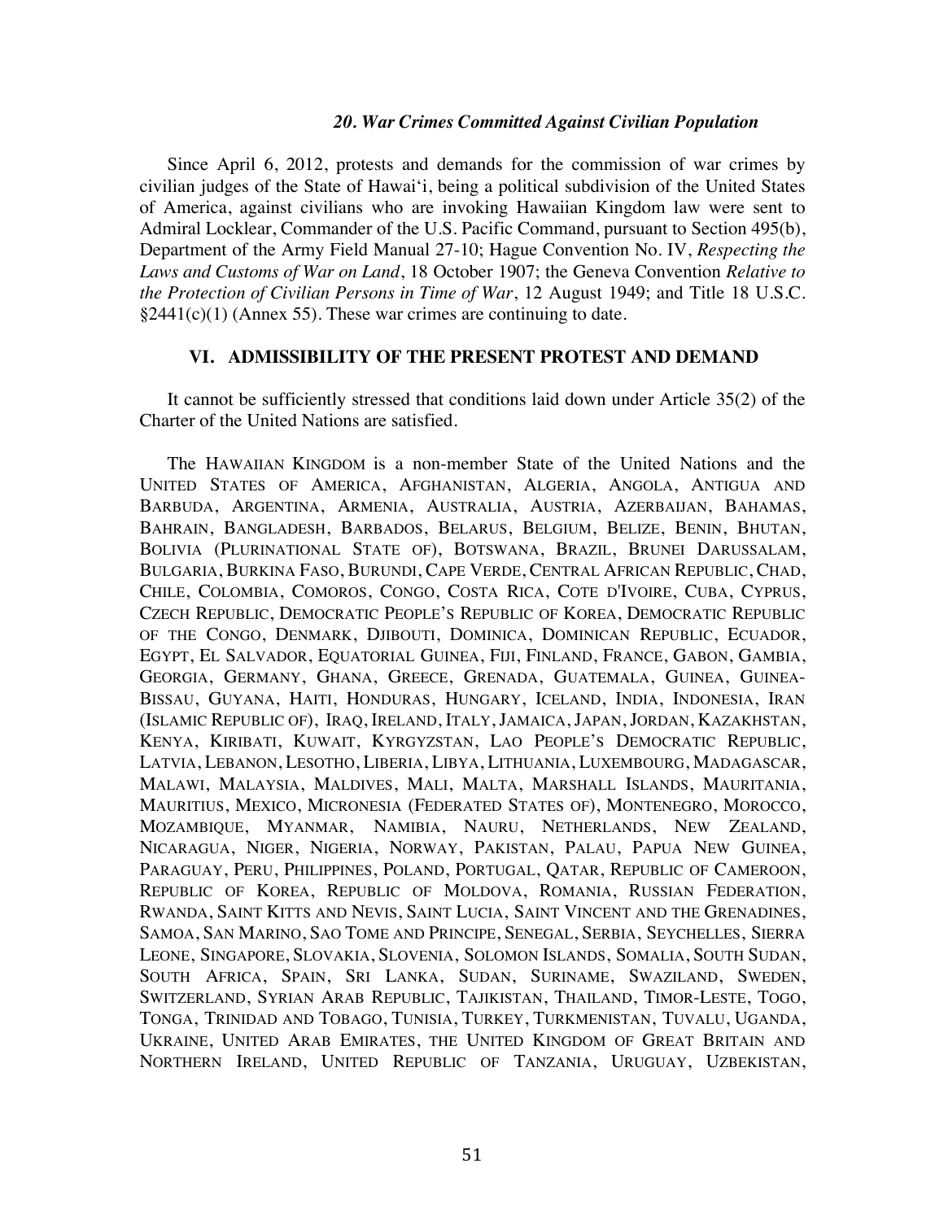### *20. War Crimes Committed Against Civilian Population*

Since April 6, 2012, protests and demands for the commission of war crimes by civilian judges of the State of Hawai'i, being a political subdivision of the United States of America, against civilians who are invoking Hawaiian Kingdom law were sent to Admiral Locklear, Commander of the U.S. Pacific Command, pursuant to Section 495(b), Department of the Army Field Manual 27-10; Hague Convention No. IV, *Respecting the Laws and Customs of War on Land*, 18 October 1907; the Geneva Convention *Relative to the Protection of Civilian Persons in Time of War*, 12 August 1949; and Title 18 U.S.C. §2441(c)(1) (Annex 55). These war crimes are continuing to date.

## VI. ADMISSIBILITY OF THE PRESENT PROTEST AND DEMAND

It cannot be sufficiently stressed that conditions laid down under Article 35(2) of the Charter of the United Nations are satisfied.

The HAWAIIAN KINGDOM is a non-member State of the United Nations and the UNITED STATES OF AMERICA, AFGHANISTAN, ALGERIA, ANGOLA, ANTIGUA AND BARBUDA, ARGENTINA, ARMENIA, AUSTRALIA, AUSTRIA, AZERBAIJAN, BAHAMAS, BAHRAIN, BANGLADESH, BARBADOS, BELARUS, BELGIUM, BELIZE, BENIN, BHUTAN, BOLIVIA (PLURINATIONAL STATE OF), BOTSWANA, BRAZIL, BRUNEI DARUSSALAM, BULGARIA, BURKINA FASO, BURUNDI, CAPE VERDE, CENTRAL AFRICAN REPUBLIC, CHAD, CHILE, COLOMBIA, COMOROS, CONGO, COSTA RICA, COTE D'IVOIRE, CUBA, CYPRUS, CZECH REPUBLIC, DEMOCRATIC PEOPLE'S REPUBLIC OF KOREA, DEMOCRATIC REPUBLIC OF THE CONGO, DENMARK, DJIBOUTI, DOMINICA, DOMINICAN REPUBLIC, ECUADOR, EGYPT, EL SALVADOR, EQUATORIAL GUINEA, FIJI, FINLAND, FRANCE, GABON, GAMBIA, GEORGIA, GERMANY, GHANA, GREECE, GRENADA, GUATEMALA, GUINEA, GUINEA-BISSAU, GUYANA, HAITI, HONDURAS, HUNGARY, ICELAND, INDIA, INDONESIA, IRAN (ISLAMIC REPUBLIC OF), IRAQ, IRELAND, ITALY, JAMAICA, JAPAN, JORDAN, KAZAKHSTAN, KENYA, KIRIBATI, KUWAIT, KYRGYZSTAN, LAO PEOPLE'S DEMOCRATIC REPUBLIC, LATVIA, LEBANON, LESOTHO, LIBERIA, LIBYA, LITHUANIA, LUXEMBOURG, MADAGASCAR, MALAWI, MALAYSIA, MALDIVES, MALI, MALTA, MARSHALL ISLANDS, MAURITANIA, MAURITIUS, MEXICO, MICRONESIA (FEDERATED STATES OF), MONTENEGRO, MOROCCO, MOZAMBIQUE, MYANMAR, NAMIBIA, NAURU, NETHERLANDS, NEW ZEALAND, NICARAGUA, NIGER, NIGERIA, NORWAY, PAKISTAN, PALAU, PAPUA NEW GUINEA, PARAGUAY, PERU, PHILIPPINES, POLAND, PORTUGAL, QATAR, REPUBLIC OF CAMEROON, REPUBLIC OF KOREA, REPUBLIC OF MOLDOVA, ROMANIA, RUSSIAN FEDERATION, RWANDA, SAINT KITTS AND NEVIS, SAINT LUCIA, SAINT VINCENT AND THE GRENADINES, SAMOA, SAN MARINO, SAO TOME AND PRINCIPE, SENEGAL, SERBIA, SEYCHELLES, SIERRA LEONE, SINGAPORE, SLOVAKIA, SLOVENIA, SOLOMON ISLANDS, SOMALIA, SOUTH SUDAN, SOUTH AFRICA, SPAIN, SRI LANKA, SUDAN, SURINAME, SWAZILAND, SWEDEN, SWITZERLAND, SYRIAN ARAB REPUBLIC, TAJIKISTAN, THAILAND, TIMOR-LESTE, TOGO, TONGA, TRINIDAD AND TOBAGO, TUNISIA, TURKEY, TURKMENISTAN, TUVALU, UGANDA, UKRAINE, UNITED ARAB EMIRATES, THE UNITED KINGDOM OF GREAT BRITAIN AND NORTHERN IRELAND, UNITED REPUBLIC OF TANZANIA, URUGUAY, UZBEKISTAN,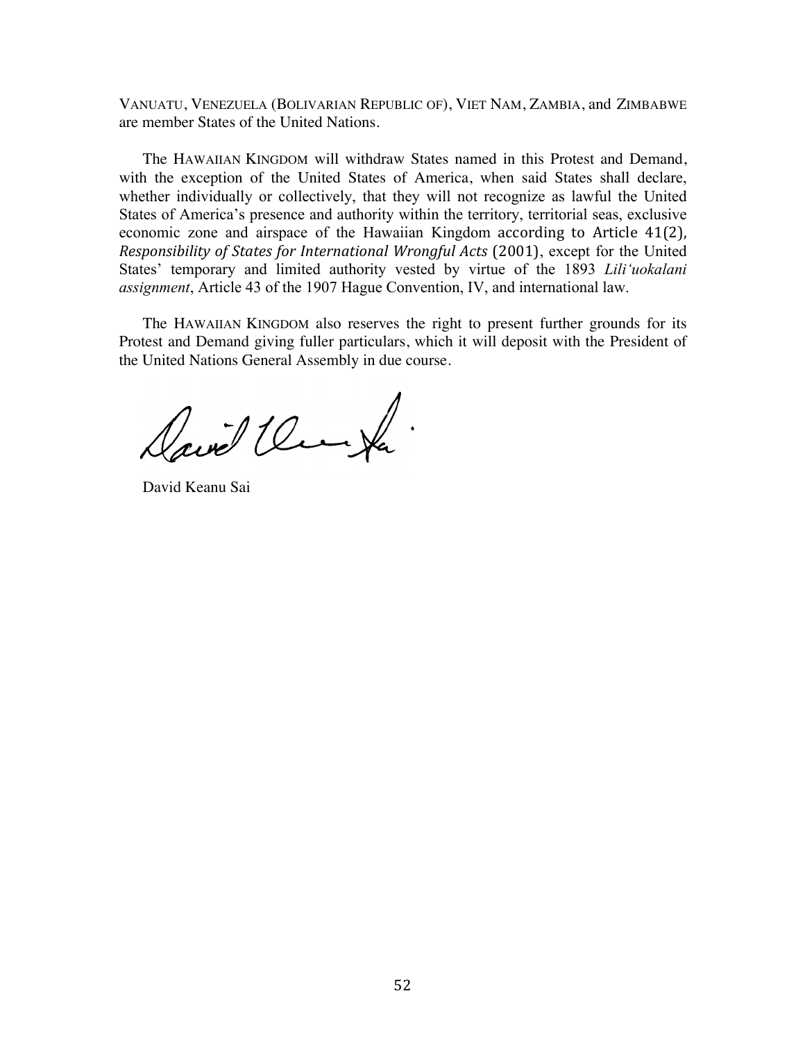VANUATU, VENEZUELA (BOLIVARIAN REPUBLIC OF), VIET NAM, ZAMBIA, and ZIMBABWE are member States of the United Nations.

The HAWAIIAN KINGDOM will withdraw States named in this Protest and Demand, with the exception of the United States of America, when said States shall declare, whether individually or collectively, that they will not recognize as lawful the United States of America's presence and authority within the territory, territorial seas, exclusive economic zone and airspace of the Hawaiian Kingdom according to Article 41(2), *Responsibility of States for International Wrongful Acts* (2001), except for the United States' temporary and limited authority vested by virtue of the 1893 *Lili'uokalani assignment*, Article 43 of the 1907 Hague Convention, IV, and international law.

The HAWAIIAN KINGDOM also reserves the right to present further grounds for its Protest and Demand giving fuller particulars, which it will deposit with the President of the United Nations General Assembly in due course.

David Keanu Sai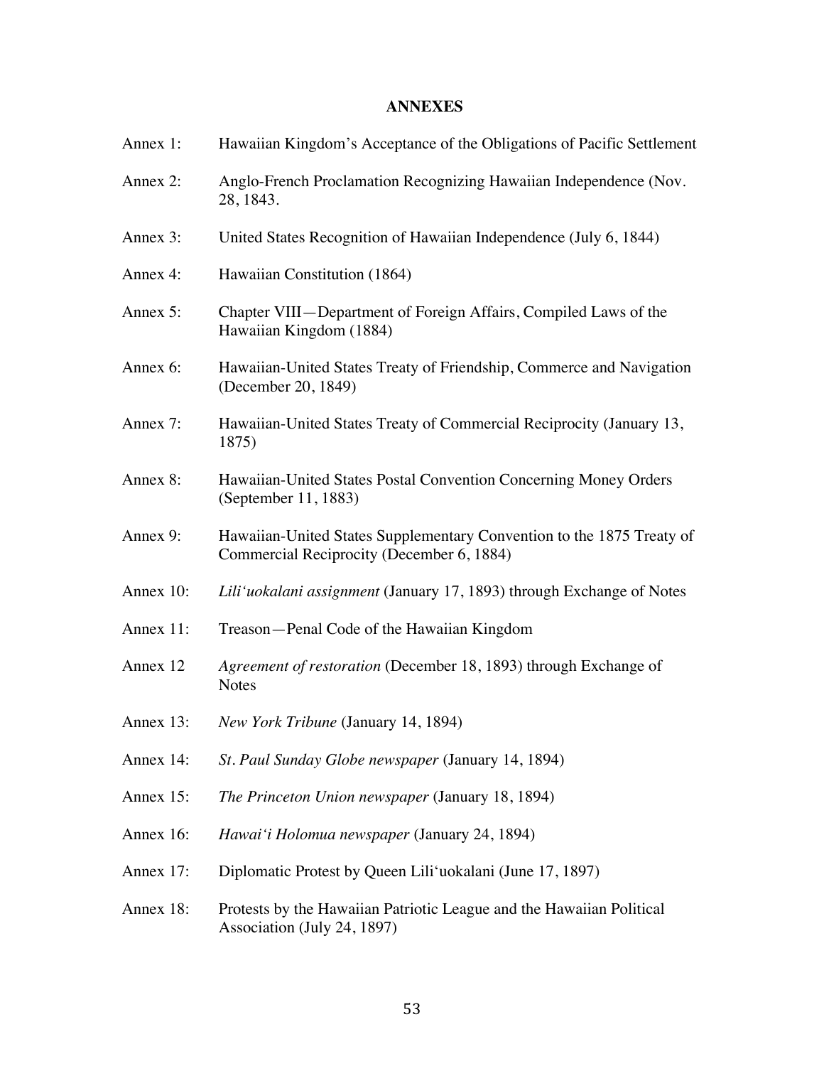## ANNEXES

Annex 1: Hawaiian Kingdom's Acceptance of the Obligations of Pacific Settlement

Annex 2: Anglo-French Proclamation Recognizing Hawaiian Independence (Nov. 28, 1843.

Annex 3: United States Recognition of Hawaiian Independence (July 6, 1844)

Annex 4: Hawaiian Constitution (1864)

Annex 5: Chapter VIII—Department of Foreign Affairs, Compiled Laws of the Hawaiian Kingdom (1884)

Annex 6: Hawaiian-United States Treaty of Friendship, Commerce and Navigation (December 20, 1849)

Annex 7: Hawaiian-United States Treaty of Commercial Reciprocity (January 13, 1875)

Annex 8: Hawaiian-United States Postal Convention Concerning Money Orders (September 11, 1883)

Annex 9: Hawaiian-United States Supplementary Convention to the 1875 Treaty of Commercial Reciprocity (December 6, 1884)

Annex 10: *Lili'uokalani assignment* (January 17, 1893) through Exchange of Notes

Annex 11: Treason—Penal Code of the Hawaiian Kingdom

Annex 12 *Agreement of restoration* (December 18, 1893) through Exchange of Notes

Annex 13: *New York Tribune* (January 14, 1894)

Annex 14: *St. Paul Sunday Globe newspaper* (January 14, 1894)

Annex 15: *The Princeton Union newspaper* (January 18, 1894)

Annex 16: *Hawai'i Holomua newspaper* (January 24, 1894)

Annex 17: Diplomatic Protest by Queen Lili'uokalani (June 17, 1897)

Annex 18: Protests by the Hawaiian Patriotic League and the Hawaiian Political Association (July 24, 1897)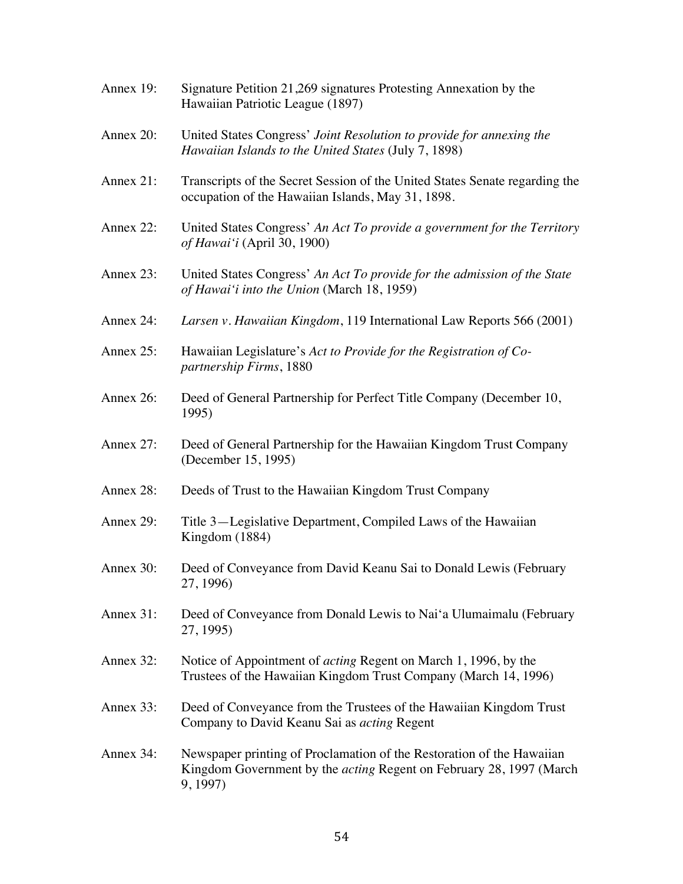Annex 19: Signature Petition 21,269 signatures Protesting Annexation by the Hawaiian Patriotic League (1897)

Annex 20: United States Congress' *Joint Resolution to provide for annexing the Hawaiian Islands to the United States* (July 7, 1898)

Annex 21: Transcripts of the Secret Session of the United States Senate regarding the occupation of the Hawaiian Islands, May 31, 1898.

Annex 22: United States Congress' *An Act To provide a government for the Territory of Hawai'i* (April 30, 1900)

Annex 23: United States Congress' *An Act To provide for the admission of the State of Hawai'i into the Union* (March 18, 1959)

Annex 24: *Larsen v. Hawaiian Kingdom*, 119 International Law Reports 566 (2001)

Annex 25: Hawaiian Legislature's *Act to Provide for the Registration of Co-partnership Firms*, 1880

Annex 26: Deed of General Partnership for Perfect Title Company (December 10, 1995)

Annex 27: Deed of General Partnership for the Hawaiian Kingdom Trust Company (December 15, 1995)

Annex 28: Deeds of Trust to the Hawaiian Kingdom Trust Company

Annex 29: Title 3—Legislative Department, Compiled Laws of the Hawaiian Kingdom (1884)

Annex 30: Deed of Conveyance from David Keanu Sai to Donald Lewis (February 27, 1996)

Annex 31: Deed of Conveyance from Donald Lewis to Nai'a Ulumaimalu (February 27, 1995)

Annex 32: Notice of Appointment of *acting* Regent on March 1, 1996, by the Trustees of the Hawaiian Kingdom Trust Company (March 14, 1996)

Annex 33: Deed of Conveyance from the Trustees of the Hawaiian Kingdom Trust Company to David Keanu Sai as *acting* Regent

Annex 34: Newspaper printing of Proclamation of the Restoration of the Hawaiian Kingdom Government by the *acting* Regent on February 28, 1997 (March 9, 1997)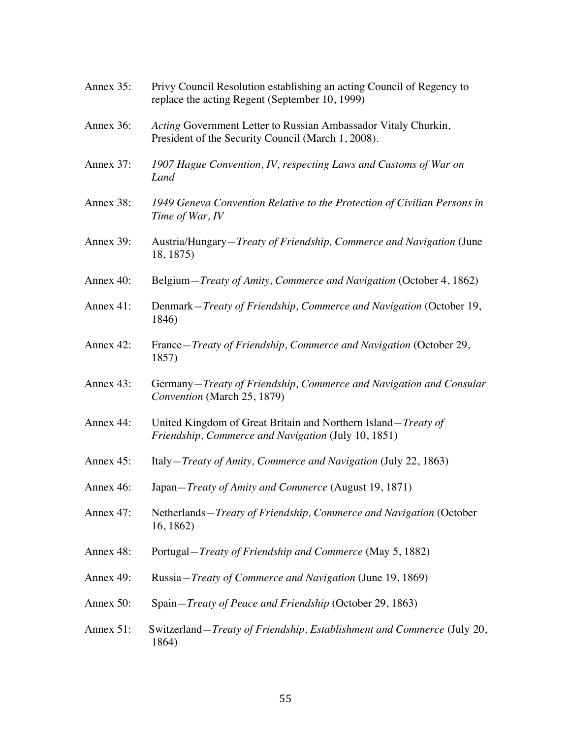Annex 35: Privy Council Resolution establishing an acting Council of Regency to replace the acting Regent (September 10, 1999)

Annex 36: *Acting* Government Letter to Russian Ambassador Vitaly Churkin, President of the Security Council (March 1, 2008).

Annex 37: *1907 Hague Convention, IV, respecting Laws and Customs of War on Land*

Annex 38: *1949 Geneva Convention Relative to the Protection of Civilian Persons in Time of War, IV*

Annex 39: Austria/Hungary—*Treaty of Friendship, Commerce and Navigation* (June 18, 1875)

Annex 40: Belgium—*Treaty of Amity, Commerce and Navigation* (October 4, 1862)

Annex 41: Denmark—*Treaty of Friendship, Commerce and Navigation* (October 19, 1846)

Annex 42: France—*Treaty of Friendship, Commerce and Navigation* (October 29, 1857)

Annex 43: Germany—*Treaty of Friendship, Commerce and Navigation and Consular Convention* (March 25, 1879)

Annex 44: United Kingdom of Great Britain and Northern Island—*Treaty of Friendship, Commerce and Navigation* (July 10, 1851)

Annex 45: Italy—*Treaty of Amity, Commerce and Navigation* (July 22, 1863)

Annex 46: Japan—*Treaty of Amity and Commerce* (August 19, 1871)

Annex 47: Netherlands—*Treaty of Friendship, Commerce and Navigation* (October 16, 1862)

Annex 48: Portugal—*Treaty of Friendship and Commerce* (May 5, 1882)

Annex 49: Russia—*Treaty of Commerce and Navigation* (June 19, 1869)

Annex 50: Spain—*Treaty of Peace and Friendship* (October 29, 1863)

Annex 51: Switzerland—*Treaty of Friendship, Establishment and Commerce* (July 20, 1864)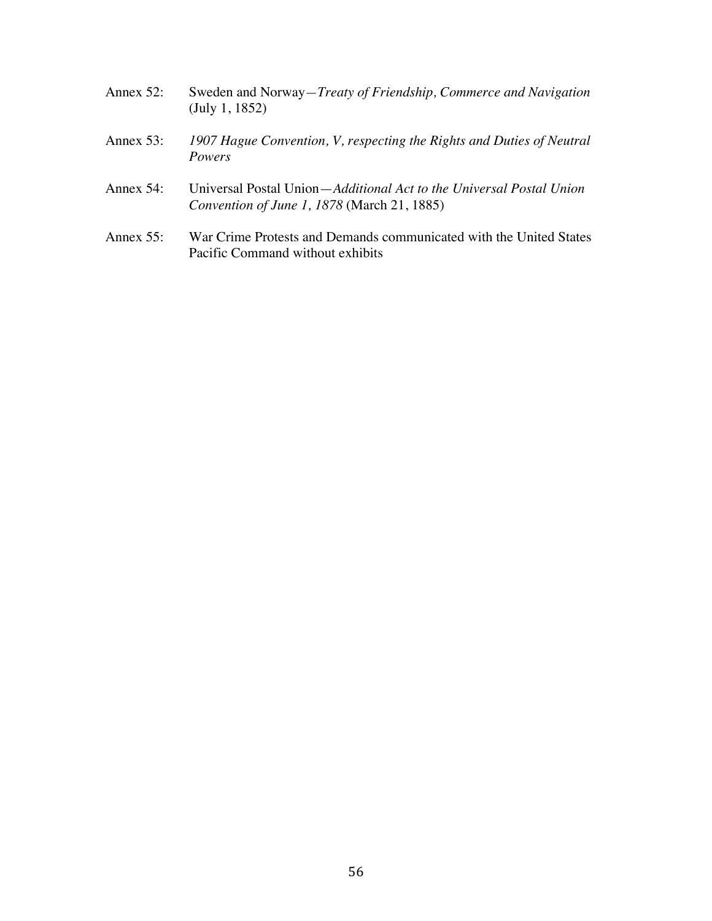Annex 52: Sweden and Norway—*Treaty of Friendship, Commerce and Navigation* (July 1, 1852)

Annex 53: *1907 Hague Convention, V, respecting the Rights and Duties of Neutral Powers*

Annex 54: Universal Postal Union—*Additional Act to the Universal Postal Union Convention of June 1, 1878* (March 21, 1885)

Annex 55: War Crime Protests and Demands communicated with the United States Pacific Command without exhibits